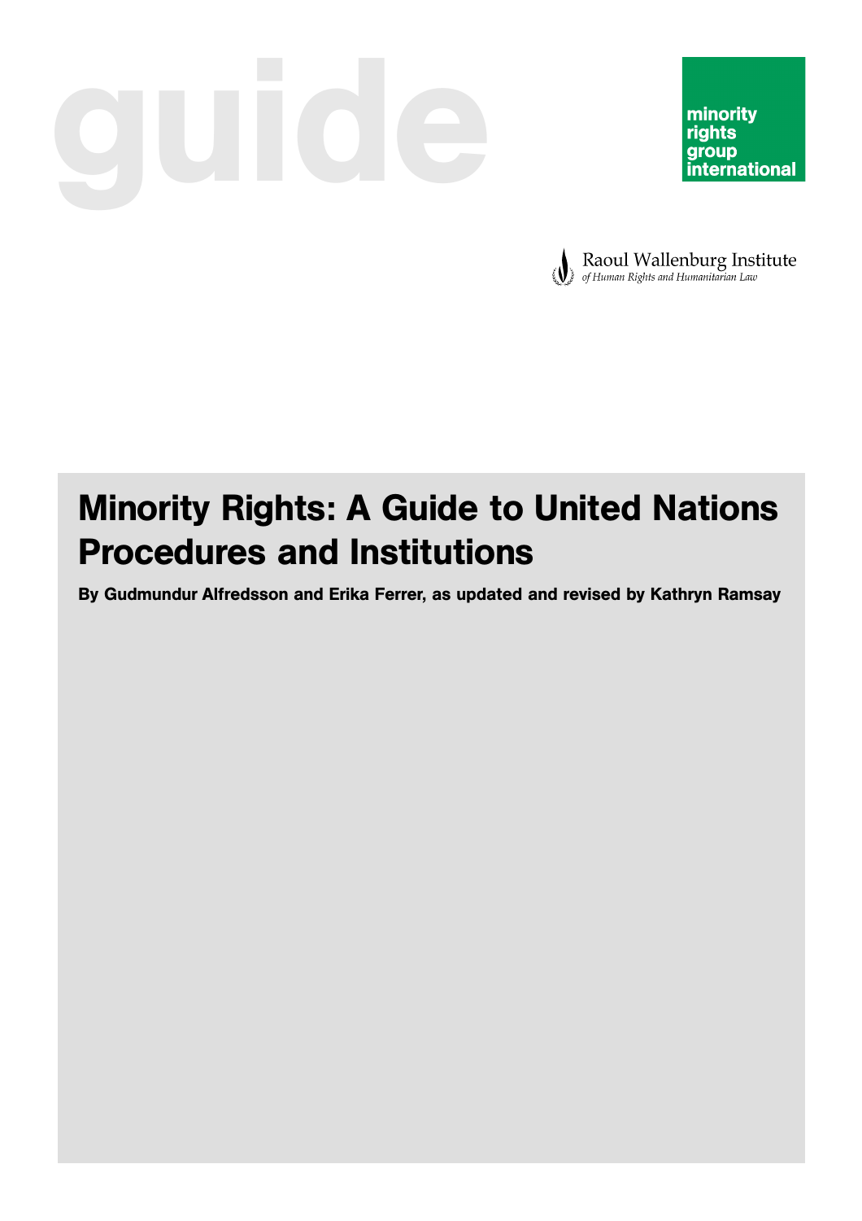guide

minority rights group international

Raoul Wallenburg Institute
*of Human Rights and Humanitarian Law*

# Minority Rights: A Guide to United Nations Procedures and Institutions

**By Gudmundur Alfredsson and Erika Ferrer, as updated and revised by Kathryn Ramsay**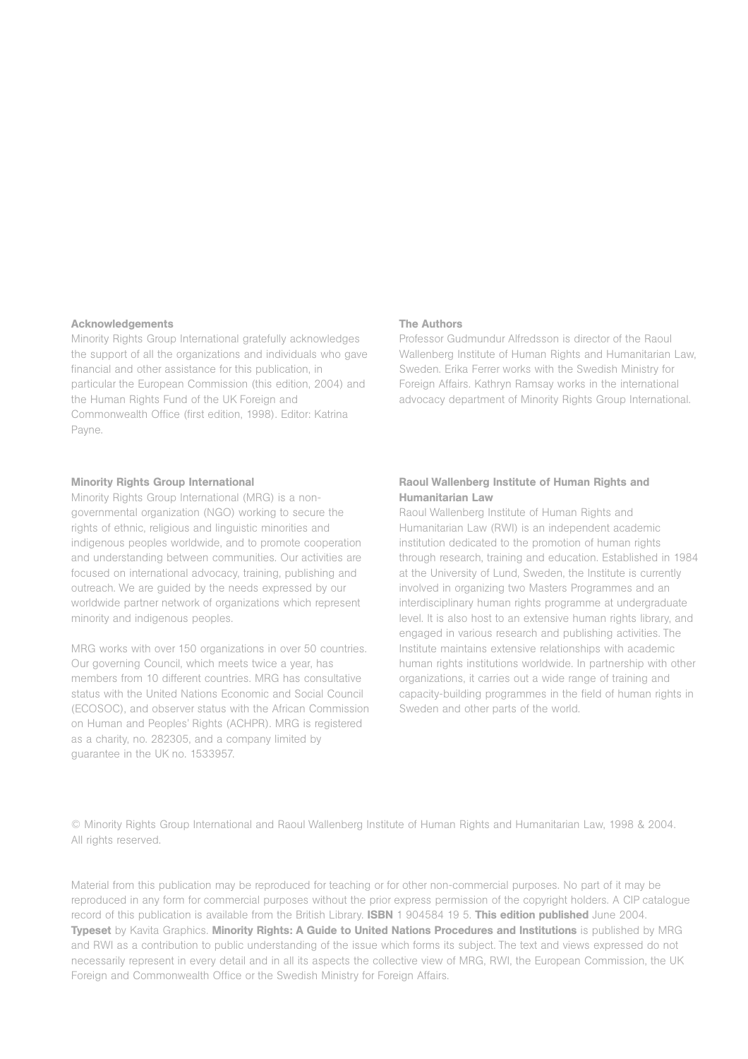### Acknowledgements

Minority Rights Group International gratefully acknowledges the support of all the organizations and individuals who gave financial and other assistance for this publication, in particular the European Commission (this edition, 2004) and the Human Rights Fund of the UK Foreign and Commonwealth Office (first edition, 1998). Editor: Katrina Payne.

### The Authors

Professor Gudmundur Alfredsson is director of the Raoul Wallenberg Institute of Human Rights and Humanitarian Law, Sweden. Erika Ferrer works with the Swedish Ministry for Foreign Affairs. Kathryn Ramsay works in the international advocacy department of Minority Rights Group International.

### Minority Rights Group International

Minority Rights Group International (MRG) is a non-governmental organization (NGO) working to secure the rights of ethnic, religious and linguistic minorities and indigenous peoples worldwide, and to promote cooperation and understanding between communities. Our activities are focused on international advocacy, training, publishing and outreach. We are guided by the needs expressed by our worldwide partner network of organizations which represent minority and indigenous peoples.

MRG works with over 150 organizations in over 50 countries. Our governing Council, which meets twice a year, has members from 10 different countries. MRG has consultative status with the United Nations Economic and Social Council (ECOSOC), and observer status with the African Commission on Human and Peoples' Rights (ACHPR). MRG is registered as a charity, no. 282305, and a company limited by guarantee in the UK no. 1533957.

### Raoul Wallenberg Institute of Human Rights and Humanitarian Law

Raoul Wallenberg Institute of Human Rights and Humanitarian Law (RWI) is an independent academic institution dedicated to the promotion of human rights through research, training and education. Established in 1984 at the University of Lund, Sweden, the Institute is currently involved in organizing two Masters Programmes and an interdisciplinary human rights programme at undergraduate level. It is also host to an extensive human rights library, and engaged in various research and publishing activities. The Institute maintains extensive relationships with academic human rights institutions worldwide. In partnership with other organizations, it carries out a wide range of training and capacity-building programmes in the field of human rights in Sweden and other parts of the world.

© Minority Rights Group International and Raoul Wallenberg Institute of Human Rights and Humanitarian Law, 1998 & 2004. All rights reserved.

Material from this publication may be reproduced for teaching or for other non-commercial purposes. No part of it may be reproduced in any form for commercial purposes without the prior express permission of the copyright holders. A CIP catalogue record of this publication is available from the British Library. **ISBN** 1 904584 19 5. **This edition published** June 2004. **Typeset** by Kavita Graphics. **Minority Rights: A Guide to United Nations Procedures and Institutions** is published by MRG and RWI as a contribution to public understanding of the issue which forms its subject. The text and views expressed do not necessarily represent in every detail and in all its aspects the collective view of MRG, RWI, the European Commission, the UK Foreign and Commonwealth Office or the Swedish Ministry for Foreign Affairs.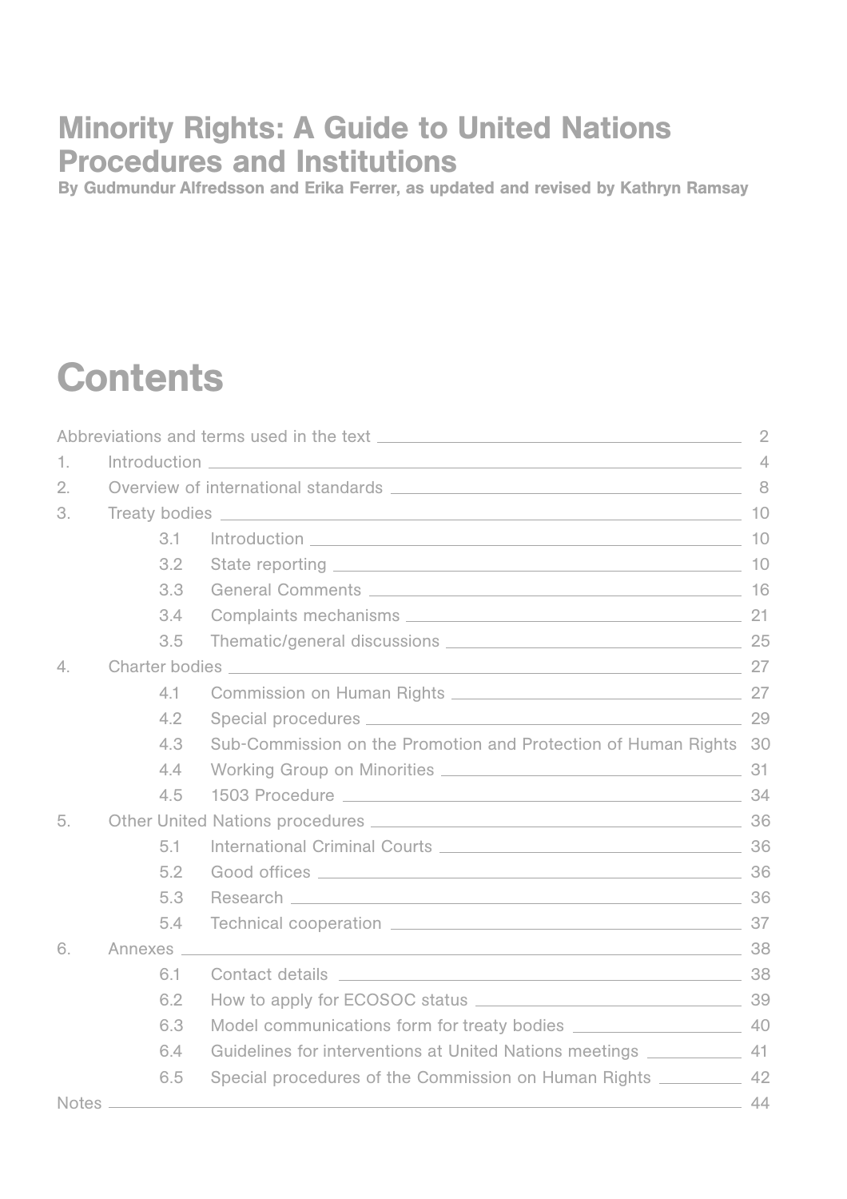# Minority Rights: A Guide to United Nations Procedures and Institutions

**By Gudmundur Alfredsson and Erika Ferrer, as updated and revised by Kathryn Ramsay**

## Contents

| | | |
|---|---|---|
| Abbreviations and terms used in the text | | 2 |
| 1. | Introduction | 4 |
| 2. | Overview of international standards | 8 |
| 3. | Treaty bodies | 10 |
| | 3.1 Introduction | 10 |
| | 3.2 State reporting | 10 |
| | 3.3 General Comments | 16 |
| | 3.4 Complaints mechanisms | 21 |
| | 3.5 Thematic/general discussions | 25 |
| 4. | Charter bodies | 27 |
| | 4.1 Commission on Human Rights | 27 |
| | 4.2 Special procedures | 29 |
| | 4.3 Sub-Commission on the Promotion and Protection of Human Rights | 30 |
| | 4.4 Working Group on Minorities | 31 |
| | 4.5 1503 Procedure | 34 |
| 5. | Other United Nations procedures | 36 |
| | 5.1 International Criminal Courts | 36 |
| | 5.2 Good offices | 36 |
| | 5.3 Research | 36 |
| | 5.4 Technical cooperation | 37 |
| 6. | Annexes | 38 |
| | 6.1 Contact details | 38 |
| | 6.2 How to apply for ECOSOC status | 39 |
| | 6.3 Model communications form for treaty bodies | 40 |
| | 6.4 Guidelines for interventions at United Nations meetings | 41 |
| | 6.5 Special procedures of the Commission on Human Rights | 42 |
| Notes | | 44 |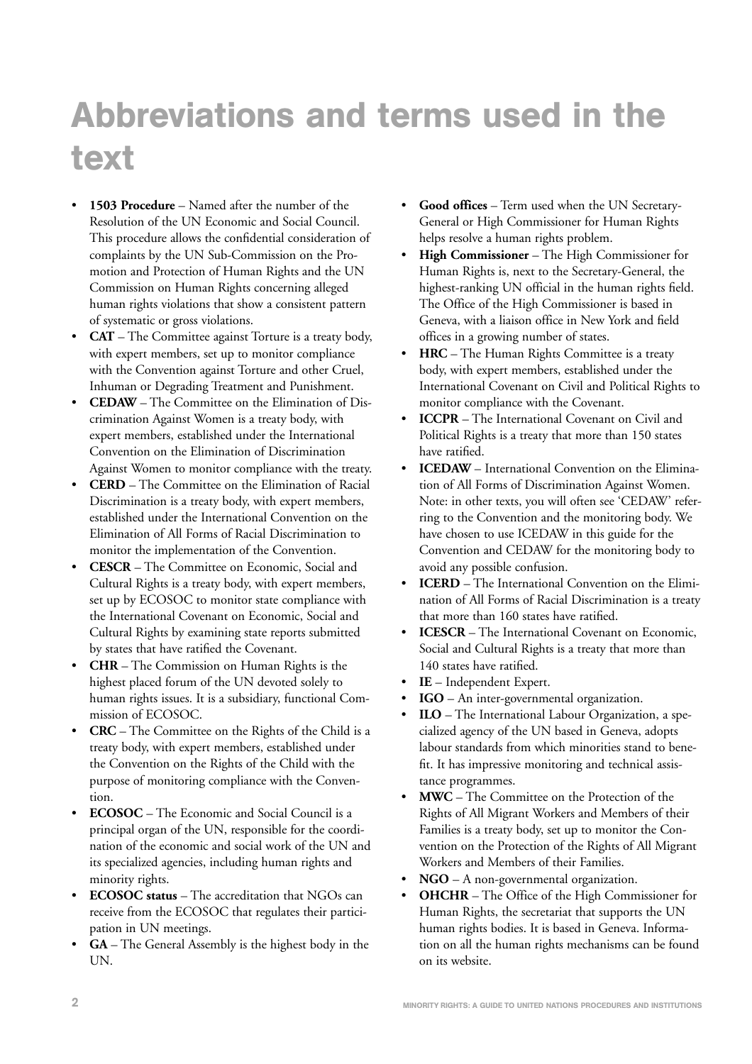# Abbreviations and terms used in the text

- **1503 Procedure** – Named after the number of the Resolution of the UN Economic and Social Council. This procedure allows the confidential consideration of complaints by the UN Sub-Commission on the Promotion and Protection of Human Rights and the UN Commission on Human Rights concerning alleged human rights violations that show a consistent pattern of systematic or gross violations.
- **CAT** – The Committee against Torture is a treaty body, with expert members, set up to monitor compliance with the Convention against Torture and other Cruel, Inhuman or Degrading Treatment and Punishment.
- **CEDAW** – The Committee on the Elimination of Discrimination Against Women is a treaty body, with expert members, established under the International Convention on the Elimination of Discrimination Against Women to monitor compliance with the treaty.
- **CERD** – The Committee on the Elimination of Racial Discrimination is a treaty body, with expert members, established under the International Convention on the Elimination of All Forms of Racial Discrimination to monitor the implementation of the Convention.
- **CESCR** – The Committee on Economic, Social and Cultural Rights is a treaty body, with expert members, set up by ECOSOC to monitor state compliance with the International Covenant on Economic, Social and Cultural Rights by examining state reports submitted by states that have ratified the Covenant.
- **CHR** – The Commission on Human Rights is the highest placed forum of the UN devoted solely to human rights issues. It is a subsidiary, functional Commission of ECOSOC.
- **CRC** – The Committee on the Rights of the Child is a treaty body, with expert members, established under the Convention on the Rights of the Child with the purpose of monitoring compliance with the Convention.
- **ECOSOC** – The Economic and Social Council is a principal organ of the UN, responsible for the coordination of the economic and social work of the UN and its specialized agencies, including human rights and minority rights.
- **ECOSOC status** – The accreditation that NGOs can receive from the ECOSOC that regulates their participation in UN meetings.
- **GA** – The General Assembly is the highest body in the UN.
- **Good offices** – Term used when the UN Secretary-General or High Commissioner for Human Rights helps resolve a human rights problem.
- **High Commissioner** – The High Commissioner for Human Rights is, next to the Secretary-General, the highest-ranking UN official in the human rights field. The Office of the High Commissioner is based in Geneva, with a liaison office in New York and field offices in a growing number of states.
- **HRC** – The Human Rights Committee is a treaty body, with expert members, established under the International Covenant on Civil and Political Rights to monitor compliance with the Covenant.
- **ICCPR** – The International Covenant on Civil and Political Rights is a treaty that more than 150 states have ratified.
- **ICEDAW** – International Convention on the Elimination of All Forms of Discrimination Against Women. Note: in other texts, you will often see 'CEDAW' referring to the Convention and the monitoring body. We have chosen to use ICEDAW in this guide for the Convention and CEDAW for the monitoring body to avoid any possible confusion.
- **ICERD** – The International Convention on the Elimination of All Forms of Racial Discrimination is a treaty that more than 160 states have ratified.
- **ICESCR** – The International Covenant on Economic, Social and Cultural Rights is a treaty that more than 140 states have ratified.
- **IE** – Independent Expert.
- **IGO** – An inter-governmental organization.
- **ILO** – The International Labour Organization, a specialized agency of the UN based in Geneva, adopts labour standards from which minorities stand to benefit. It has impressive monitoring and technical assistance programmes.
- **MWC** – The Committee on the Protection of the Rights of All Migrant Workers and Members of their Families is a treaty body, set up to monitor the Convention on the Protection of the Rights of All Migrant Workers and Members of their Families.
- **NGO** – A non-governmental organization.
- **OHCHR** – The Office of the High Commissioner for Human Rights, the secretariat that supports the UN human rights bodies. It is based in Geneva. Information on all the human rights mechanisms can be found on its website.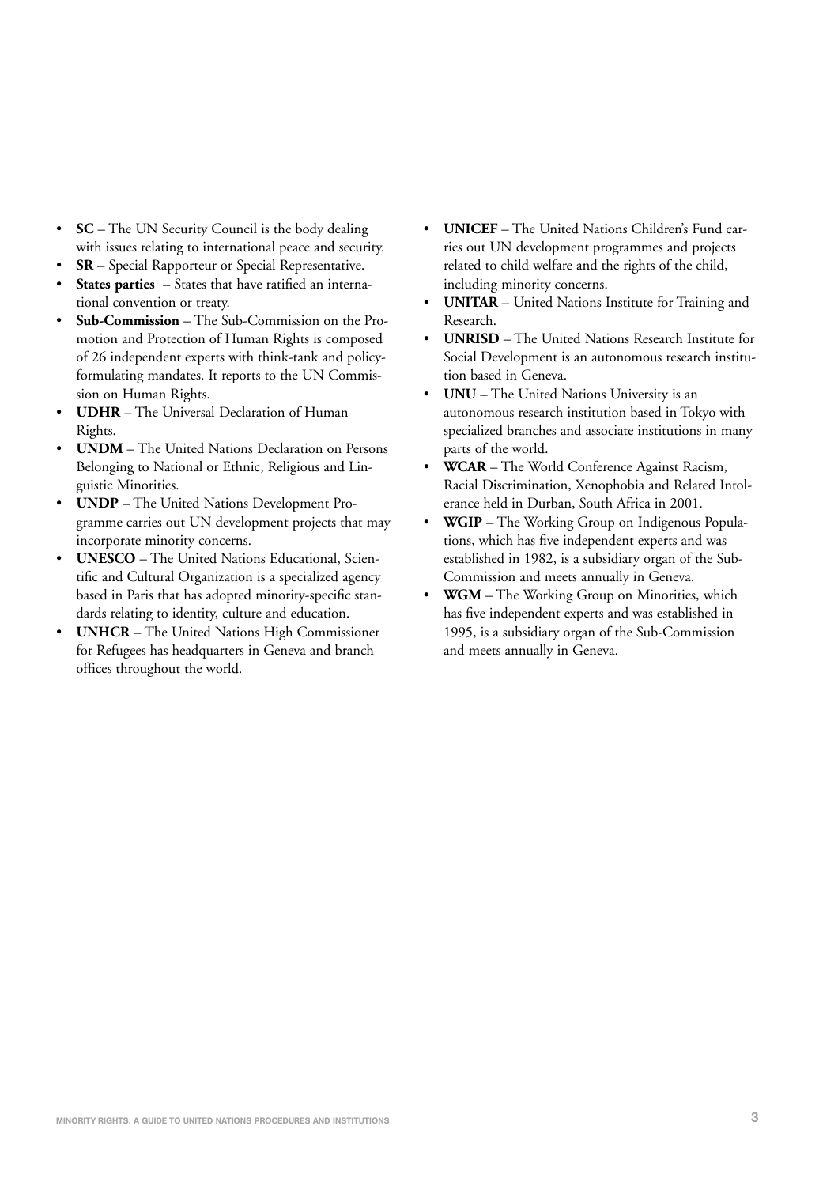- **SC** – The UN Security Council is the body dealing with issues relating to international peace and security.
- **SR** – Special Rapporteur or Special Representative.
- **States parties** – States that have ratified an international convention or treaty.
- **Sub-Commission** – The Sub-Commission on the Promotion and Protection of Human Rights is composed of 26 independent experts with think-tank and policy-formulating mandates. It reports to the UN Commission on Human Rights.
- **UDHR** – The Universal Declaration of Human Rights.
- **UNDM** – The United Nations Declaration on Persons Belonging to National or Ethnic, Religious and Linguistic Minorities.
- **UNDP** – The United Nations Development Programme carries out UN development projects that may incorporate minority concerns.
- **UNESCO** – The United Nations Educational, Scientific and Cultural Organization is a specialized agency based in Paris that has adopted minority-specific standards relating to identity, culture and education.
- **UNHCR** – The United Nations High Commissioner for Refugees has headquarters in Geneva and branch offices throughout the world.
- **UNICEF** – The United Nations Children's Fund carries out UN development programmes and projects related to child welfare and the rights of the child, including minority concerns.
- **UNITAR** – United Nations Institute for Training and Research.
- **UNRISD** – The United Nations Research Institute for Social Development is an autonomous research institution based in Geneva.
- **UNU** – The United Nations University is an autonomous research institution based in Tokyo with specialized branches and associate institutions in many parts of the world.
- **WCAR** – The World Conference Against Racism, Racial Discrimination, Xenophobia and Related Intolerance held in Durban, South Africa in 2001.
- **WGIP** – The Working Group on Indigenous Populations, which has five independent experts and was established in 1982, is a subsidiary organ of the Sub-Commission and meets annually in Geneva.
- **WGM** – The Working Group on Minorities, which has five independent experts and was established in 1995, is a subsidiary organ of the Sub-Commission and meets annually in Geneva.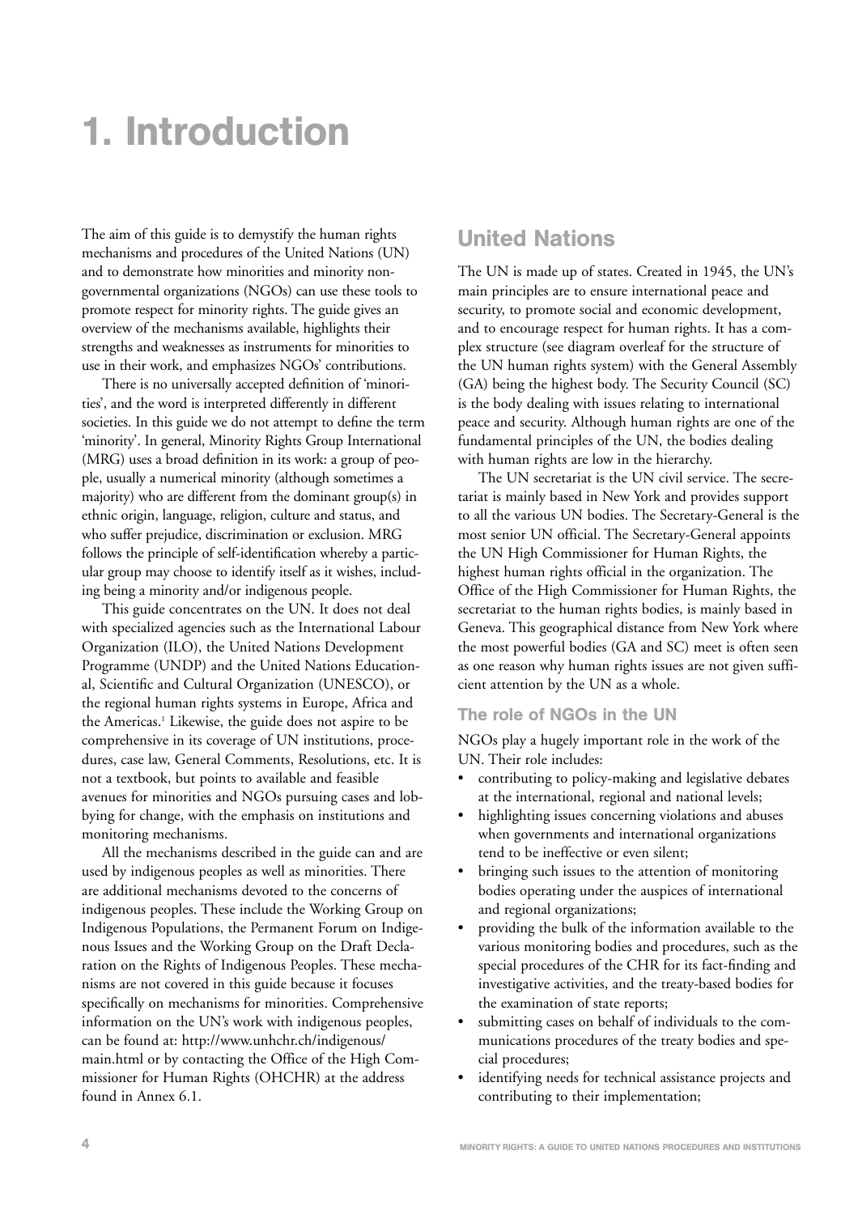# 1. Introduction

The aim of this guide is to demystify the human rights mechanisms and procedures of the United Nations (UN) and to demonstrate how minorities and minority non-governmental organizations (NGOs) can use these tools to promote respect for minority rights. The guide gives an overview of the mechanisms available, highlights their strengths and weaknesses as instruments for minorities to use in their work, and emphasizes NGOs' contributions.

There is no universally accepted definition of 'minorities', and the word is interpreted differently in different societies. In this guide we do not attempt to define the term 'minority'. In general, Minority Rights Group International (MRG) uses a broad definition in its work: a group of people, usually a numerical minority (although sometimes a majority) who are different from the dominant group(s) in ethnic origin, language, religion, culture and status, and who suffer prejudice, discrimination or exclusion. MRG follows the principle of self-identification whereby a particular group may choose to identify itself as it wishes, including being a minority and/or indigenous people.

This guide concentrates on the UN. It does not deal with specialized agencies such as the International Labour Organization (ILO), the United Nations Development Programme (UNDP) and the United Nations Educational, Scientific and Cultural Organization (UNESCO), or the regional human rights systems in Europe, Africa and the Americas.[1] Likewise, the guide does not aspire to be comprehensive in its coverage of UN institutions, procedures, case law, General Comments, Resolutions, etc. It is not a textbook, but points to available and feasible avenues for minorities and NGOs pursuing cases and lobbying for change, with the emphasis on institutions and monitoring mechanisms.

All the mechanisms described in the guide can and are used by indigenous peoples as well as minorities. There are additional mechanisms devoted to the concerns of indigenous peoples. These include the Working Group on Indigenous Populations, the Permanent Forum on Indigenous Issues and the Working Group on the Draft Declaration on the Rights of Indigenous Peoples. These mechanisms are not covered in this guide because it focuses specifically on mechanisms for minorities. Comprehensive information on the UN's work with indigenous peoples, can be found at: http://www.unhchr.ch/indigenous/main.html or by contacting the Office of the High Commissioner for Human Rights (OHCHR) at the address found in Annex 6.1.

## United Nations

The UN is made up of states. Created in 1945, the UN's main principles are to ensure international peace and security, to promote social and economic development, and to encourage respect for human rights. It has a complex structure (see diagram overleaf for the structure of the UN human rights system) with the General Assembly (GA) being the highest body. The Security Council (SC) is the body dealing with issues relating to international peace and security. Although human rights are one of the fundamental principles of the UN, the bodies dealing with human rights are low in the hierarchy.

The UN secretariat is the UN civil service. The secretariat is mainly based in New York and provides support to all the various UN bodies. The Secretary-General is the most senior UN official. The Secretary-General appoints the UN High Commissioner for Human Rights, the highest human rights official in the organization. The Office of the High Commissioner for Human Rights, the secretariat to the human rights bodies, is mainly based in Geneva. This geographical distance from New York where the most powerful bodies (GA and SC) meet is often seen as one reason why human rights issues are not given sufficient attention by the UN as a whole.

### The role of NGOs in the UN

NGOs play a hugely important role in the work of the UN. Their role includes:

- contributing to policy-making and legislative debates at the international, regional and national levels;
- highlighting issues concerning violations and abuses when governments and international organizations tend to be ineffective or even silent;
- bringing such issues to the attention of monitoring bodies operating under the auspices of international and regional organizations;
- providing the bulk of the information available to the various monitoring bodies and procedures, such as the special procedures of the CHR for its fact-finding and investigative activities, and the treaty-based bodies for the examination of state reports;
- submitting cases on behalf of individuals to the communications procedures of the treaty bodies and special procedures;
- identifying needs for technical assistance projects and contributing to their implementation;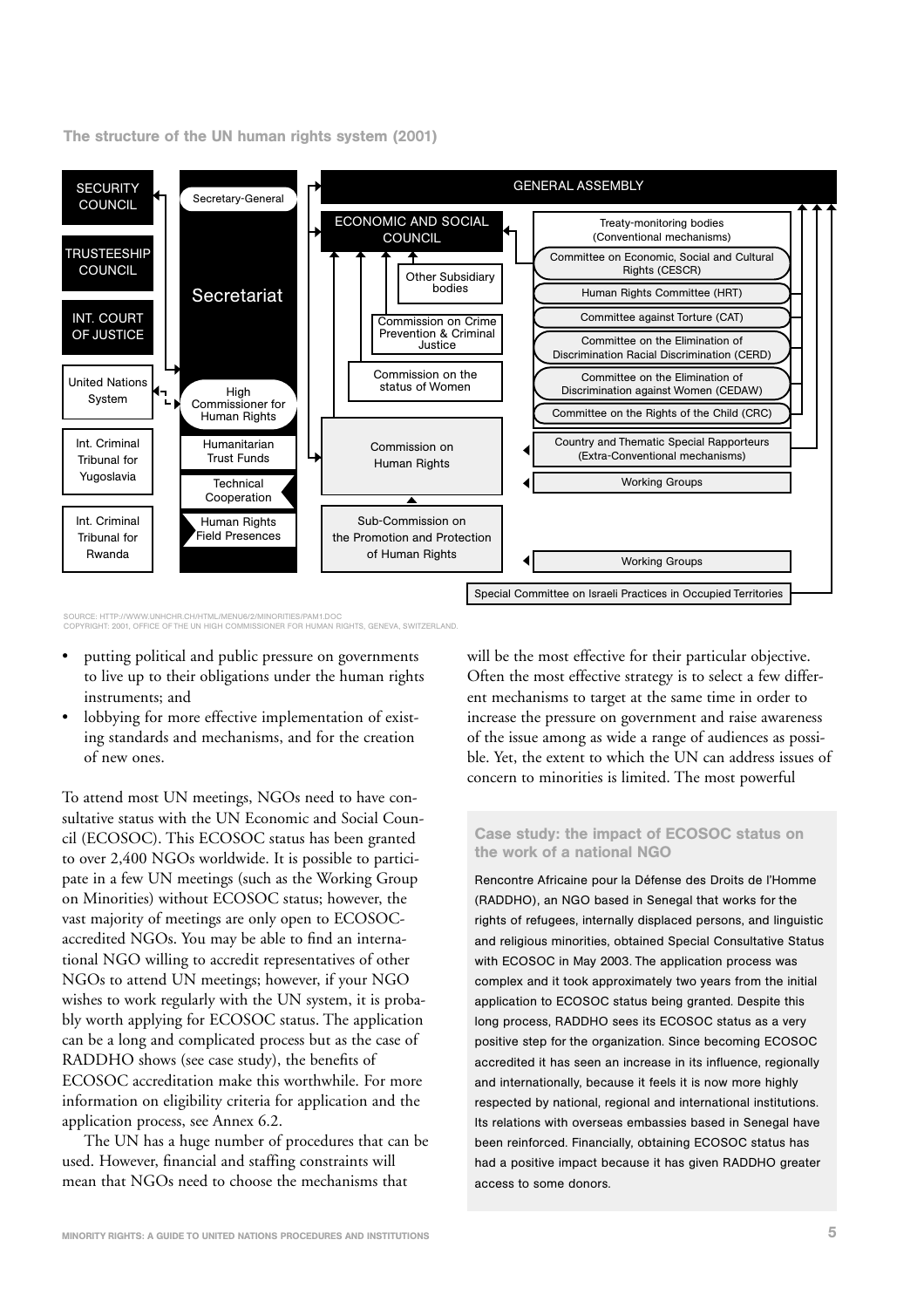**The structure of the UN human rights system (2001)**

SECURITY COUNCIL

TRUSTEESHIP COUNCIL

INT. COURT OF JUSTICE

United Nations System

Int. Criminal Tribunal for Yugoslavia

Int. Criminal Tribunal for Rwanda

Secretary-General

Secretariat

High Commissioner for Human Rights

Humanitarian Trust Funds

Technical Cooperation

Human Rights Field Presences

GENERAL ASSEMBLY

ECONOMIC AND SOCIAL COUNCIL

Other Subsidiary bodies

Commission on Crime Prevention & Criminal Justice

Commission on the status of Women

Commission on Human Rights

Sub-Commission on the Promotion and Protection of Human Rights

Treaty-monitoring bodies (Conventional mechanisms)

Committee on Economic, Social and Cultural Rights (CESCR)

Human Rights Committee (HRT)

Committee against Torture (CAT)

Committee on the Elimination of Discrimination Racial Discrimination (CERD)

Committee on the Elimination of Discrimination against Women (CEDAW)

Committee on the Rights of the Child (CRC)

Country and Thematic Special Rapporteurs (Extra-Conventional mechanisms)

Working Groups

Working Groups

Special Committee on Israeli Practices in Occupied Territories

SOURCE: HTTP://WWW.UNHCHR.CH/HTML/MENU6/2/MINORITIES/PAM1.DOC
COPYRIGHT: 2001, OFFICE OF THE UN HIGH COMMISSIONER FOR HUMAN RIGHTS, GENEVA, SWITZERLAND.

- putting political and public pressure on governments to live up to their obligations under the human rights instruments; and
- lobbying for more effective implementation of existing standards and mechanisms, and for the creation of new ones.

To attend most UN meetings, NGOs need to have consultative status with the UN Economic and Social Council (ECOSOC). This ECOSOC status has been granted to over 2,400 NGOs worldwide. It is possible to participate in a few UN meetings (such as the Working Group on Minorities) without ECOSOC status; however, the vast majority of meetings are only open to ECOSOC-accredited NGOs. You may be able to find an international NGO willing to accredit representatives of other NGOs to attend UN meetings; however, if your NGO wishes to work regularly with the UN system, it is probably worth applying for ECOSOC status. The application can be a long and complicated process but as the case of RADDHO shows (see case study), the benefits of ECOSOC accreditation make this worthwhile. For more information on eligibility criteria for application and the application process, see Annex 6.2.

The UN has a huge number of procedures that can be used. However, financial and staffing constraints will mean that NGOs need to choose the mechanisms that will be the most effective for their particular objective. Often the most effective strategy is to select a few different mechanisms to target at the same time in order to increase the pressure on government and raise awareness of the issue among as wide a range of audiences as possible. Yet, the extent to which the UN can address issues of concern to minorities is limited. The most powerful

### Case study: the impact of ECOSOC status on the work of a national NGO

Rencontre Africaine pour la Défense des Droits de l'Homme (RADDHO), an NGO based in Senegal that works for the rights of refugees, internally displaced persons, and linguistic and religious minorities, obtained Special Consultative Status with ECOSOC in May 2003. The application process was complex and it took approximately two years from the initial application to ECOSOC status being granted. Despite this long process, RADDHO sees its ECOSOC status as a very positive step for the organization. Since becoming ECOSOC accredited it has seen an increase in its influence, regionally and internationally, because it feels it is now more highly respected by national, regional and international institutions. Its relations with overseas embassies based in Senegal have been reinforced. Financially, obtaining ECOSOC status has had a positive impact because it has given RADDHO greater access to some donors.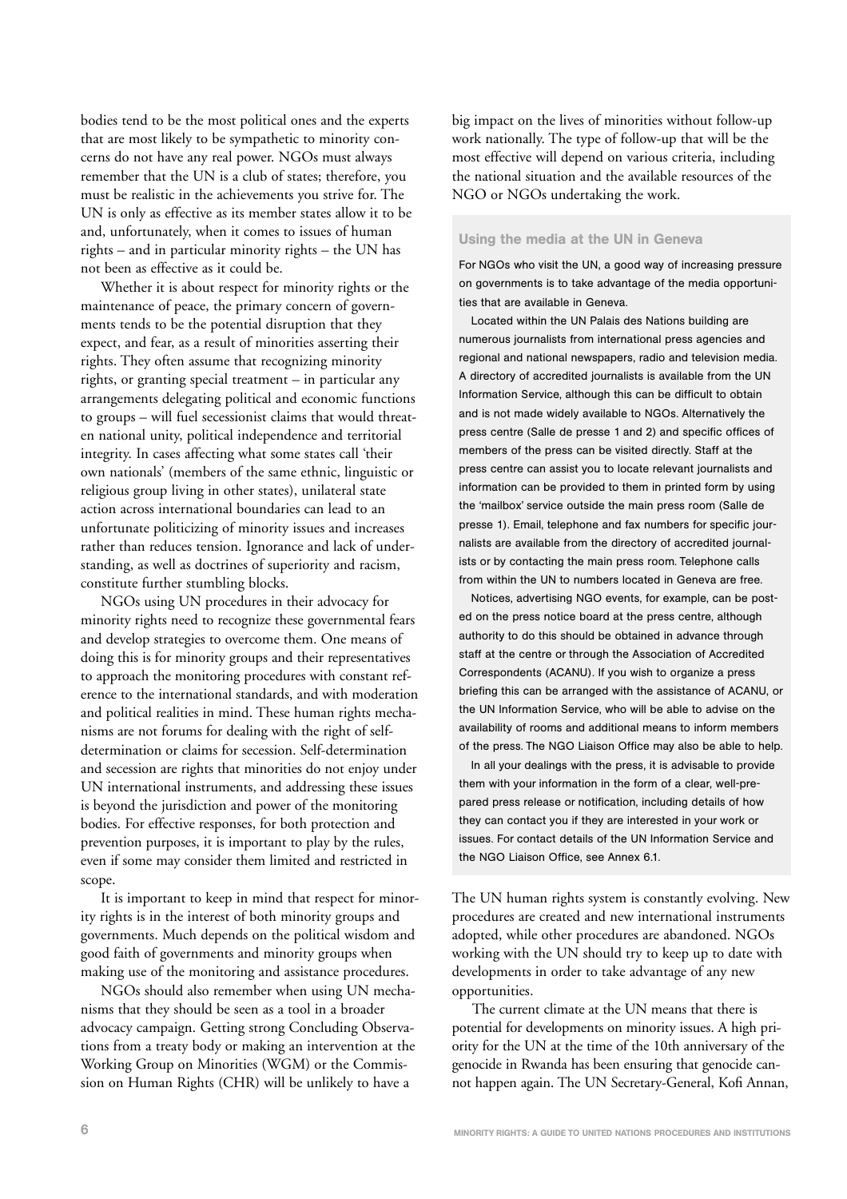bodies tend to be the most political ones and the experts that are most likely to be sympathetic to minority concerns do not have any real power. NGOs must always remember that the UN is a club of states; therefore, you must be realistic in the achievements you strive for. The UN is only as effective as its member states allow it to be and, unfortunately, when it comes to issues of human rights – and in particular minority rights – the UN has not been as effective as it could be.

Whether it is about respect for minority rights or the maintenance of peace, the primary concern of governments tends to be the potential disruption that they expect, and fear, as a result of minorities asserting their rights. They often assume that recognizing minority rights, or granting special treatment – in particular any arrangements delegating political and economic functions to groups – will fuel secessionist claims that would threaten national unity, political independence and territorial integrity. In cases affecting what some states call 'their own nationals' (members of the same ethnic, linguistic or religious group living in other states), unilateral state action across international boundaries can lead to an unfortunate politicizing of minority issues and increases rather than reduces tension. Ignorance and lack of understanding, as well as doctrines of superiority and racism, constitute further stumbling blocks.

NGOs using UN procedures in their advocacy for minority rights need to recognize these governmental fears and develop strategies to overcome them. One means of doing this is for minority groups and their representatives to approach the monitoring procedures with constant reference to the international standards, and with moderation and political realities in mind. These human rights mechanisms are not forums for dealing with the right of self-determination or claims for secession. Self-determination and secession are rights that minorities do not enjoy under UN international instruments, and addressing these issues is beyond the jurisdiction and power of the monitoring bodies. For effective responses, for both protection and prevention purposes, it is important to play by the rules, even if some may consider them limited and restricted in scope.

It is important to keep in mind that respect for minority rights is in the interest of both minority groups and governments. Much depends on the political wisdom and good faith of governments and minority groups when making use of the monitoring and assistance procedures.

NGOs should also remember when using UN mechanisms that they should be seen as a tool in a broader advocacy campaign. Getting strong Concluding Observations from a treaty body or making an intervention at the Working Group on Minorities (WGM) or the Commission on Human Rights (CHR) will be unlikely to have a big impact on the lives of minorities without follow-up work nationally. The type of follow-up that will be the most effective will depend on various criteria, including the national situation and the available resources of the NGO or NGOs undertaking the work.

### Using the media at the UN in Geneva

For NGOs who visit the UN, a good way of increasing pressure on governments is to take advantage of the media opportunities that are available in Geneva.

Located within the UN Palais des Nations building are numerous journalists from international press agencies and regional and national newspapers, radio and television media. A directory of accredited journalists is available from the UN Information Service, although this can be difficult to obtain and is not made widely available to NGOs. Alternatively the press centre (Salle de presse 1 and 2) and specific offices of members of the press can be visited directly. Staff at the press centre can assist you to locate relevant journalists and information can be provided to them in printed form by using the 'mailbox' service outside the main press room (Salle de presse 1). Email, telephone and fax numbers for specific journalists are available from the directory of accredited journalists or by contacting the main press room. Telephone calls from within the UN to numbers located in Geneva are free.

Notices, advertising NGO events, for example, can be posted on the press notice board at the press centre, although authority to do this should be obtained in advance through staff at the centre or through the Association of Accredited Correspondents (ACANU). If you wish to organize a press briefing this can be arranged with the assistance of ACANU, or the UN Information Service, who will be able to advise on the availability of rooms and additional means to inform members of the press. The NGO Liaison Office may also be able to help.

In all your dealings with the press, it is advisable to provide them with your information in the form of a clear, well-prepared press release or notification, including details of how they can contact you if they are interested in your work or issues. For contact details of the UN Information Service and the NGO Liaison Office, see Annex 6.1.

The UN human rights system is constantly evolving. New procedures are created and new international instruments adopted, while other procedures are abandoned. NGOs working with the UN should try to keep up to date with developments in order to take advantage of any new opportunities.

The current climate at the UN means that there is potential for developments on minority issues. A high priority for the UN at the time of the 10th anniversary of the genocide in Rwanda has been ensuring that genocide cannot happen again. The UN Secretary-General, Kofi Annan,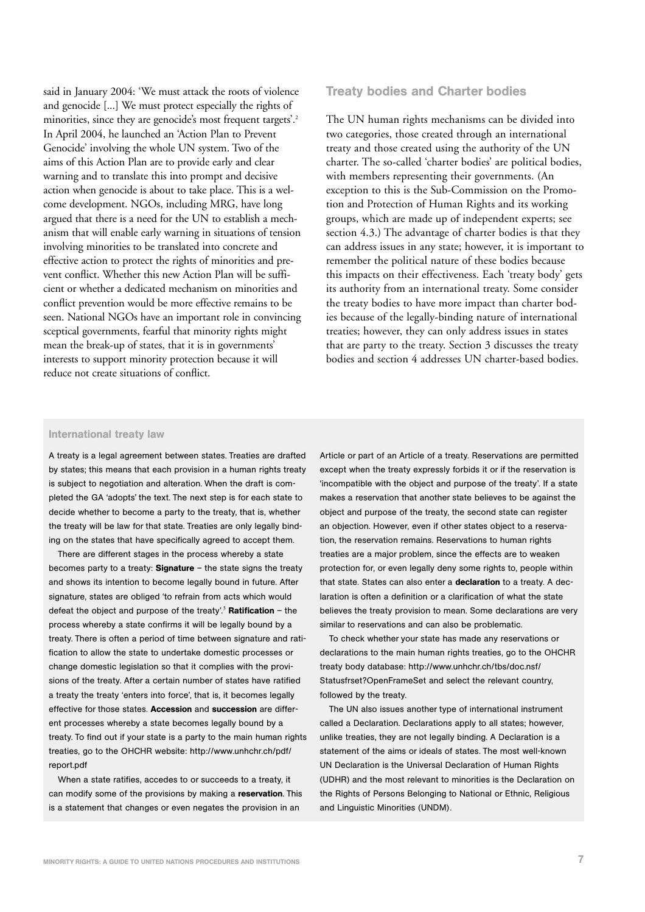said in January 2004: 'We must attack the roots of violence and genocide [...] We must protect especially the rights of minorities, since they are genocide's most frequent targets'.[2] In April 2004, he launched an 'Action Plan to Prevent Genocide' involving the whole UN system. Two of the aims of this Action Plan are to provide early and clear warning and to translate this into prompt and decisive action when genocide is about to take place. This is a welcome development. NGOs, including MRG, have long argued that there is a need for the UN to establish a mechanism that will enable early warning in situations of tension involving minorities to be translated into concrete and effective action to protect the rights of minorities and prevent conflict. Whether this new Action Plan will be sufficient or whether a dedicated mechanism on minorities and conflict prevention would be more effective remains to be seen. National NGOs have an important role in convincing sceptical governments, fearful that minority rights might mean the break-up of states, that it is in governments' interests to support minority protection because it will reduce not create situations of conflict.

## Treaty bodies and Charter bodies

The UN human rights mechanisms can be divided into two categories, those created through an international treaty and those created using the authority of the UN charter. The so-called 'charter bodies' are political bodies, with members representing their governments. (An exception to this is the Sub-Commission on the Promotion and Protection of Human Rights and its working groups, which are made up of independent experts; see section 4.3.) The advantage of charter bodies is that they can address issues in any state; however, it is important to remember the political nature of these bodies because this impacts on their effectiveness. Each 'treaty body' gets its authority from an international treaty. Some consider the treaty bodies to have more impact than charter bodies because of the legally-binding nature of international treaties; however, they can only address issues in states that are party to the treaty. Section 3 discusses the treaty bodies and section 4 addresses UN charter-based bodies.

### International treaty law

A treaty is a legal agreement between states. Treaties are drafted by states; this means that each provision in a human rights treaty is subject to negotiation and alteration. When the draft is completed the GA 'adopts' the text. The next step is for each state to decide whether to become a party to the treaty, that is, whether the treaty will be law for that state. Treaties are only legally binding on the states that have specifically agreed to accept them.

There are different stages in the process whereby a state becomes party to a treaty: **Signature** – the state signs the treaty and shows its intention to become legally bound in future. After signature, states are obliged 'to refrain from acts which would defeat the object and purpose of the treaty'.[3] **Ratification** – the process whereby a state confirms it will be legally bound by a treaty. There is often a period of time between signature and ratification to allow the state to undertake domestic processes or change domestic legislation so that it complies with the provisions of the treaty. After a certain number of states have ratified a treaty the treaty 'enters into force', that is, it becomes legally effective for those states. **Accession** and **succession** are different processes whereby a state becomes legally bound by a treaty. To find out if your state is a party to the main human rights treaties, go to the OHCHR website: http://www.unhchr.ch/pdf/report.pdf

When a state ratifies, accedes to or succeeds to a treaty, it can modify some of the provisions by making a **reservation**. This is a statement that changes or even negates the provision in an Article or part of an Article of a treaty. Reservations are permitted except when the treaty expressly forbids it or if the reservation is 'incompatible with the object and purpose of the treaty'. If a state makes a reservation that another state believes to be against the object and purpose of the treaty, the second state can register an objection. However, even if other states object to a reservation, the reservation remains. Reservations to human rights treaties are a major problem, since the effects are to weaken protection for, or even legally deny some rights to, people within that state. States can also enter a **declaration** to a treaty. A declaration is often a definition or a clarification of what the state believes the treaty provision to mean. Some declarations are very similar to reservations and can also be problematic.

To check whether your state has made any reservations or declarations to the main human rights treaties, go to the OHCHR treaty body database: http://www.unhchr.ch/tbs/doc.nsf/Statusfrset?OpenFrameSet and select the relevant country, followed by the treaty.

The UN also issues another type of international instrument called a Declaration. Declarations apply to all states; however, unlike treaties, they are not legally binding. A Declaration is a statement of the aims or ideals of states. The most well-known UN Declaration is the Universal Declaration of Human Rights (UDHR) and the most relevant to minorities is the Declaration on the Rights of Persons Belonging to National or Ethnic, Religious and Linguistic Minorities (UNDM).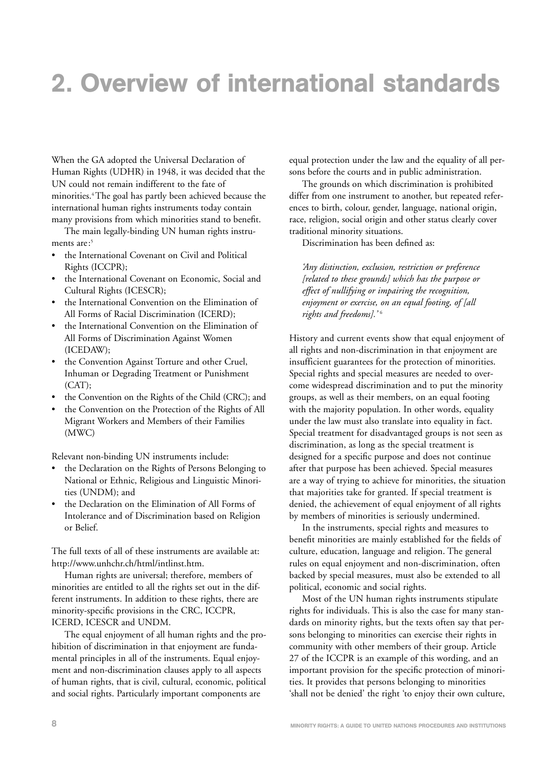# 2. Overview of international standards

When the GA adopted the Universal Declaration of Human Rights (UDHR) in 1948, it was decided that the UN could not remain indifferent to the fate of minorities.[4] The goal has partly been achieved because the international human rights instruments today contain many provisions from which minorities stand to benefit.

The main legally-binding UN human rights instruments are:[5]

- the International Covenant on Civil and Political Rights (ICCPR);
- the International Covenant on Economic, Social and Cultural Rights (ICESCR);
- the International Convention on the Elimination of All Forms of Racial Discrimination (ICERD);
- the International Convention on the Elimination of All Forms of Discrimination Against Women (ICEDAW);
- the Convention Against Torture and other Cruel, Inhuman or Degrading Treatment or Punishment (CAT);
- the Convention on the Rights of the Child (CRC); and
- the Convention on the Protection of the Rights of All Migrant Workers and Members of their Families (MWC)

Relevant non-binding UN instruments include:

- the Declaration on the Rights of Persons Belonging to National or Ethnic, Religious and Linguistic Minorities (UNDM); and
- the Declaration on the Elimination of All Forms of Intolerance and of Discrimination based on Religion or Belief.

The full texts of all of these instruments are available at: http://www.unhchr.ch/html/intlinst.htm.

Human rights are universal; therefore, members of minorities are entitled to all the rights set out in the different instruments. In addition to these rights, there are minority-specific provisions in the CRC, ICCPR, ICERD, ICESCR and UNDM.

The equal enjoyment of all human rights and the prohibition of discrimination in that enjoyment are fundamental principles in all of the instruments. Equal enjoyment and non-discrimination clauses apply to all aspects of human rights, that is civil, cultural, economic, political and social rights. Particularly important components are equal protection under the law and the equality of all persons before the courts and in public administration.

The grounds on which discrimination is prohibited differ from one instrument to another, but repeated references to birth, colour, gender, language, national origin, race, religion, social origin and other status clearly cover traditional minority situations.

Discrimination has been defined as:

> *'Any distinction, exclusion, restriction or preference [related to these grounds] which has the purpose or effect of nullifying or impairing the recognition, enjoyment or exercise, on an equal footing, of [all rights and freedoms].'*[6]

History and current events show that equal enjoyment of all rights and non-discrimination in that enjoyment are insufficient guarantees for the protection of minorities. Special rights and special measures are needed to overcome widespread discrimination and to put the minority groups, as well as their members, on an equal footing with the majority population. In other words, equality under the law must also translate into equality in fact. Special treatment for disadvantaged groups is not seen as discrimination, as long as the special treatment is designed for a specific purpose and does not continue after that purpose has been achieved. Special measures are a way of trying to achieve for minorities, the situation that majorities take for granted. If special treatment is denied, the achievement of equal enjoyment of all rights by members of minorities is seriously undermined.

In the instruments, special rights and measures to benefit minorities are mainly established for the fields of culture, education, language and religion. The general rules on equal enjoyment and non-discrimination, often backed by special measures, must also be extended to all political, economic and social rights.

Most of the UN human rights instruments stipulate rights for individuals. This is also the case for many standards on minority rights, but the texts often say that persons belonging to minorities can exercise their rights in community with other members of their group. Article 27 of the ICCPR is an example of this wording, and an important provision for the specific protection of minorities. It provides that persons belonging to minorities 'shall not be denied' the right 'to enjoy their own culture,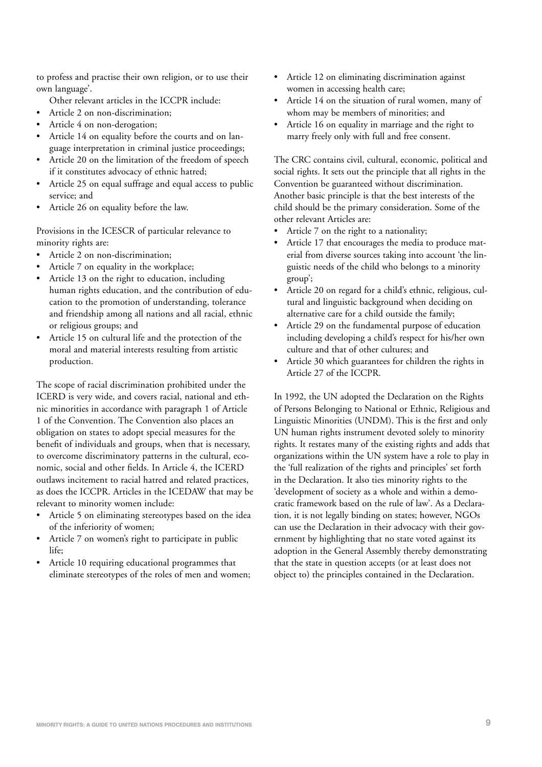to profess and practise their own religion, or to use their own language'.

Other relevant articles in the ICCPR include:

- Article 2 on non-discrimination;
- Article 4 on non-derogation;
- Article 14 on equality before the courts and on language interpretation in criminal justice proceedings;
- Article 20 on the limitation of the freedom of speech if it constitutes advocacy of ethnic hatred;
- Article 25 on equal suffrage and equal access to public service; and
- Article 26 on equality before the law.

Provisions in the ICESCR of particular relevance to minority rights are:

- Article 2 on non-discrimination;
- Article 7 on equality in the workplace;
- Article 13 on the right to education, including human rights education, and the contribution of education to the promotion of understanding, tolerance and friendship among all nations and all racial, ethnic or religious groups; and
- Article 15 on cultural life and the protection of the moral and material interests resulting from artistic production.

The scope of racial discrimination prohibited under the ICERD is very wide, and covers racial, national and ethnic minorities in accordance with paragraph 1 of Article 1 of the Convention. The Convention also places an obligation on states to adopt special measures for the benefit of individuals and groups, when that is necessary, to overcome discriminatory patterns in the cultural, economic, social and other fields. In Article 4, the ICERD outlaws incitement to racial hatred and related practices, as does the ICCPR. Articles in the ICEDAW that may be relevant to minority women include:

- Article 5 on eliminating stereotypes based on the idea of the inferiority of women;
- Article 7 on women's right to participate in public life;
- Article 10 requiring educational programmes that eliminate stereotypes of the roles of men and women;
- Article 12 on eliminating discrimination against women in accessing health care;
- Article 14 on the situation of rural women, many of whom may be members of minorities; and
- Article 16 on equality in marriage and the right to marry freely only with full and free consent.

The CRC contains civil, cultural, economic, political and social rights. It sets out the principle that all rights in the Convention be guaranteed without discrimination. Another basic principle is that the best interests of the child should be the primary consideration. Some of the other relevant Articles are:

- Article 7 on the right to a nationality;
- Article 17 that encourages the media to produce material from diverse sources taking into account 'the linguistic needs of the child who belongs to a minority group';
- Article 20 on regard for a child's ethnic, religious, cultural and linguistic background when deciding on alternative care for a child outside the family;
- Article 29 on the fundamental purpose of education including developing a child's respect for his/her own culture and that of other cultures; and
- Article 30 which guarantees for children the rights in Article 27 of the ICCPR.

In 1992, the UN adopted the Declaration on the Rights of Persons Belonging to National or Ethnic, Religious and Linguistic Minorities (UNDM). This is the first and only UN human rights instrument devoted solely to minority rights. It restates many of the existing rights and adds that organizations within the UN system have a role to play in the 'full realization of the rights and principles' set forth in the Declaration. It also ties minority rights to the 'development of society as a whole and within a democratic framework based on the rule of law'. As a Declaration, it is not legally binding on states; however, NGOs can use the Declaration in their advocacy with their government by highlighting that no state voted against its adoption in the General Assembly thereby demonstrating that the state in question accepts (or at least does not object to) the principles contained in the Declaration.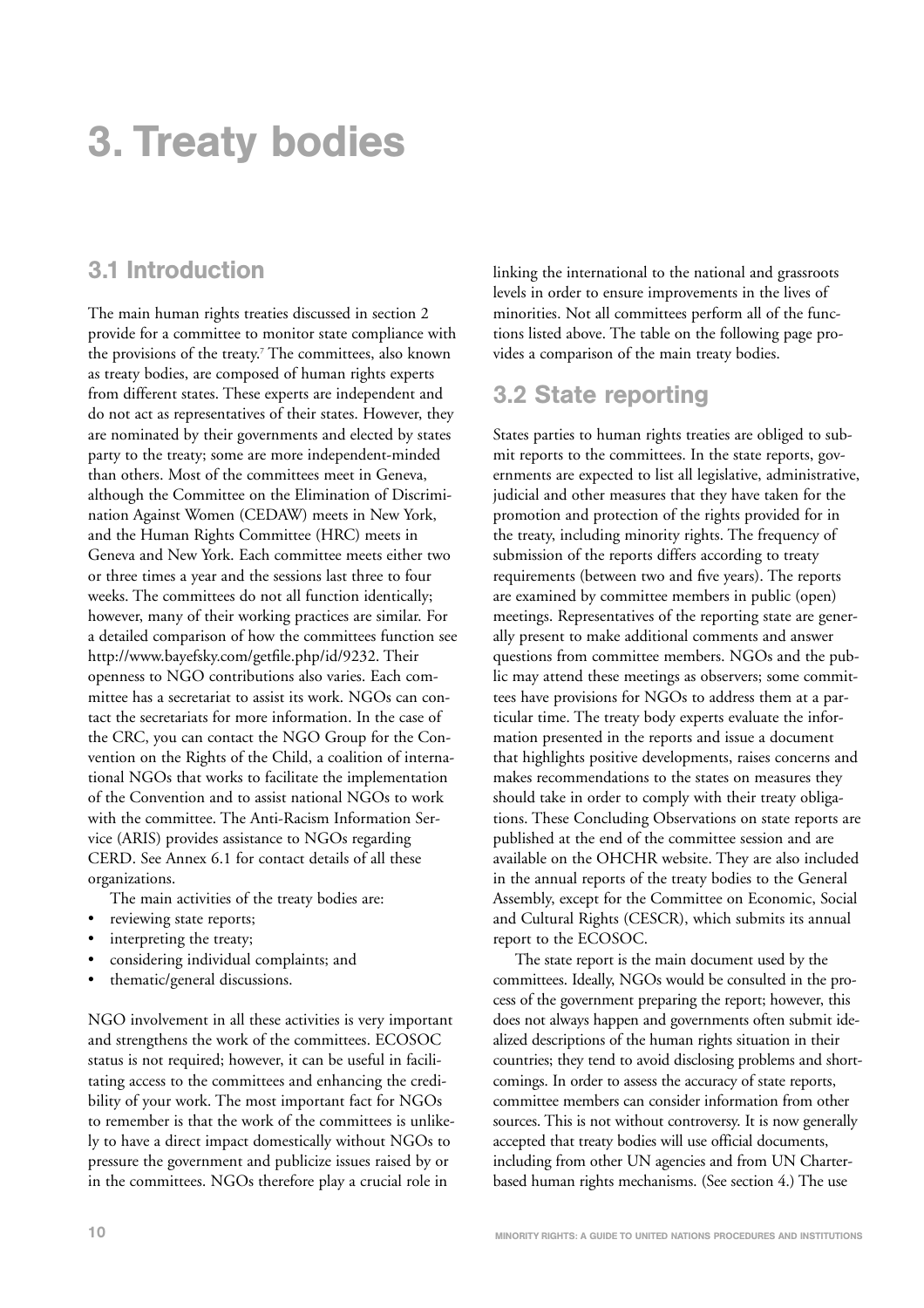# 3. Treaty bodies

## 3.1 Introduction

The main human rights treaties discussed in section 2 provide for a committee to monitor state compliance with the provisions of the treaty.[7] The committees, also known as treaty bodies, are composed of human rights experts from different states. These experts are independent and do not act as representatives of their states. However, they are nominated by their governments and elected by states party to the treaty; some are more independent-minded than others. Most of the committees meet in Geneva, although the Committee on the Elimination of Discrimination Against Women (CEDAW) meets in New York, and the Human Rights Committee (HRC) meets in Geneva and New York. Each committee meets either two or three times a year and the sessions last three to four weeks. The committees do not all function identically; however, many of their working practices are similar. For a detailed comparison of how the committees function see http://www.bayefsky.com/getfile.php/id/9232. Their openness to NGO contributions also varies. Each committee has a secretariat to assist its work. NGOs can contact the secretariats for more information. In the case of the CRC, you can contact the NGO Group for the Convention on the Rights of the Child, a coalition of international NGOs that works to facilitate the implementation of the Convention and to assist national NGOs to work with the committee. The Anti-Racism Information Service (ARIS) provides assistance to NGOs regarding CERD. See Annex 6.1 for contact details of all these organizations.

The main activities of the treaty bodies are:

- reviewing state reports;
- interpreting the treaty;
- considering individual complaints; and
- thematic/general discussions.

NGO involvement in all these activities is very important and strengthens the work of the committees. ECOSOC status is not required; however, it can be useful in facilitating access to the committees and enhancing the credibility of your work. The most important fact for NGOs to remember is that the work of the committees is unlikely to have a direct impact domestically without NGOs to pressure the government and publicize issues raised by or in the committees. NGOs therefore play a crucial role in linking the international to the national and grassroots levels in order to ensure improvements in the lives of minorities. Not all committees perform all of the functions listed above. The table on the following page provides a comparison of the main treaty bodies.

## 3.2 State reporting

States parties to human rights treaties are obliged to submit reports to the committees. In the state reports, governments are expected to list all legislative, administrative, judicial and other measures that they have taken for the promotion and protection of the rights provided for in the treaty, including minority rights. The frequency of submission of the reports differs according to treaty requirements (between two and five years). The reports are examined by committee members in public (open) meetings. Representatives of the reporting state are generally present to make additional comments and answer questions from committee members. NGOs and the public may attend these meetings as observers; some committees have provisions for NGOs to address them at a particular time. The treaty body experts evaluate the information presented in the reports and issue a document that highlights positive developments, raises concerns and makes recommendations to the states on measures they should take in order to comply with their treaty obligations. These Concluding Observations on state reports are published at the end of the committee session and are available on the OHCHR website. They are also included in the annual reports of the treaty bodies to the General Assembly, except for the Committee on Economic, Social and Cultural Rights (CESCR), which submits its annual report to the ECOSOC.

The state report is the main document used by the committees. Ideally, NGOs would be consulted in the process of the government preparing the report; however, this does not always happen and governments often submit idealized descriptions of the human rights situation in their countries; they tend to avoid disclosing problems and shortcomings. In order to assess the accuracy of state reports, committee members can consider information from other sources. This is not without controversy. It is now generally accepted that treaty bodies will use official documents, including from other UN agencies and from UN Charter-based human rights mechanisms. (See section 4.) The use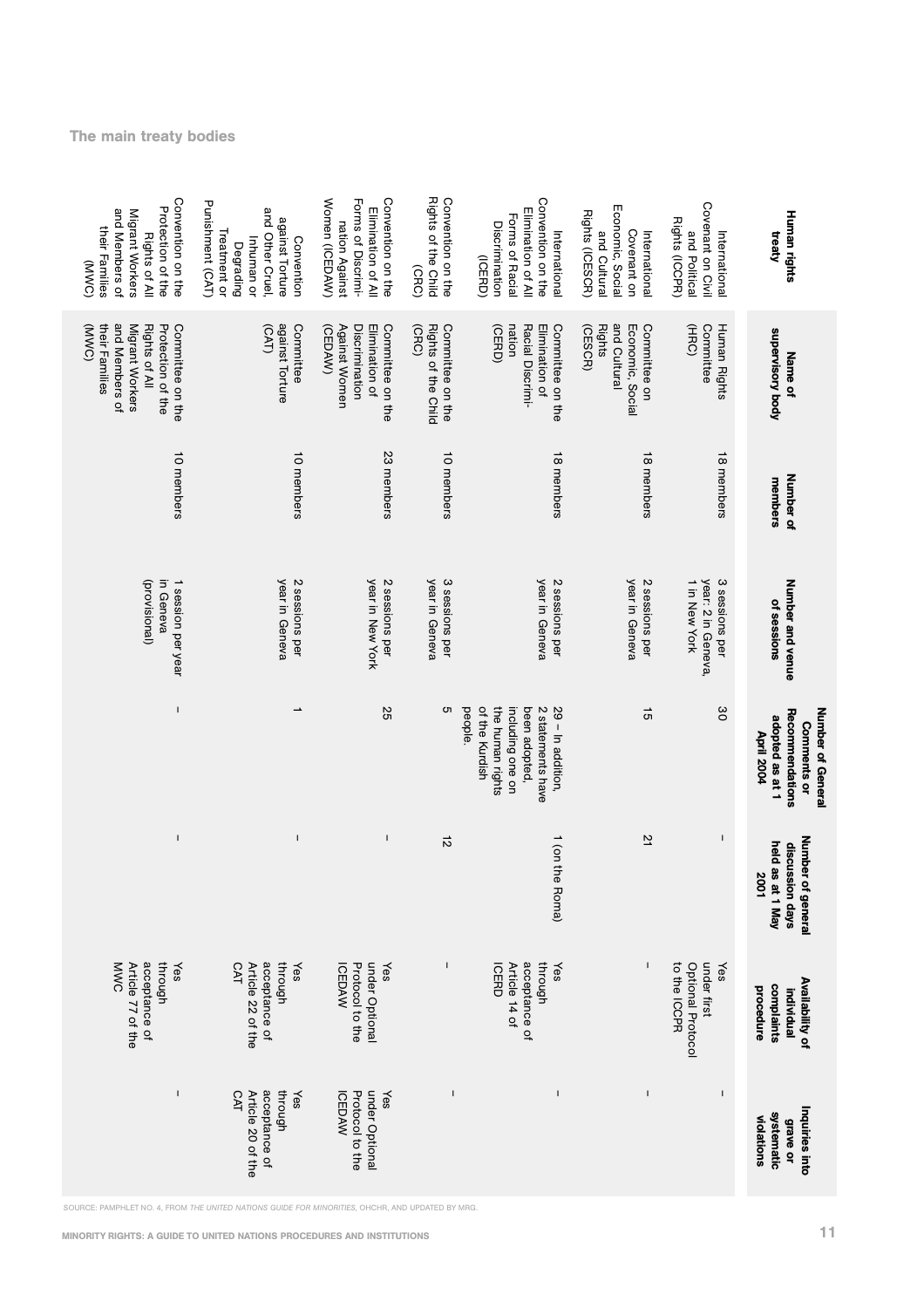## The main treaty bodies

| Human rights treaty | Name of supervisory body | Number of members | Number and venue of sessions | Number of General Comments or Recommendations adopted as at 1 April 2004 | Number of general discussion days held as at 1 May 2001 | Availability of individual complaints procedure | Inquiries into grave or systematic violations |
|---|---|---|---|---|---|---|---|
| International Covenant on Civil and Political Rights (ICCPR) | Human Rights Committee (HRC) | 18 members | 3 sessions per year: 2 in Geneva, 1 in New York | 30 | – | Yes under first Optional Protocol to the ICCPR | – |
| International Covenant on Economic, Social and Cultural Rights (ICESCR) | Committee on Economic, Social and Cultural Rights (CESCR) | 18 members | 2 sessions per year in Geneva | 15 | 21 | – | – |
| International Convention on the Elimination of All Forms of Racial Discrimination (ICERD) | Committee on the Elimination of Racial Discrimination (CERD) | 18 members | 2 sessions per year in Geneva | 29 – In addition, 2 statements have been adopted, including one on the human rights of the Kurdish people. | 1 (on the Roma) | Yes through acceptance of Article 14 of ICERD | – |
| Convention on the Rights of the Child (CRC) | Committee on the Rights of the Child (CRC) | 10 members | 3 sessions per year in Geneva | 5 | 12 | – | – |
| Convention on the Elimination of All Forms of Discrimination Against Women (ICEDAW) | Committee on the Elimination of Discrimination Against Women (CEDAW) | 23 members | 2 sessions per year in New York | 25 | – | Yes under Optional Protocol to the ICEDAW | Yes under Optional Protocol to the ICEDAW |
| Convention against Torture and Other Cruel, Inhuman or Degrading Treatment or Punishment (CAT) | Committee against Torture (CAT) | 10 members | 2 sessions per year in Geneva | 1 | – | Yes through acceptance of Article 22 of the CAT | Yes through acceptance of Article 20 of the CAT |
| Convention on the Protection of the Rights of All Migrant Workers and Members of their Families (MWC) | Committee on the Protection of the Rights of All Migrant Workers and Members of their Families (MWC) | 10 members | 1 session per year in Geneva (provisional) | – | – | Yes through acceptance of Article 77 of the MWC | – |

SOURCE: PAMPHLET NO. 4, FROM *THE UNITED NATIONS GUIDE FOR MINORITIES*, OHCHR, AND UPDATED BY MRG.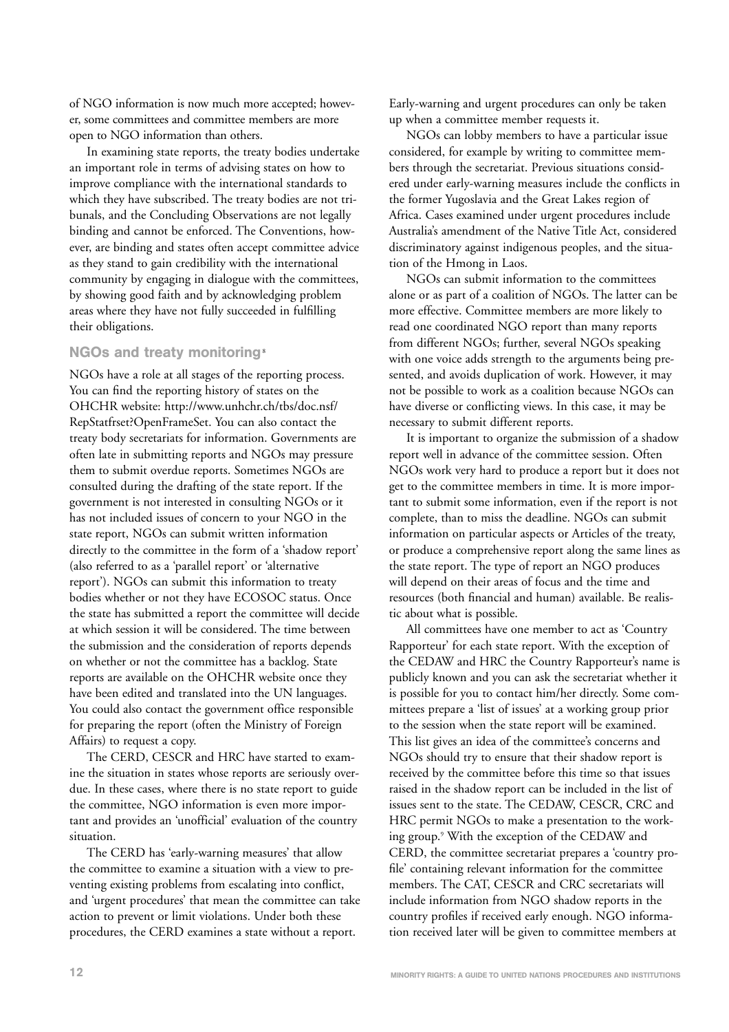of NGO information is now much more accepted; however, some committees and committee members are more open to NGO information than others.

In examining state reports, the treaty bodies undertake an important role in terms of advising states on how to improve compliance with the international standards to which they have subscribed. The treaty bodies are not tribunals, and the Concluding Observations are not legally binding and cannot be enforced. The Conventions, however, are binding and states often accept committee advice as they stand to gain credibility with the international community by engaging in dialogue with the committees, by showing good faith and by acknowledging problem areas where they have not fully succeeded in fulfilling their obligations.

### NGOs and treaty monitoring[8]

NGOs have a role at all stages of the reporting process. You can find the reporting history of states on the OHCHR website: http://www.unhchr.ch/tbs/doc.nsf/RepStatfrset?OpenFrameSet. You can also contact the treaty body secretariats for information. Governments are often late in submitting reports and NGOs may pressure them to submit overdue reports. Sometimes NGOs are consulted during the drafting of the state report. If the government is not interested in consulting NGOs or it has not included issues of concern to your NGO in the state report, NGOs can submit written information directly to the committee in the form of a 'shadow report' (also referred to as a 'parallel report' or 'alternative report'). NGOs can submit this information to treaty bodies whether or not they have ECOSOC status. Once the state has submitted a report the committee will decide at which session it will be considered. The time between the submission and the consideration of reports depends on whether or not the committee has a backlog. State reports are available on the OHCHR website once they have been edited and translated into the UN languages. You could also contact the government office responsible for preparing the report (often the Ministry of Foreign Affairs) to request a copy.

The CERD, CESCR and HRC have started to examine the situation in states whose reports are seriously overdue. In these cases, where there is no state report to guide the committee, NGO information is even more important and provides an 'unofficial' evaluation of the country situation.

The CERD has 'early-warning measures' that allow the committee to examine a situation with a view to preventing existing problems from escalating into conflict, and 'urgent procedures' that mean the committee can take action to prevent or limit violations. Under both these procedures, the CERD examines a state without a report. Early-warning and urgent procedures can only be taken up when a committee member requests it.

NGOs can lobby members to have a particular issue considered, for example by writing to committee members through the secretariat. Previous situations considered under early-warning measures include the conflicts in the former Yugoslavia and the Great Lakes region of Africa. Cases examined under urgent procedures include Australia's amendment of the Native Title Act, considered discriminatory against indigenous peoples, and the situation of the Hmong in Laos.

NGOs can submit information to the committees alone or as part of a coalition of NGOs. The latter can be more effective. Committee members are more likely to read one coordinated NGO report than many reports from different NGOs; further, several NGOs speaking with one voice adds strength to the arguments being presented, and avoids duplication of work. However, it may not be possible to work as a coalition because NGOs can have diverse or conflicting views. In this case, it may be necessary to submit different reports.

It is important to organize the submission of a shadow report well in advance of the committee session. Often NGOs work very hard to produce a report but it does not get to the committee members in time. It is more important to submit some information, even if the report is not complete, than to miss the deadline. NGOs can submit information on particular aspects or Articles of the treaty, or produce a comprehensive report along the same lines as the state report. The type of report an NGO produces will depend on their areas of focus and the time and resources (both financial and human) available. Be realistic about what is possible.

All committees have one member to act as 'Country Rapporteur' for each state report. With the exception of the CEDAW and HRC the Country Rapporteur's name is publicly known and you can ask the secretariat whether it is possible for you to contact him/her directly. Some committees prepare a 'list of issues' at a working group prior to the session when the state report will be examined. This list gives an idea of the committee's concerns and NGOs should try to ensure that their shadow report is received by the committee before this time so that issues raised in the shadow report can be included in the list of issues sent to the state. The CEDAW, CESCR, CRC and HRC permit NGOs to make a presentation to the working group.[9] With the exception of the CEDAW and CERD, the committee secretariat prepares a 'country profile' containing relevant information for the committee members. The CAT, CESCR and CRC secretariats will include information from NGO shadow reports in the country profiles if received early enough. NGO information received later will be given to committee members at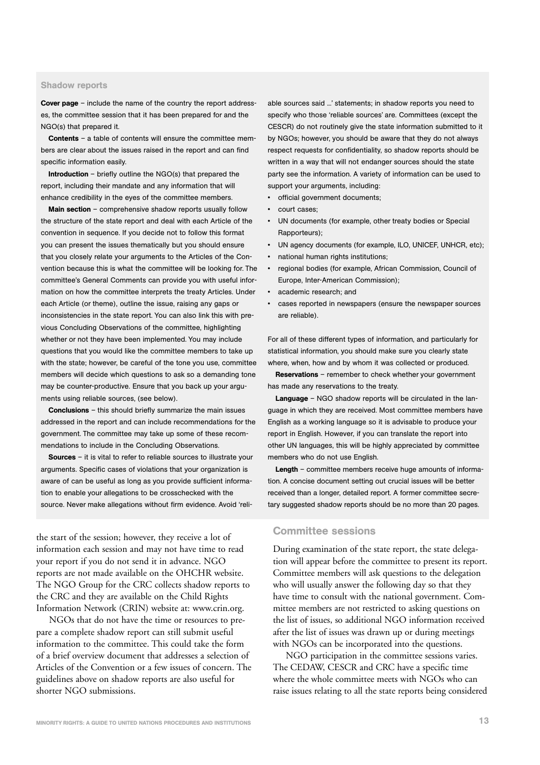### Shadow reports

**Cover page** – include the name of the country the report addresses, the committee session that it has been prepared for and the NGO(s) that prepared it.

**Contents** – a table of contents will ensure the committee members are clear about the issues raised in the report and can find specific information easily.

**Introduction** – briefly outline the NGO(s) that prepared the report, including their mandate and any information that will enhance credibility in the eyes of the committee members.

**Main section** – comprehensive shadow reports usually follow the structure of the state report and deal with each Article of the convention in sequence. If you decide not to follow this format you can present the issues thematically but you should ensure that you closely relate your arguments to the Articles of the Convention because this is what the committee will be looking for. The committee's General Comments can provide you with useful information on how the committee interprets the treaty Articles. Under each Article (or theme), outline the issue, raising any gaps or inconsistencies in the state report. You can also link this with previous Concluding Observations of the committee, highlighting whether or not they have been implemented. You may include questions that you would like the committee members to take up with the state; however, be careful of the tone you use, committee members will decide which questions to ask so a demanding tone may be counter-productive. Ensure that you back up your arguments using reliable sources, (see below).

**Conclusions** – this should briefly summarize the main issues addressed in the report and can include recommendations for the government. The committee may take up some of these recommendations to include in the Concluding Observations.

**Sources** – it is vital to refer to reliable sources to illustrate your arguments. Specific cases of violations that your organization is aware of can be useful as long as you provide sufficient information to enable your allegations to be crosschecked with the source. Never make allegations without firm evidence. Avoid 'reliable sources said ...' statements; in shadow reports you need to specify who those 'reliable sources' are. Committees (except the CESCR) do not routinely give the state information submitted to it by NGOs; however, you should be aware that they do not always respect requests for confidentiality, so shadow reports should be written in a way that will not endanger sources should the state party see the information. A variety of information can be used to support your arguments, including:

- official government documents;
- court cases;
- UN documents (for example, other treaty bodies or Special Rapporteurs);
- UN agency documents (for example, ILO, UNICEF, UNHCR, etc);
- national human rights institutions;
- regional bodies (for example, African Commission, Council of Europe, Inter-American Commission);
- academic research; and
- cases reported in newspapers (ensure the newspaper sources are reliable).

For all of these different types of information, and particularly for statistical information, you should make sure you clearly state where, when, how and by whom it was collected or produced.

**Reservations** – remember to check whether your government has made any reservations to the treaty.

**Language** – NGO shadow reports will be circulated in the language in which they are received. Most committee members have English as a working language so it is advisable to produce your report in English. However, if you can translate the report into other UN languages, this will be highly appreciated by committee members who do not use English.

**Length** – committee members receive huge amounts of information. A concise document setting out crucial issues will be better received than a longer, detailed report. A former committee secretary suggested shadow reports should be no more than 20 pages.

the start of the session; however, they receive a lot of information each session and may not have time to read your report if you do not send it in advance. NGO reports are not made available on the OHCHR website. The NGO Group for the CRC collects shadow reports to the CRC and they are available on the Child Rights Information Network (CRIN) website at: www.crin.org.

NGOs that do not have the time or resources to prepare a complete shadow report can still submit useful information to the committee. This could take the form of a brief overview document that addresses a selection of Articles of the Convention or a few issues of concern. The guidelines above on shadow reports are also useful for shorter NGO submissions.

## Committee sessions

During examination of the state report, the state delegation will appear before the committee to present its report. Committee members will ask questions to the delegation who will usually answer the following day so that they have time to consult with the national government. Committee members are not restricted to asking questions on the list of issues, so additional NGO information received after the list of issues was drawn up or during meetings with NGOs can be incorporated into the questions.

NGO participation in the committee sessions varies. The CEDAW, CESCR and CRC have a specific time where the whole committee meets with NGOs who can raise issues relating to all the state reports being considered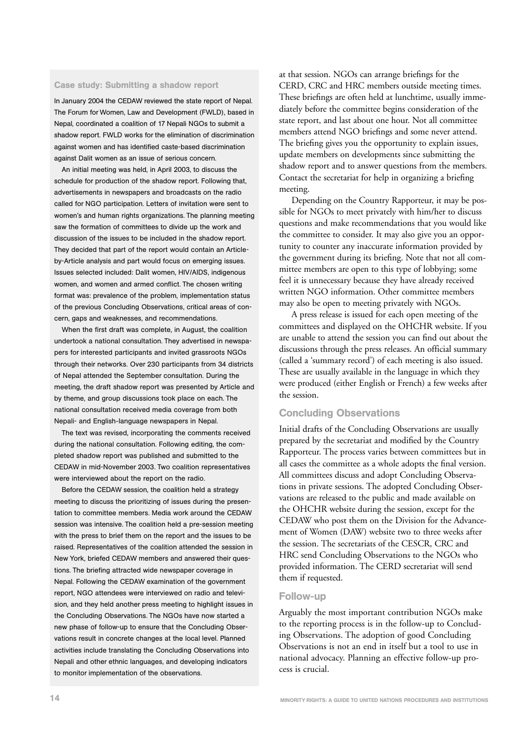### Case study: Submitting a shadow report

In January 2004 the CEDAW reviewed the state report of Nepal. The Forum for Women, Law and Development (FWLD), based in Nepal, coordinated a coalition of 17 Nepali NGOs to submit a shadow report. FWLD works for the elimination of discrimination against women and has identified caste-based discrimination against Dalit women as an issue of serious concern.

An initial meeting was held, in April 2003, to discuss the schedule for production of the shadow report. Following that, advertisements in newspapers and broadcasts on the radio called for NGO participation. Letters of invitation were sent to women's and human rights organizations. The planning meeting saw the formation of committees to divide up the work and discussion of the issues to be included in the shadow report. They decided that part of the report would contain an Article-by-Article analysis and part would focus on emerging issues. Issues selected included: Dalit women, HIV/AIDS, indigenous women, and women and armed conflict. The chosen writing format was: prevalence of the problem, implementation status of the previous Concluding Observations, critical areas of concern, gaps and weaknesses, and recommendations.

When the first draft was complete, in August, the coalition undertook a national consultation. They advertised in newspapers for interested participants and invited grassroots NGOs through their networks. Over 230 participants from 34 districts of Nepal attended the September consultation. During the meeting, the draft shadow report was presented by Article and by theme, and group discussions took place on each. The national consultation received media coverage from both Nepali- and English-language newspapers in Nepal.

The text was revised, incorporating the comments received during the national consultation. Following editing, the completed shadow report was published and submitted to the CEDAW in mid-November 2003. Two coalition representatives were interviewed about the report on the radio.

Before the CEDAW session, the coalition held a strategy meeting to discuss the prioritizing of issues during the presentation to committee members. Media work around the CEDAW session was intensive. The coalition held a pre-session meeting with the press to brief them on the report and the issues to be raised. Representatives of the coalition attended the session in New York, briefed CEDAW members and answered their questions. The briefing attracted wide newspaper coverage in Nepal. Following the CEDAW examination of the government report, NGO attendees were interviewed on radio and television, and they held another press meeting to highlight issues in the Concluding Observations. The NGOs have now started a new phase of follow-up to ensure that the Concluding Observations result in concrete changes at the local level. Planned activities include translating the Concluding Observations into Nepali and other ethnic languages, and developing indicators to monitor implementation of the observations.

at that session. NGOs can arrange briefings for the CERD, CRC and HRC members outside meeting times. These briefings are often held at lunchtime, usually immediately before the committee begins consideration of the state report, and last about one hour. Not all committee members attend NGO briefings and some never attend. The briefing gives you the opportunity to explain issues, update members on developments since submitting the shadow report and to answer questions from the members. Contact the secretariat for help in organizing a briefing meeting.

Depending on the Country Rapporteur, it may be possible for NGOs to meet privately with him/her to discuss questions and make recommendations that you would like the committee to consider. It may also give you an opportunity to counter any inaccurate information provided by the government during its briefing. Note that not all committee members are open to this type of lobbying; some feel it is unnecessary because they have already received written NGO information. Other committee members may also be open to meeting privately with NGOs.

A press release is issued for each open meeting of the committees and displayed on the OHCHR website. If you are unable to attend the session you can find out about the discussions through the press releases. An official summary (called a 'summary record') of each meeting is also issued. These are usually available in the language in which they were produced (either English or French) a few weeks after the session.

## Concluding Observations

Initial drafts of the Concluding Observations are usually prepared by the secretariat and modified by the Country Rapporteur. The process varies between committees but in all cases the committee as a whole adopts the final version. All committees discuss and adopt Concluding Observations in private sessions. The adopted Concluding Observations are released to the public and made available on the OHCHR website during the session, except for the CEDAW who post them on the Division for the Advancement of Women (DAW) website two to three weeks after the session. The secretariats of the CESCR, CRC and HRC send Concluding Observations to the NGOs who provided information. The CERD secretariat will send them if requested.

## Follow-up

Arguably the most important contribution NGOs make to the reporting process is in the follow-up to Concluding Observations. The adoption of good Concluding Observations is not an end in itself but a tool to use in national advocacy. Planning an effective follow-up process is crucial.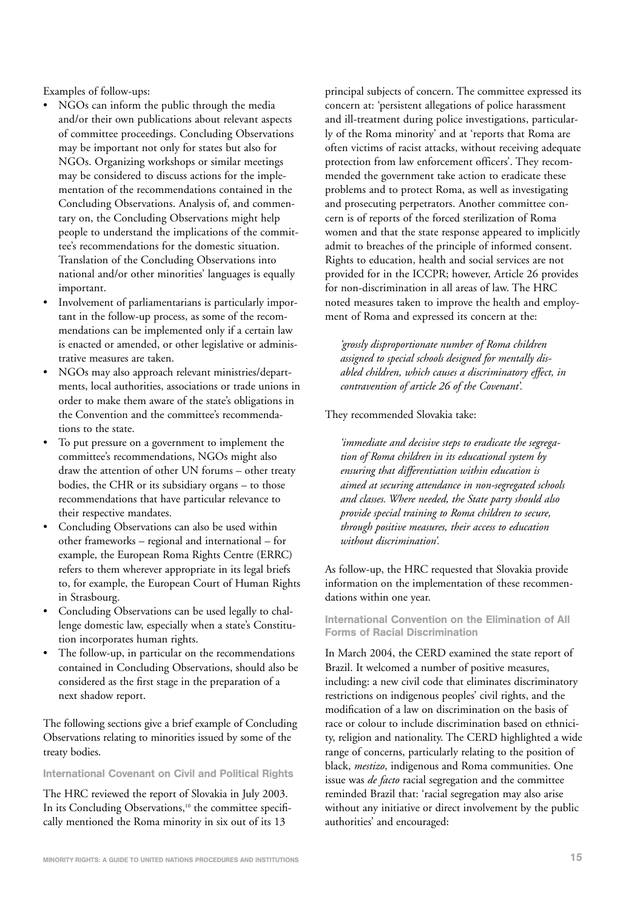Examples of follow-ups:

- NGOs can inform the public through the media and/or their own publications about relevant aspects of committee proceedings. Concluding Observations may be important not only for states but also for NGOs. Organizing workshops or similar meetings may be considered to discuss actions for the implementation of the recommendations contained in the Concluding Observations. Analysis of, and commentary on, the Concluding Observations might help people to understand the implications of the committee's recommendations for the domestic situation. Translation of the Concluding Observations into national and/or other minorities' languages is equally important.
- Involvement of parliamentarians is particularly important in the follow-up process, as some of the recommendations can be implemented only if a certain law is enacted or amended, or other legislative or administrative measures are taken.
- NGOs may also approach relevant ministries/departments, local authorities, associations or trade unions in order to make them aware of the state's obligations in the Convention and the committee's recommendations to the state.
- To put pressure on a government to implement the committee's recommendations, NGOs might also draw the attention of other UN forums – other treaty bodies, the CHR or its subsidiary organs – to those recommendations that have particular relevance to their respective mandates.
- Concluding Observations can also be used within other frameworks – regional and international – for example, the European Roma Rights Centre (ERRC) refers to them wherever appropriate in its legal briefs to, for example, the European Court of Human Rights in Strasbourg.
- Concluding Observations can be used legally to challenge domestic law, especially when a state's Constitution incorporates human rights.
- The follow-up, in particular on the recommendations contained in Concluding Observations, should also be considered as the first stage in the preparation of a next shadow report.

The following sections give a brief example of Concluding Observations relating to minorities issued by some of the treaty bodies.

### International Covenant on Civil and Political Rights

The HRC reviewed the report of Slovakia in July 2003. In its Concluding Observations,[10] the committee specifically mentioned the Roma minority in six out of its 13 principal subjects of concern. The committee expressed its concern at: 'persistent allegations of police harassment and ill-treatment during police investigations, particularly of the Roma minority' and at 'reports that Roma are often victims of racist attacks, without receiving adequate protection from law enforcement officers'. They recommended the government take action to eradicate these problems and to protect Roma, as well as investigating and prosecuting perpetrators. Another committee concern is of reports of the forced sterilization of Roma women and that the state response appeared to implicitly admit to breaches of the principle of informed consent. Rights to education, health and social services are not provided for in the ICCPR; however, Article 26 provides for non-discrimination in all areas of law. The HRC noted measures taken to improve the health and employment of Roma and expressed its concern at the:

> *'grossly disproportionate number of Roma children assigned to special schools designed for mentally disabled children, which causes a discriminatory effect, in contravention of article 26 of the Covenant'.*

They recommended Slovakia take:

> *'immediate and decisive steps to eradicate the segregation of Roma children in its educational system by ensuring that differentiation within education is aimed at securing attendance in non-segregated schools and classes. Where needed, the State party should also provide special training to Roma children to secure, through positive measures, their access to education without discrimination'.*

As follow-up, the HRC requested that Slovakia provide information on the implementation of these recommendations within one year.

### International Convention on the Elimination of All Forms of Racial Discrimination

In March 2004, the CERD examined the state report of Brazil. It welcomed a number of positive measures, including: a new civil code that eliminates discriminatory restrictions on indigenous peoples' civil rights, and the modification of a law on discrimination on the basis of race or colour to include discrimination based on ethnicity, religion and nationality. The CERD highlighted a wide range of concerns, particularly relating to the position of black, *mestizo*, indigenous and Roma communities. One issue was *de facto* racial segregation and the committee reminded Brazil that: 'racial segregation may also arise without any initiative or direct involvement by the public authorities' and encouraged: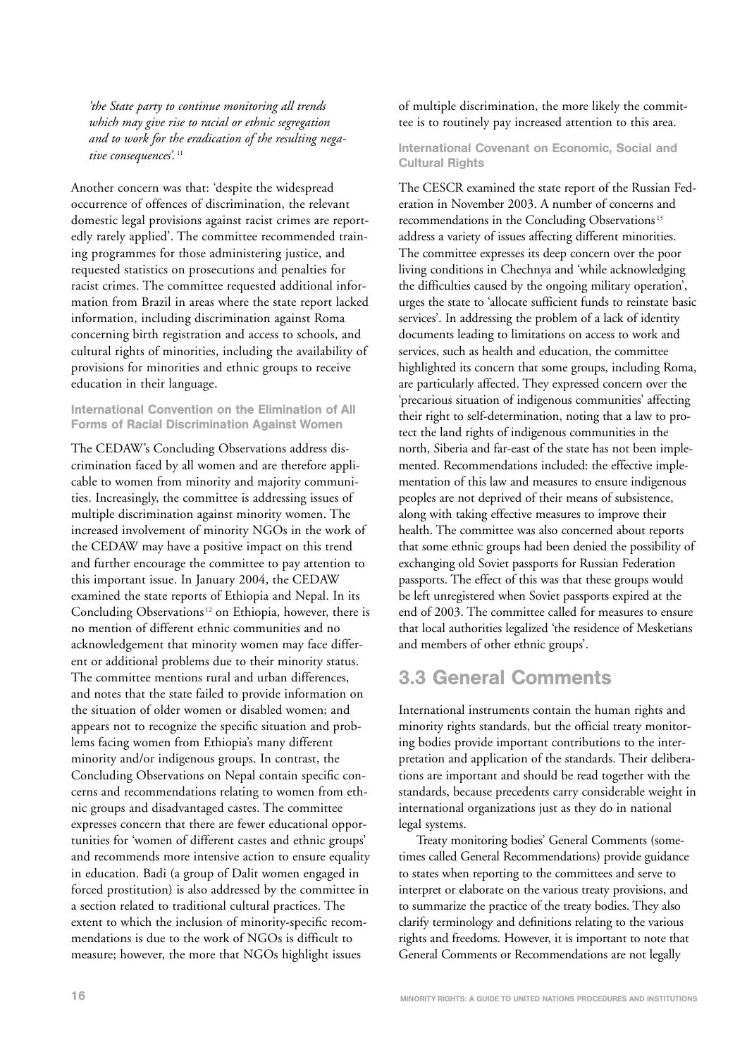*'the State party to continue monitoring all trends which may give rise to racial or ethnic segregation and to work for the eradication of the resulting negative consequences'.*[11]

Another concern was that: 'despite the widespread occurrence of offences of discrimination, the relevant domestic legal provisions against racist crimes are reportedly rarely applied'. The committee recommended training programmes for those administering justice, and requested statistics on prosecutions and penalties for racist crimes. The committee requested additional information from Brazil in areas where the state report lacked information, including discrimination against Roma concerning birth registration and access to schools, and cultural rights of minorities, including the availability of provisions for minorities and ethnic groups to receive education in their language.

#### International Convention on the Elimination of All Forms of Racial Discrimination Against Women

The CEDAW's Concluding Observations address discrimination faced by all women and are therefore applicable to women from minority and majority communities. Increasingly, the committee is addressing issues of multiple discrimination against minority women. The increased involvement of minority NGOs in the work of the CEDAW may have a positive impact on this trend and further encourage the committee to pay attention to this important issue. In January 2004, the CEDAW examined the state reports of Ethiopia and Nepal. In its Concluding Observations[12] on Ethiopia, however, there is no mention of different ethnic communities and no acknowledgement that minority women may face different or additional problems due to their minority status. The committee mentions rural and urban differences, and notes that the state failed to provide information on the situation of older women or disabled women; and appears not to recognize the specific situation and problems facing women from Ethiopia's many different minority and/or indigenous groups. In contrast, the Concluding Observations on Nepal contain specific concerns and recommendations relating to women from ethnic groups and disadvantaged castes. The committee expresses concern that there are fewer educational opportunities for 'women of different castes and ethnic groups' and recommends more intensive action to ensure equality in education. Badi (a group of Dalit women engaged in forced prostitution) is also addressed by the committee in a section related to traditional cultural practices. The extent to which the inclusion of minority-specific recommendations is due to the work of NGOs is difficult to measure; however, the more that NGOs highlight issues of multiple discrimination, the more likely the committee is to routinely pay increased attention to this area.

#### International Covenant on Economic, Social and Cultural Rights

The CESCR examined the state report of the Russian Federation in November 2003. A number of concerns and recommendations in the Concluding Observations[13] address a variety of issues affecting different minorities. The committee expresses its deep concern over the poor living conditions in Chechnya and 'while acknowledging the difficulties caused by the ongoing military operation', urges the state to 'allocate sufficient funds to reinstate basic services'. In addressing the problem of a lack of identity documents leading to limitations on access to work and services, such as health and education, the committee highlighted its concern that some groups, including Roma, are particularly affected. They expressed concern over the 'precarious situation of indigenous communities' affecting their right to self-determination, noting that a law to protect the land rights of indigenous communities in the north, Siberia and far-east of the state has not been implemented. Recommendations included: the effective implementation of this law and measures to ensure indigenous peoples are not deprived of their means of subsistence, along with taking effective measures to improve their health. The committee was also concerned about reports that some ethnic groups had been denied the possibility of exchanging old Soviet passports for Russian Federation passports. The effect of this was that these groups would be left unregistered when Soviet passports expired at the end of 2003. The committee called for measures to ensure that local authorities legalized 'the residence of Mesketians and members of other ethnic groups'.

## 3.3 General Comments

International instruments contain the human rights and minority rights standards, but the official treaty monitoring bodies provide important contributions to the interpretation and application of the standards. Their deliberations are important and should be read together with the standards, because precedents carry considerable weight in international organizations just as they do in national legal systems.

Treaty monitoring bodies' General Comments (sometimes called General Recommendations) provide guidance to states when reporting to the committees and serve to interpret or elaborate on the various treaty provisions, and to summarize the practice of the treaty bodies. They also clarify terminology and definitions relating to the various rights and freedoms. However, it is important to note that General Comments or Recommendations are not legally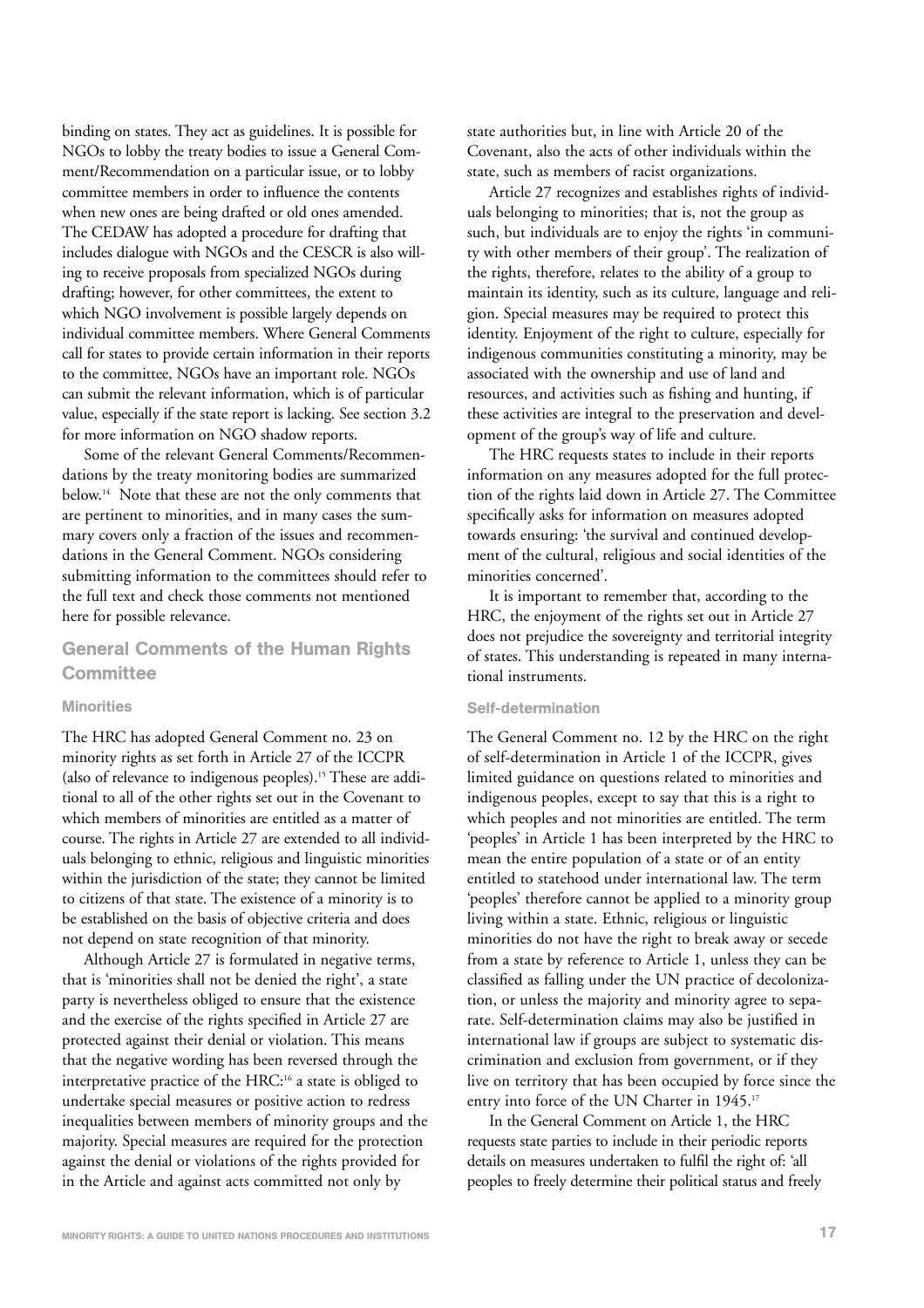binding on states. They act as guidelines. It is possible for NGOs to lobby the treaty bodies to issue a General Comment/Recommendation on a particular issue, or to lobby committee members in order to influence the contents when new ones are being drafted or old ones amended. The CEDAW has adopted a procedure for drafting that includes dialogue with NGOs and the CESCR is also willing to receive proposals from specialized NGOs during drafting; however, for other committees, the extent to which NGO involvement is possible largely depends on individual committee members. Where General Comments call for states to provide certain information in their reports to the committee, NGOs have an important role. NGOs can submit the relevant information, which is of particular value, especially if the state report is lacking. See section 3.2 for more information on NGO shadow reports.

Some of the relevant General Comments/Recommendations by the treaty monitoring bodies are summarized below.[14] Note that these are not the only comments that are pertinent to minorities, and in many cases the summary covers only a fraction of the issues and recommendations in the General Comment. NGOs considering submitting information to the committees should refer to the full text and check those comments not mentioned here for possible relevance.

## General Comments of the Human Rights Committee

### Minorities

The HRC has adopted General Comment no. 23 on minority rights as set forth in Article 27 of the ICCPR (also of relevance to indigenous peoples).[15] These are additional to all of the other rights set out in the Covenant to which members of minorities are entitled as a matter of course. The rights in Article 27 are extended to all individuals belonging to ethnic, religious and linguistic minorities within the jurisdiction of the state; they cannot be limited to citizens of that state. The existence of a minority is to be established on the basis of objective criteria and does not depend on state recognition of that minority.

Although Article 27 is formulated in negative terms, that is 'minorities shall not be denied the right', a state party is nevertheless obliged to ensure that the existence and the exercise of the rights specified in Article 27 are protected against their denial or violation. This means that the negative wording has been reversed through the interpretative practice of the HRC:[16] a state is obliged to undertake special measures or positive action to redress inequalities between members of minority groups and the majority. Special measures are required for the protection against the denial or violations of the rights provided for in the Article and against acts committed not only by state authorities but, in line with Article 20 of the Covenant, also the acts of other individuals within the state, such as members of racist organizations.

Article 27 recognizes and establishes rights of individuals belonging to minorities; that is, not the group as such, but individuals are to enjoy the rights 'in community with other members of their group'. The realization of the rights, therefore, relates to the ability of a group to maintain its identity, such as its culture, language and religion. Special measures may be required to protect this identity. Enjoyment of the right to culture, especially for indigenous communities constituting a minority, may be associated with the ownership and use of land and resources, and activities such as fishing and hunting, if these activities are integral to the preservation and development of the group's way of life and culture.

The HRC requests states to include in their reports information on any measures adopted for the full protection of the rights laid down in Article 27. The Committee specifically asks for information on measures adopted towards ensuring: 'the survival and continued development of the cultural, religious and social identities of the minorities concerned'.

It is important to remember that, according to the HRC, the enjoyment of the rights set out in Article 27 does not prejudice the sovereignty and territorial integrity of states. This understanding is repeated in many international instruments.

### Self-determination

The General Comment no. 12 by the HRC on the right of self-determination in Article 1 of the ICCPR, gives limited guidance on questions related to minorities and indigenous peoples, except to say that this is a right to which peoples and not minorities are entitled. The term 'peoples' in Article 1 has been interpreted by the HRC to mean the entire population of a state or of an entity entitled to statehood under international law. The term 'peoples' therefore cannot be applied to a minority group living within a state. Ethnic, religious or linguistic minorities do not have the right to break away or secede from a state by reference to Article 1, unless they can be classified as falling under the UN practice of decolonization, or unless the majority and minority agree to separate. Self-determination claims may also be justified in international law if groups are subject to systematic discrimination and exclusion from government, or if they live on territory that has been occupied by force since the entry into force of the UN Charter in 1945.[17]

In the General Comment on Article 1, the HRC requests state parties to include in their periodic reports details on measures undertaken to fulfil the right of: 'all peoples to freely determine their political status and freely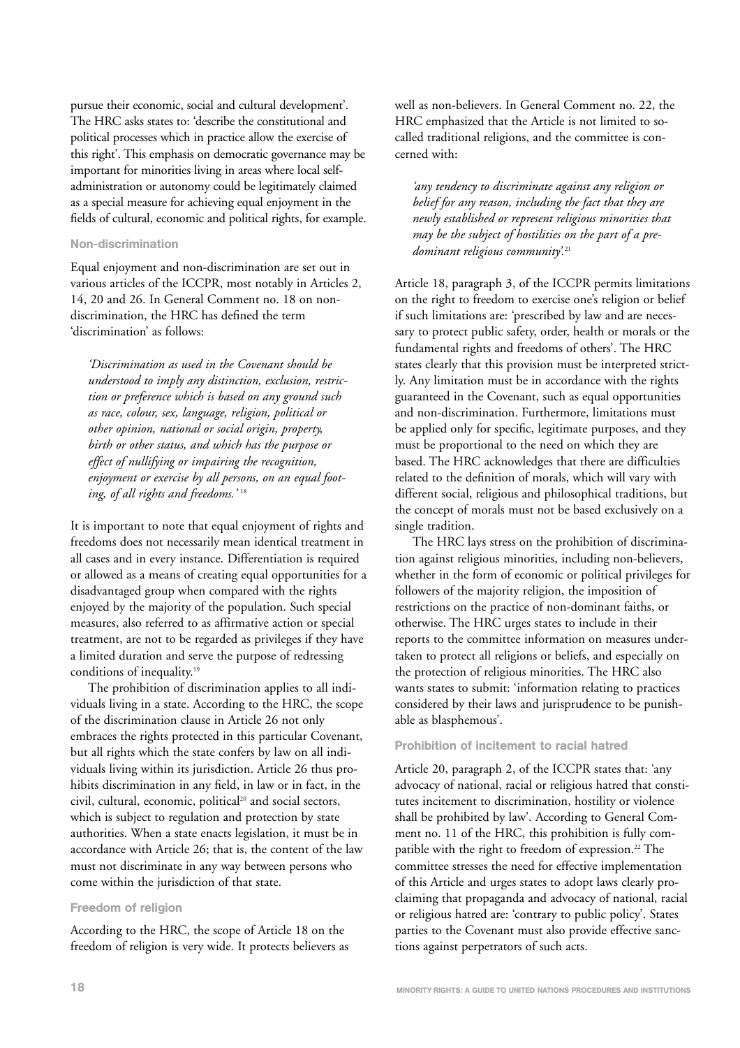pursue their economic, social and cultural development'. The HRC asks states to: 'describe the constitutional and political processes which in practice allow the exercise of this right'. This emphasis on democratic governance may be important for minorities living in areas where local self-administration or autonomy could be legitimately claimed as a special measure for achieving equal enjoyment in the fields of cultural, economic and political rights, for example.

### Non-discrimination

Equal enjoyment and non-discrimination are set out in various articles of the ICCPR, most notably in Articles 2, 14, 20 and 26. In General Comment no. 18 on non-discrimination, the HRC has defined the term 'discrimination' as follows:

> *'Discrimination as used in the Covenant should be understood to imply any distinction, exclusion, restriction or preference which is based on any ground such as race, colour, sex, language, religion, political or other opinion, national or social origin, property, birth or other status, and which has the purpose or effect of nullifying or impairing the recognition, enjoyment or exercise by all persons, on an equal footing, of all rights and freedoms.'* [18]

It is important to note that equal enjoyment of rights and freedoms does not necessarily mean identical treatment in all cases and in every instance. Differentiation is required or allowed as a means of creating equal opportunities for a disadvantaged group when compared with the rights enjoyed by the majority of the population. Such special measures, also referred to as affirmative action or special treatment, are not to be regarded as privileges if they have a limited duration and serve the purpose of redressing conditions of inequality.[19]

The prohibition of discrimination applies to all individuals living in a state. According to the HRC, the scope of the discrimination clause in Article 26 not only embraces the rights protected in this particular Covenant, but all rights which the state confers by law on all individuals living within its jurisdiction. Article 26 thus prohibits discrimination in any field, in law or in fact, in the civil, cultural, economic, political[20] and social sectors, which is subject to regulation and protection by state authorities. When a state enacts legislation, it must be in accordance with Article 26; that is, the content of the law must not discriminate in any way between persons who come within the jurisdiction of that state.

### Freedom of religion

According to the HRC, the scope of Article 18 on the freedom of religion is very wide. It protects believers as well as non-believers. In General Comment no. 22, the HRC emphasized that the Article is not limited to so-called traditional religions, and the committee is concerned with:

> *'any tendency to discriminate against any religion or belief for any reason, including the fact that they are newly established or represent religious minorities that may be the subject of hostilities on the part of a predominant religious community'.*[21]

Article 18, paragraph 3, of the ICCPR permits limitations on the right to freedom to exercise one's religion or belief if such limitations are: 'prescribed by law and are necessary to protect public safety, order, health or morals or the fundamental rights and freedoms of others'. The HRC states clearly that this provision must be interpreted strictly. Any limitation must be in accordance with the rights guaranteed in the Covenant, such as equal opportunities and non-discrimination. Furthermore, limitations must be applied only for specific, legitimate purposes, and they must be proportional to the need on which they are based. The HRC acknowledges that there are difficulties related to the definition of morals, which will vary with different social, religious and philosophical traditions, but the concept of morals must not be based exclusively on a single tradition.

The HRC lays stress on the prohibition of discrimination against religious minorities, including non-believers, whether in the form of economic or political privileges for followers of the majority religion, the imposition of restrictions on the practice of non-dominant faiths, or otherwise. The HRC urges states to include in their reports to the committee information on measures undertaken to protect all religions or beliefs, and especially on the protection of religious minorities. The HRC also wants states to submit: 'information relating to practices considered by their laws and jurisprudence to be punishable as blasphemous'.

### Prohibition of incitement to racial hatred

Article 20, paragraph 2, of the ICCPR states that: 'any advocacy of national, racial or religious hatred that constitutes incitement to discrimination, hostility or violence shall be prohibited by law'. According to General Comment no. 11 of the HRC, this prohibition is fully compatible with the right to freedom of expression.[22] The committee stresses the need for effective implementation of this Article and urges states to adopt laws clearly proclaiming that propaganda and advocacy of national, racial or religious hatred are: 'contrary to public policy'. States parties to the Covenant must also provide effective sanctions against perpetrators of such acts.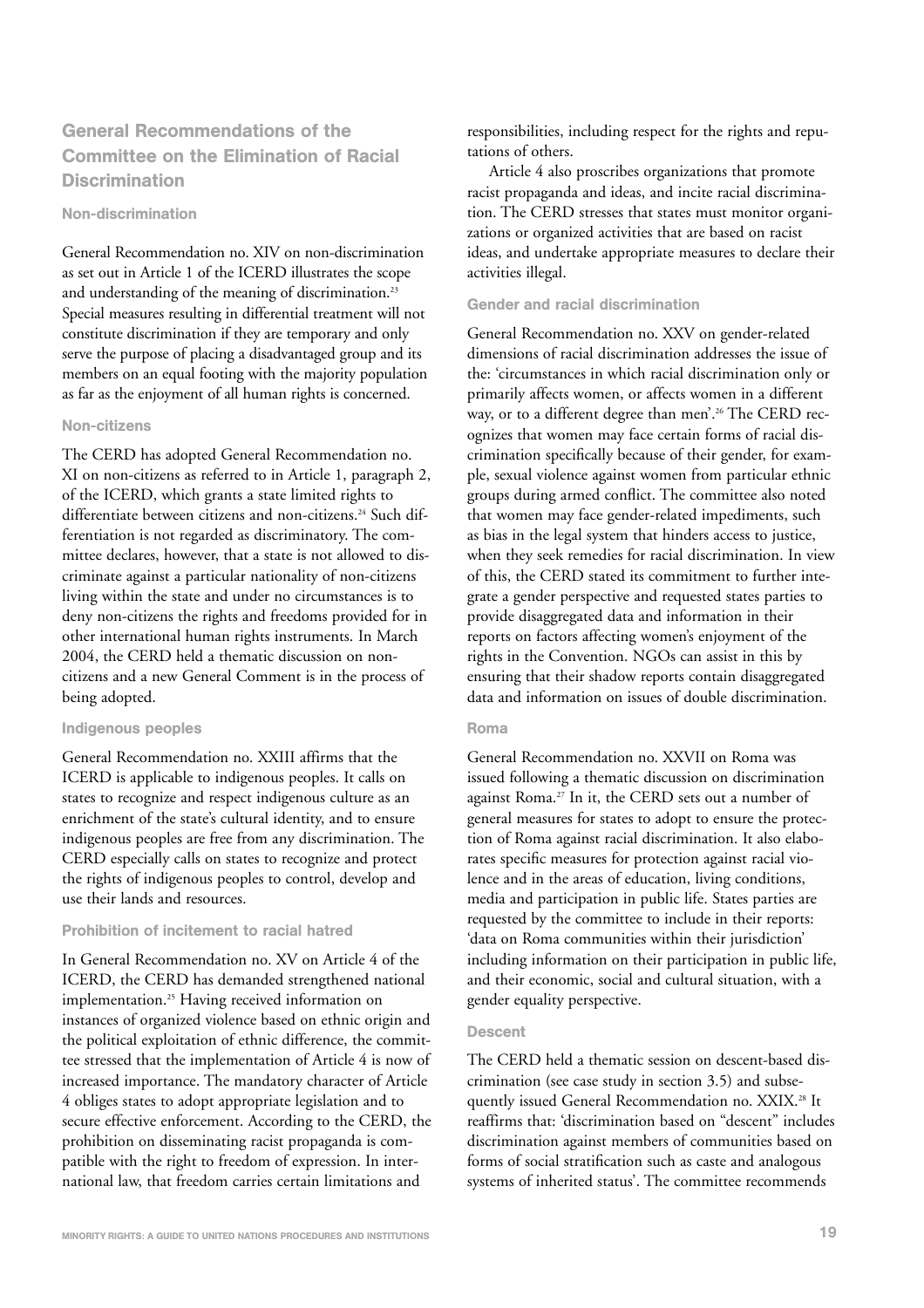## General Recommendations of the Committee on the Elimination of Racial Discrimination

### Non-discrimination

General Recommendation no. XIV on non-discrimination as set out in Article 1 of the ICERD illustrates the scope and understanding of the meaning of discrimination.[23] Special measures resulting in differential treatment will not constitute discrimination if they are temporary and only serve the purpose of placing a disadvantaged group and its members on an equal footing with the majority population as far as the enjoyment of all human rights is concerned.

### Non-citizens

The CERD has adopted General Recommendation no. XI on non-citizens as referred to in Article 1, paragraph 2, of the ICERD, which grants a state limited rights to differentiate between citizens and non-citizens.[24] Such differentiation is not regarded as discriminatory. The committee declares, however, that a state is not allowed to discriminate against a particular nationality of non-citizens living within the state and under no circumstances is to deny non-citizens the rights and freedoms provided for in other international human rights instruments. In March 2004, the CERD held a thematic discussion on non-citizens and a new General Comment is in the process of being adopted.

### Indigenous peoples

General Recommendation no. XXIII affirms that the ICERD is applicable to indigenous peoples. It calls on states to recognize and respect indigenous culture as an enrichment of the state's cultural identity, and to ensure indigenous peoples are free from any discrimination. The CERD especially calls on states to recognize and protect the rights of indigenous peoples to control, develop and use their lands and resources.

### Prohibition of incitement to racial hatred

In General Recommendation no. XV on Article 4 of the ICERD, the CERD has demanded strengthened national implementation.[25] Having received information on instances of organized violence based on ethnic origin and the political exploitation of ethnic difference, the committee stressed that the implementation of Article 4 is now of increased importance. The mandatory character of Article 4 obliges states to adopt appropriate legislation and to secure effective enforcement. According to the CERD, the prohibition on disseminating racist propaganda is compatible with the right to freedom of expression. In international law, that freedom carries certain limitations and responsibilities, including respect for the rights and reputations of others.

Article 4 also proscribes organizations that promote racist propaganda and ideas, and incite racial discrimination. The CERD stresses that states must monitor organizations or organized activities that are based on racist ideas, and undertake appropriate measures to declare their activities illegal.

### Gender and racial discrimination

General Recommendation no. XXV on gender-related dimensions of racial discrimination addresses the issue of the: 'circumstances in which racial discrimination only or primarily affects women, or affects women in a different way, or to a different degree than men'.[26] The CERD recognizes that women may face certain forms of racial discrimination specifically because of their gender, for example, sexual violence against women from particular ethnic groups during armed conflict. The committee also noted that women may face gender-related impediments, such as bias in the legal system that hinders access to justice, when they seek remedies for racial discrimination. In view of this, the CERD stated its commitment to further integrate a gender perspective and requested states parties to provide disaggregated data and information in their reports on factors affecting women's enjoyment of the rights in the Convention. NGOs can assist in this by ensuring that their shadow reports contain disaggregated data and information on issues of double discrimination.

### Roma

General Recommendation no. XXVII on Roma was issued following a thematic discussion on discrimination against Roma.[27] In it, the CERD sets out a number of general measures for states to adopt to ensure the protection of Roma against racial discrimination. It also elaborates specific measures for protection against racial violence and in the areas of education, living conditions, media and participation in public life. States parties are requested by the committee to include in their reports: 'data on Roma communities within their jurisdiction' including information on their participation in public life, and their economic, social and cultural situation, with a gender equality perspective.

### Descent

The CERD held a thematic session on descent-based discrimination (see case study in section 3.5) and subsequently issued General Recommendation no. XXIX.[28] It reaffirms that: 'discrimination based on "descent" includes discrimination against members of communities based on forms of social stratification such as caste and analogous systems of inherited status'. The committee recommends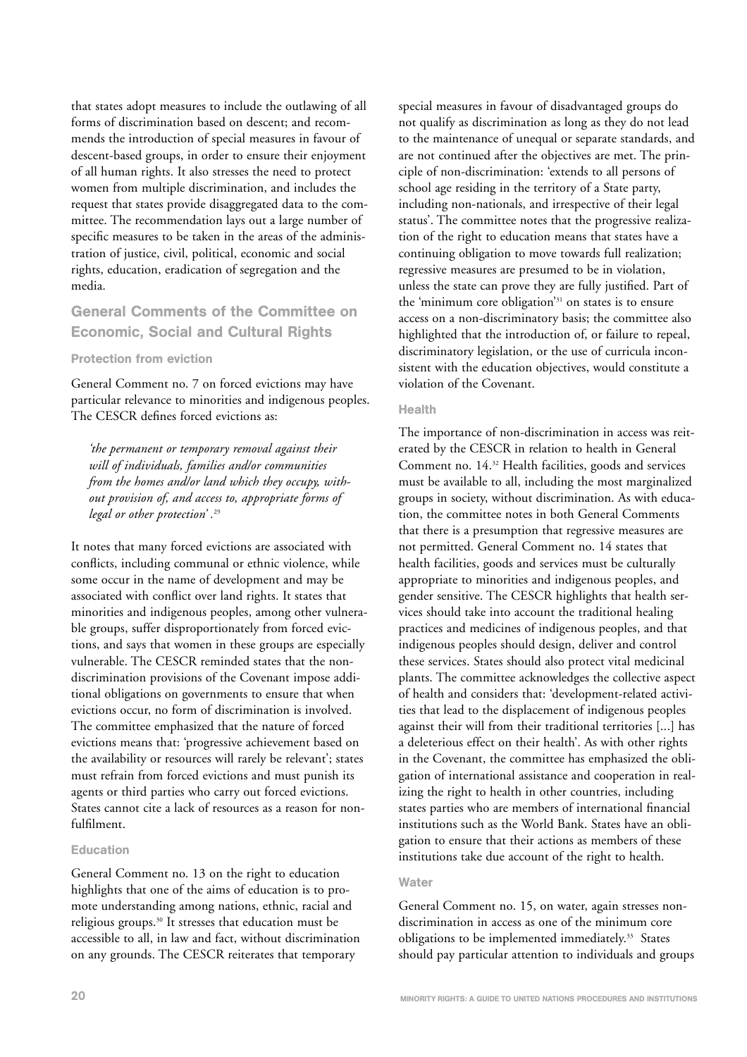that states adopt measures to include the outlawing of all forms of discrimination based on descent; and recommends the introduction of special measures in favour of descent-based groups, in order to ensure their enjoyment of all human rights. It also stresses the need to protect women from multiple discrimination, and includes the request that states provide disaggregated data to the committee. The recommendation lays out a large number of specific measures to be taken in the areas of the administration of justice, civil, political, economic and social rights, education, eradication of segregation and the media.

## General Comments of the Committee on Economic, Social and Cultural Rights

### Protection from eviction

General Comment no. 7 on forced evictions may have particular relevance to minorities and indigenous peoples. The CESCR defines forced evictions as:

> *'the permanent or temporary removal against their will of individuals, families and/or communities from the homes and/or land which they occupy, without provision of, and access to, appropriate forms of legal or other protection'.*[29]

It notes that many forced evictions are associated with conflicts, including communal or ethnic violence, while some occur in the name of development and may be associated with conflict over land rights. It states that minorities and indigenous peoples, among other vulnerable groups, suffer disproportionately from forced evictions, and says that women in these groups are especially vulnerable. The CESCR reminded states that the non-discrimination provisions of the Covenant impose additional obligations on governments to ensure that when evictions occur, no form of discrimination is involved. The committee emphasized that the nature of forced evictions means that: 'progressive achievement based on the availability or resources will rarely be relevant'; states must refrain from forced evictions and must punish its agents or third parties who carry out forced evictions. States cannot cite a lack of resources as a reason for non-fulfilment.

### Education

General Comment no. 13 on the right to education highlights that one of the aims of education is to promote understanding among nations, ethnic, racial and religious groups.[30] It stresses that education must be accessible to all, in law and fact, without discrimination on any grounds. The CESCR reiterates that temporary special measures in favour of disadvantaged groups do not qualify as discrimination as long as they do not lead to the maintenance of unequal or separate standards, and are not continued after the objectives are met. The principle of non-discrimination: 'extends to all persons of school age residing in the territory of a State party, including non-nationals, and irrespective of their legal status'. The committee notes that the progressive realization of the right to education means that states have a continuing obligation to move towards full realization; regressive measures are presumed to be in violation, unless the state can prove they are fully justified. Part of the 'minimum core obligation'[31] on states is to ensure access on a non-discriminatory basis; the committee also highlighted that the introduction of, or failure to repeal, discriminatory legislation, or the use of curricula inconsistent with the education objectives, would constitute a violation of the Covenant.

### Health

The importance of non-discrimination in access was reiterated by the CESCR in relation to health in General Comment no. 14.[32] Health facilities, goods and services must be available to all, including the most marginalized groups in society, without discrimination. As with education, the committee notes in both General Comments that there is a presumption that regressive measures are not permitted. General Comment no. 14 states that health facilities, goods and services must be culturally appropriate to minorities and indigenous peoples, and gender sensitive. The CESCR highlights that health services should take into account the traditional healing practices and medicines of indigenous peoples, and that indigenous peoples should design, deliver and control these services. States should also protect vital medicinal plants. The committee acknowledges the collective aspect of health and considers that: 'development-related activities that lead to the displacement of indigenous peoples against their will from their traditional territories [...] has a deleterious effect on their health'. As with other rights in the Covenant, the committee has emphasized the obligation of international assistance and cooperation in realizing the right to health in other countries, including states parties who are members of international financial institutions such as the World Bank. States have an obligation to ensure that their actions as members of these institutions take due account of the right to health.

### Water

General Comment no. 15, on water, again stresses non-discrimination in access as one of the minimum core obligations to be implemented immediately.[33] States should pay particular attention to individuals and groups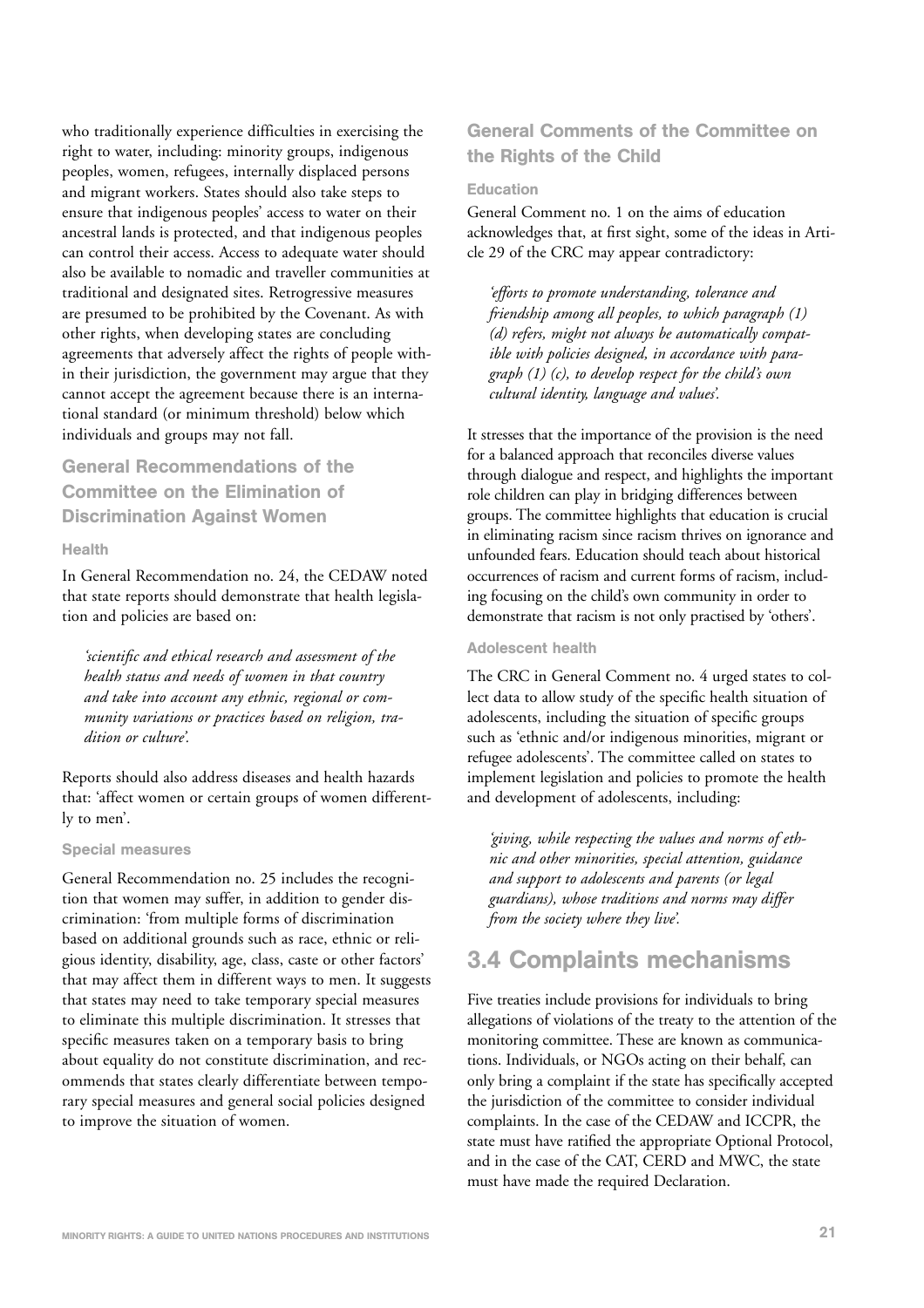who traditionally experience difficulties in exercising the right to water, including: minority groups, indigenous peoples, women, refugees, internally displaced persons and migrant workers. States should also take steps to ensure that indigenous peoples' access to water on their ancestral lands is protected, and that indigenous peoples can control their access. Access to adequate water should also be available to nomadic and traveller communities at traditional and designated sites. Retrogressive measures are presumed to be prohibited by the Covenant. As with other rights, when developing states are concluding agreements that adversely affect the rights of people within their jurisdiction, the government may argue that they cannot accept the agreement because there is an international standard (or minimum threshold) below which individuals and groups may not fall.

### General Recommendations of the Committee on the Elimination of Discrimination Against Women

#### Health

In General Recommendation no. 24, the CEDAW noted that state reports should demonstrate that health legislation and policies are based on:

*'scientific and ethical research and assessment of the health status and needs of women in that country and take into account any ethnic, regional or community variations or practices based on religion, tradition or culture'.*

Reports should also address diseases and health hazards that: 'affect women or certain groups of women differently to men'.

#### Special measures

General Recommendation no. 25 includes the recognition that women may suffer, in addition to gender discrimination: 'from multiple forms of discrimination based on additional grounds such as race, ethnic or religious identity, disability, age, class, caste or other factors' that may affect them in different ways to men. It suggests that states may need to take temporary special measures to eliminate this multiple discrimination. It stresses that specific measures taken on a temporary basis to bring about equality do not constitute discrimination, and recommends that states clearly differentiate between temporary special measures and general social policies designed to improve the situation of women.

### General Comments of the Committee on the Rights of the Child

#### Education

General Comment no. 1 on the aims of education acknowledges that, at first sight, some of the ideas in Article 29 of the CRC may appear contradictory:

*'efforts to promote understanding, tolerance and friendship among all peoples, to which paragraph (1) (d) refers, might not always be automatically compatible with policies designed, in accordance with paragraph (1) (c), to develop respect for the child's own cultural identity, language and values'.*

It stresses that the importance of the provision is the need for a balanced approach that reconciles diverse values through dialogue and respect, and highlights the important role children can play in bridging differences between groups. The committee highlights that education is crucial in eliminating racism since racism thrives on ignorance and unfounded fears. Education should teach about historical occurrences of racism and current forms of racism, including focusing on the child's own community in order to demonstrate that racism is not only practised by 'others'.

#### Adolescent health

The CRC in General Comment no. 4 urged states to collect data to allow study of the specific health situation of adolescents, including the situation of specific groups such as 'ethnic and/or indigenous minorities, migrant or refugee adolescents'. The committee called on states to implement legislation and policies to promote the health and development of adolescents, including:

*'giving, while respecting the values and norms of ethnic and other minorities, special attention, guidance and support to adolescents and parents (or legal guardians), whose traditions and norms may differ from the society where they live'.*

## 3.4 Complaints mechanisms

Five treaties include provisions for individuals to bring allegations of violations of the treaty to the attention of the monitoring committee. These are known as communications. Individuals, or NGOs acting on their behalf, can only bring a complaint if the state has specifically accepted the jurisdiction of the committee to consider individual complaints. In the case of the CEDAW and ICCPR, the state must have ratified the appropriate Optional Protocol, and in the case of the CAT, CERD and MWC, the state must have made the required Declaration.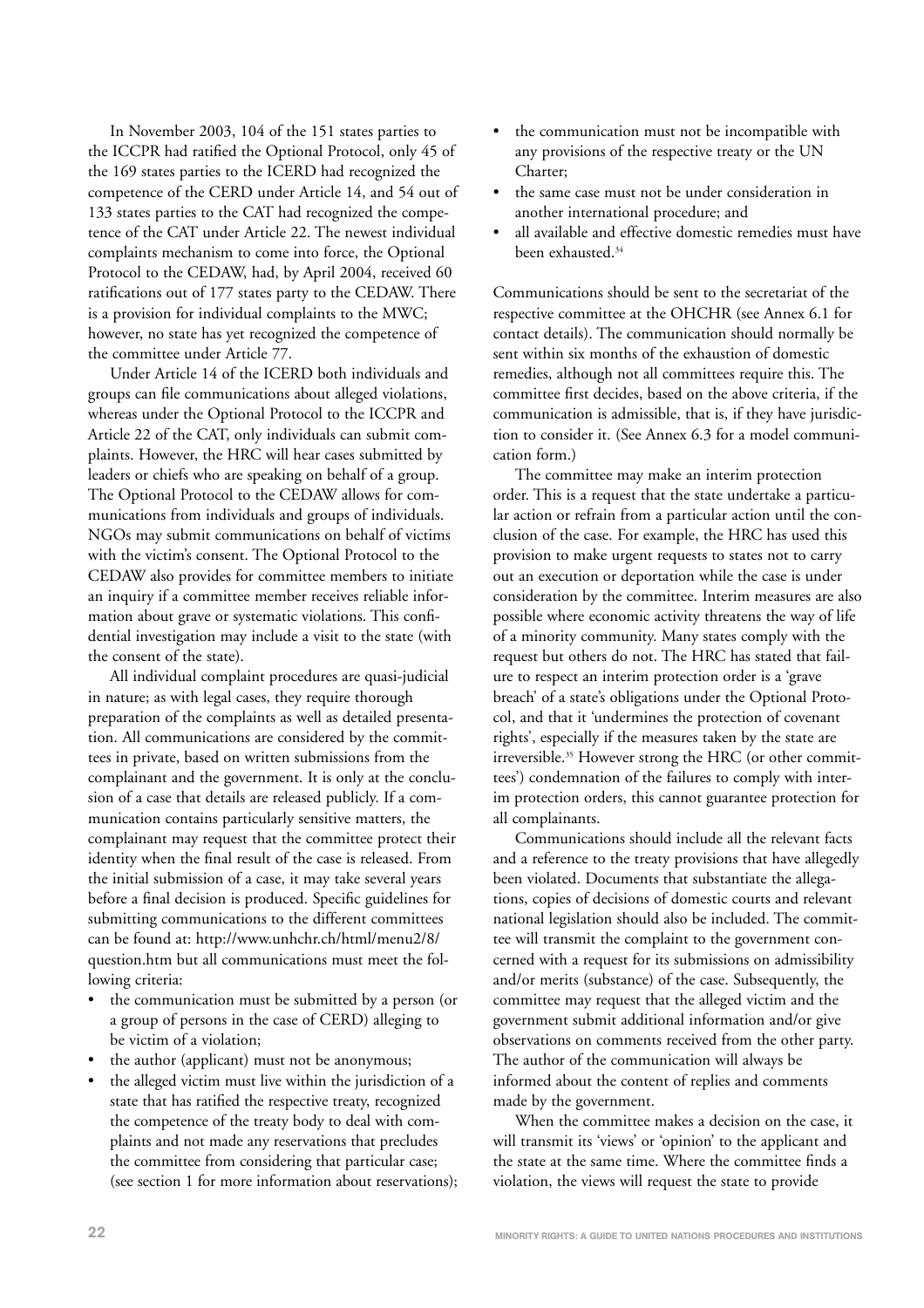In November 2003, 104 of the 151 states parties to the ICCPR had ratified the Optional Protocol, only 45 of the 169 states parties to the ICERD had recognized the competence of the CERD under Article 14, and 54 out of 133 states parties to the CAT had recognized the competence of the CAT under Article 22. The newest individual complaints mechanism to come into force, the Optional Protocol to the CEDAW, had, by April 2004, received 60 ratifications out of 177 states party to the CEDAW. There is a provision for individual complaints to the MWC; however, no state has yet recognized the competence of the committee under Article 77.

Under Article 14 of the ICERD both individuals and groups can file communications about alleged violations, whereas under the Optional Protocol to the ICCPR and Article 22 of the CAT, only individuals can submit complaints. However, the HRC will hear cases submitted by leaders or chiefs who are speaking on behalf of a group. The Optional Protocol to the CEDAW allows for communications from individuals and groups of individuals. NGOs may submit communications on behalf of victims with the victim's consent. The Optional Protocol to the CEDAW also provides for committee members to initiate an inquiry if a committee member receives reliable information about grave or systematic violations. This confidential investigation may include a visit to the state (with the consent of the state).

All individual complaint procedures are quasi-judicial in nature; as with legal cases, they require thorough preparation of the complaints as well as detailed presentation. All communications are considered by the committees in private, based on written submissions from the complainant and the government. It is only at the conclusion of a case that details are released publicly. If a communication contains particularly sensitive matters, the complainant may request that the committee protect their identity when the final result of the case is released. From the initial submission of a case, it may take several years before a final decision is produced. Specific guidelines for submitting communications to the different committees can be found at: http://www.unhchr.ch/html/menu2/8/question.htm but all communications must meet the following criteria:

- the communication must be submitted by a person (or a group of persons in the case of CERD) alleging to be victim of a violation;
- the author (applicant) must not be anonymous;
- the alleged victim must live within the jurisdiction of a state that has ratified the respective treaty, recognized the competence of the treaty body to deal with complaints and not made any reservations that precludes the committee from considering that particular case; (see section 1 for more information about reservations);
- the communication must not be incompatible with any provisions of the respective treaty or the UN Charter;
- the same case must not be under consideration in another international procedure; and
- all available and effective domestic remedies must have been exhausted.[34]

Communications should be sent to the secretariat of the respective committee at the OHCHR (see Annex 6.1 for contact details). The communication should normally be sent within six months of the exhaustion of domestic remedies, although not all committees require this. The committee first decides, based on the above criteria, if the communication is admissible, that is, if they have jurisdiction to consider it. (See Annex 6.3 for a model communication form.)

The committee may make an interim protection order. This is a request that the state undertake a particular action or refrain from a particular action until the conclusion of the case. For example, the HRC has used this provision to make urgent requests to states not to carry out an execution or deportation while the case is under consideration by the committee. Interim measures are also possible where economic activity threatens the way of life of a minority community. Many states comply with the request but others do not. The HRC has stated that failure to respect an interim protection order is a 'grave breach' of a state's obligations under the Optional Protocol, and that it 'undermines the protection of covenant rights', especially if the measures taken by the state are irreversible.[35] However strong the HRC (or other committees') condemnation of the failures to comply with interim protection orders, this cannot guarantee protection for all complainants.

Communications should include all the relevant facts and a reference to the treaty provisions that have allegedly been violated. Documents that substantiate the allegations, copies of decisions of domestic courts and relevant national legislation should also be included. The committee will transmit the complaint to the government concerned with a request for its submissions on admissibility and/or merits (substance) of the case. Subsequently, the committee may request that the alleged victim and the government submit additional information and/or give observations on comments received from the other party. The author of the communication will always be informed about the content of replies and comments made by the government.

When the committee makes a decision on the case, it will transmit its 'views' or 'opinion' to the applicant and the state at the same time. Where the committee finds a violation, the views will request the state to provide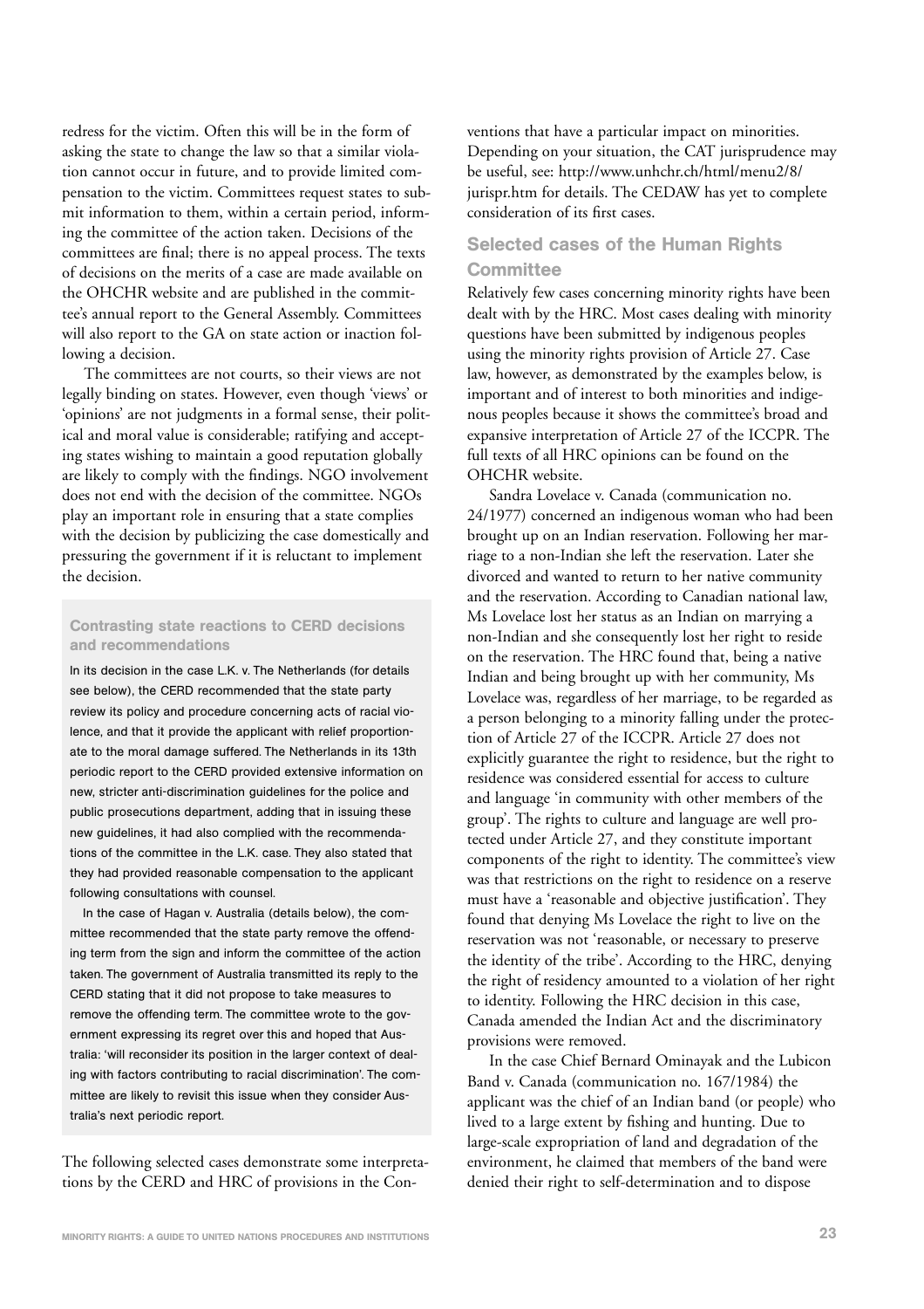redress for the victim. Often this will be in the form of asking the state to change the law so that a similar violation cannot occur in future, and to provide limited compensation to the victim. Committees request states to submit information to them, within a certain period, informing the committee of the action taken. Decisions of the committees are final; there is no appeal process. The texts of decisions on the merits of a case are made available on the OHCHR website and are published in the committee's annual report to the General Assembly. Committees will also report to the GA on state action or inaction following a decision.

The committees are not courts, so their views are not legally binding on states. However, even though 'views' or 'opinions' are not judgments in a formal sense, their political and moral value is considerable; ratifying and accepting states wishing to maintain a good reputation globally are likely to comply with the findings. NGO involvement does not end with the decision of the committee. NGOs play an important role in ensuring that a state complies with the decision by publicizing the case domestically and pressuring the government if it is reluctant to implement the decision.

#### Contrasting state reactions to CERD decisions and recommendations

In its decision in the case L.K. v. The Netherlands (for details see below), the CERD recommended that the state party review its policy and procedure concerning acts of racial violence, and that it provide the applicant with relief proportionate to the moral damage suffered. The Netherlands in its 13th periodic report to the CERD provided extensive information on new, stricter anti-discrimination guidelines for the police and public prosecutions department, adding that in issuing these new guidelines, it had also complied with the recommendations of the committee in the L.K. case. They also stated that they had provided reasonable compensation to the applicant following consultations with counsel.

In the case of Hagan v. Australia (details below), the committee recommended that the state party remove the offending term from the sign and inform the committee of the action taken. The government of Australia transmitted its reply to the CERD stating that it did not propose to take measures to remove the offending term. The committee wrote to the government expressing its regret over this and hoped that Australia: 'will reconsider its position in the larger context of dealing with factors contributing to racial discrimination'. The committee are likely to revisit this issue when they consider Australia's next periodic report.

The following selected cases demonstrate some interpretations by the CERD and HRC of provisions in the Conventions that have a particular impact on minorities. Depending on your situation, the CAT jurisprudence may be useful, see: http://www.unhchr.ch/html/menu2/8/jurispr.htm for details. The CEDAW has yet to complete consideration of its first cases.

### Selected cases of the Human Rights Committee

Relatively few cases concerning minority rights have been dealt with by the HRC. Most cases dealing with minority questions have been submitted by indigenous peoples using the minority rights provision of Article 27. Case law, however, as demonstrated by the examples below, is important and of interest to both minorities and indigenous peoples because it shows the committee's broad and expansive interpretation of Article 27 of the ICCPR. The full texts of all HRC opinions can be found on the OHCHR website.

Sandra Lovelace v. Canada (communication no. 24/1977) concerned an indigenous woman who had been brought up on an Indian reservation. Following her marriage to a non-Indian she left the reservation. Later she divorced and wanted to return to her native community and the reservation. According to Canadian national law, Ms Lovelace lost her status as an Indian on marrying a non-Indian and she consequently lost her right to reside on the reservation. The HRC found that, being a native Indian and being brought up with her community, Ms Lovelace was, regardless of her marriage, to be regarded as a person belonging to a minority falling under the protection of Article 27 of the ICCPR. Article 27 does not explicitly guarantee the right to residence, but the right to residence was considered essential for access to culture and language 'in community with other members of the group'. The rights to culture and language are well protected under Article 27, and they constitute important components of the right to identity. The committee's view was that restrictions on the right to residence on a reserve must have a 'reasonable and objective justification'. They found that denying Ms Lovelace the right to live on the reservation was not 'reasonable, or necessary to preserve the identity of the tribe'. According to the HRC, denying the right of residency amounted to a violation of her right to identity. Following the HRC decision in this case, Canada amended the Indian Act and the discriminatory provisions were removed.

In the case Chief Bernard Ominayak and the Lubicon Band v. Canada (communication no. 167/1984) the applicant was the chief of an Indian band (or people) who lived to a large extent by fishing and hunting. Due to large-scale expropriation of land and degradation of the environment, he claimed that members of the band were denied their right to self-determination and to dispose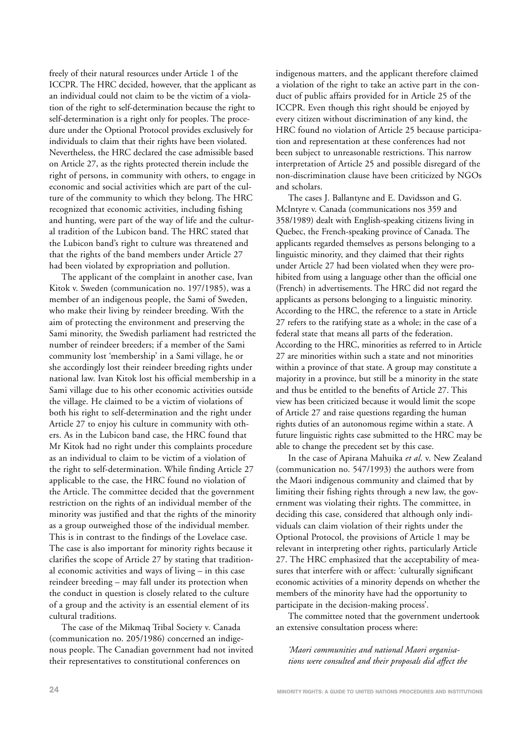freely of their natural resources under Article 1 of the ICCPR. The HRC decided, however, that the applicant as an individual could not claim to be the victim of a violation of the right to self-determination because the right to self-determination is a right only for peoples. The procedure under the Optional Protocol provides exclusively for individuals to claim that their rights have been violated. Nevertheless, the HRC declared the case admissible based on Article 27, as the rights protected therein include the right of persons, in community with others, to engage in economic and social activities which are part of the culture of the community to which they belong. The HRC recognized that economic activities, including fishing and hunting, were part of the way of life and the cultural tradition of the Lubicon band. The HRC stated that the Lubicon band's right to culture was threatened and that the rights of the band members under Article 27 had been violated by expropriation and pollution.

The applicant of the complaint in another case, Ivan Kitok v. Sweden (communication no. 197/1985), was a member of an indigenous people, the Sami of Sweden, who make their living by reindeer breeding. With the aim of protecting the environment and preserving the Sami minority, the Swedish parliament had restricted the number of reindeer breeders; if a member of the Sami community lost 'membership' in a Sami village, he or she accordingly lost their reindeer breeding rights under national law. Ivan Kitok lost his official membership in a Sami village due to his other economic activities outside the village. He claimed to be a victim of violations of both his right to self-determination and the right under Article 27 to enjoy his culture in community with others. As in the Lubicon band case, the HRC found that Mr Kitok had no right under this complaints procedure as an individual to claim to be victim of a violation of the right to self-determination. While finding Article 27 applicable to the case, the HRC found no violation of the Article. The committee decided that the government restriction on the rights of an individual member of the minority was justified and that the rights of the minority as a group outweighed those of the individual member. This is in contrast to the findings of the Lovelace case. The case is also important for minority rights because it clarifies the scope of Article 27 by stating that traditional economic activities and ways of living – in this case reindeer breeding – may fall under its protection when the conduct in question is closely related to the culture of a group and the activity is an essential element of its cultural traditions.

The case of the Mikmaq Tribal Society v. Canada (communication no. 205/1986) concerned an indigenous people. The Canadian government had not invited their representatives to constitutional conferences on indigenous matters, and the applicant therefore claimed a violation of the right to take an active part in the conduct of public affairs provided for in Article 25 of the ICCPR. Even though this right should be enjoyed by every citizen without discrimination of any kind, the HRC found no violation of Article 25 because participation and representation at these conferences had not been subject to unreasonable restrictions. This narrow interpretation of Article 25 and possible disregard of the non-discrimination clause have been criticized by NGOs and scholars.

The cases J. Ballantyne and E. Davidsson and G. McIntyre v. Canada (communications nos 359 and 358/1989) dealt with English-speaking citizens living in Quebec, the French-speaking province of Canada. The applicants regarded themselves as persons belonging to a linguistic minority, and they claimed that their rights under Article 27 had been violated when they were prohibited from using a language other than the official one (French) in advertisements. The HRC did not regard the applicants as persons belonging to a linguistic minority. According to the HRC, the reference to a state in Article 27 refers to the ratifying state as a whole; in the case of a federal state that means all parts of the federation. According to the HRC, minorities as referred to in Article 27 are minorities within such a state and not minorities within a province of that state. A group may constitute a majority in a province, but still be a minority in the state and thus be entitled to the benefits of Article 27. This view has been criticized because it would limit the scope of Article 27 and raise questions regarding the human rights duties of an autonomous regime within a state. A future linguistic rights case submitted to the HRC may be able to change the precedent set by this case.

In the case of Apirana Mahuika *et al*. v. New Zealand (communication no. 547/1993) the authors were from the Maori indigenous community and claimed that by limiting their fishing rights through a new law, the government was violating their rights. The committee, in deciding this case, considered that although only individuals can claim violation of their rights under the Optional Protocol, the provisions of Article 1 may be relevant in interpreting other rights, particularly Article 27. The HRC emphasized that the acceptability of measures that interfere with or affect: 'culturally significant economic activities of a minority depends on whether the members of the minority have had the opportunity to participate in the decision-making process'.

The committee noted that the government undertook an extensive consultation process where:

*'Maori communities and national Maori organisations were consulted and their proposals did affect the*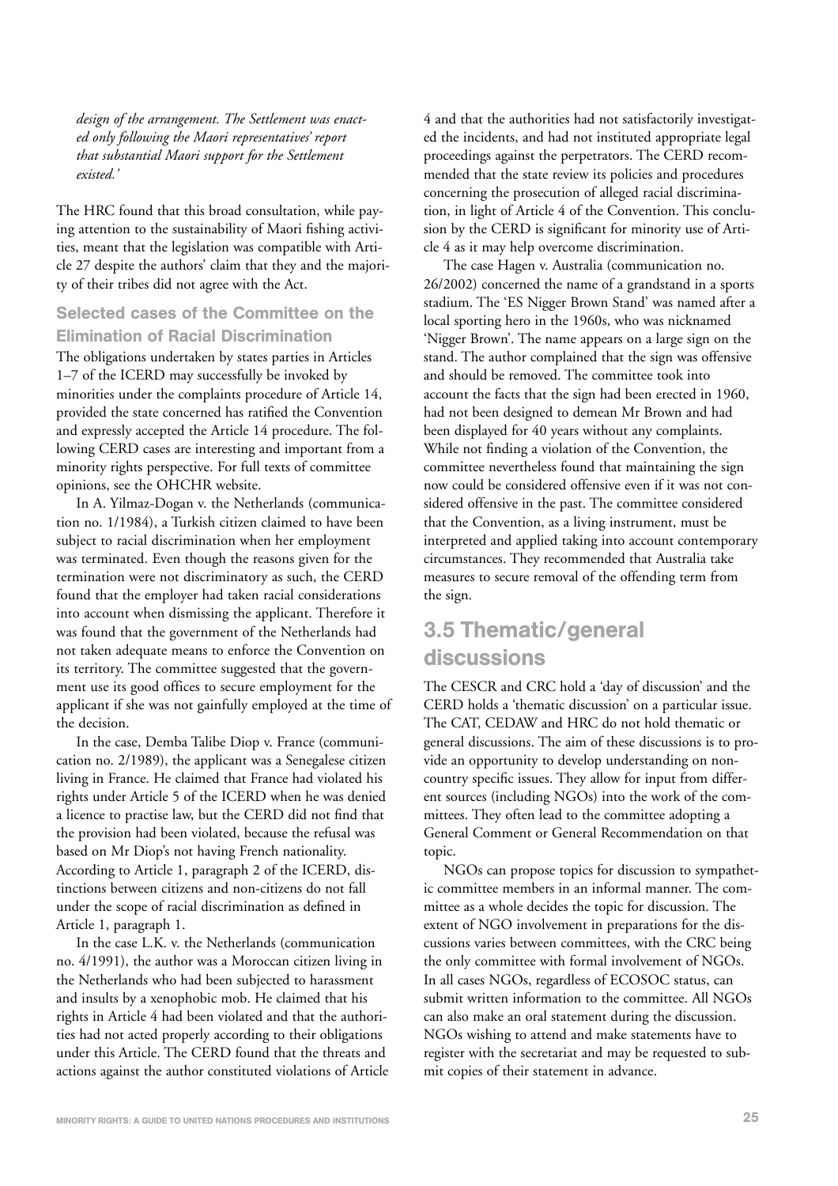*design of the arrangement. The Settlement was enacted only following the Maori representatives' report that substantial Maori support for the Settlement existed.'*

The HRC found that this broad consultation, while paying attention to the sustainability of Maori fishing activities, meant that the legislation was compatible with Article 27 despite the authors' claim that they and the majority of their tribes did not agree with the Act.

### Selected cases of the Committee on the Elimination of Racial Discrimination

The obligations undertaken by states parties in Articles 1–7 of the ICERD may successfully be invoked by minorities under the complaints procedure of Article 14, provided the state concerned has ratified the Convention and expressly accepted the Article 14 procedure. The following CERD cases are interesting and important from a minority rights perspective. For full texts of committee opinions, see the OHCHR website.

In A. Yilmaz-Dogan v. the Netherlands (communication no. 1/1984), a Turkish citizen claimed to have been subject to racial discrimination when her employment was terminated. Even though the reasons given for the termination were not discriminatory as such, the CERD found that the employer had taken racial considerations into account when dismissing the applicant. Therefore it was found that the government of the Netherlands had not taken adequate means to enforce the Convention on its territory. The committee suggested that the government use its good offices to secure employment for the applicant if she was not gainfully employed at the time of the decision.

In the case, Demba Talibe Diop v. France (communication no. 2/1989), the applicant was a Senegalese citizen living in France. He claimed that France had violated his rights under Article 5 of the ICERD when he was denied a licence to practise law, but the CERD did not find that the provision had been violated, because the refusal was based on Mr Diop's not having French nationality. According to Article 1, paragraph 2 of the ICERD, distinctions between citizens and non-citizens do not fall under the scope of racial discrimination as defined in Article 1, paragraph 1.

In the case L.K. v. the Netherlands (communication no. 4/1991), the author was a Moroccan citizen living in the Netherlands who had been subjected to harassment and insults by a xenophobic mob. He claimed that his rights in Article 4 had been violated and that the authorities had not acted properly according to their obligations under this Article. The CERD found that the threats and actions against the author constituted violations of Article 4 and that the authorities had not satisfactorily investigated the incidents, and had not instituted appropriate legal proceedings against the perpetrators. The CERD recommended that the state review its policies and procedures concerning the prosecution of alleged racial discrimination, in light of Article 4 of the Convention. This conclusion by the CERD is significant for minority use of Article 4 as it may help overcome discrimination.

The case Hagen v. Australia (communication no. 26/2002) concerned the name of a grandstand in a sports stadium. The 'ES Nigger Brown Stand' was named after a local sporting hero in the 1960s, who was nicknamed 'Nigger Brown'. The name appears on a large sign on the stand. The author complained that the sign was offensive and should be removed. The committee took into account the facts that the sign had been erected in 1960, had not been designed to demean Mr Brown and had been displayed for 40 years without any complaints. While not finding a violation of the Convention, the committee nevertheless found that maintaining the sign now could be considered offensive even if it was not considered offensive in the past. The committee considered that the Convention, as a living instrument, must be interpreted and applied taking into account contemporary circumstances. They recommended that Australia take measures to secure removal of the offending term from the sign.

## 3.5 Thematic/general discussions

The CESCR and CRC hold a 'day of discussion' and the CERD holds a 'thematic discussion' on a particular issue. The CAT, CEDAW and HRC do not hold thematic or general discussions. The aim of these discussions is to provide an opportunity to develop understanding on non-country specific issues. They allow for input from different sources (including NGOs) into the work of the committees. They often lead to the committee adopting a General Comment or General Recommendation on that topic.

NGOs can propose topics for discussion to sympathetic committee members in an informal manner. The committee as a whole decides the topic for discussion. The extent of NGO involvement in preparations for the discussions varies between committees, with the CRC being the only committee with formal involvement of NGOs. In all cases NGOs, regardless of ECOSOC status, can submit written information to the committee. All NGOs can also make an oral statement during the discussion. NGOs wishing to attend and make statements have to register with the secretariat and may be requested to submit copies of their statement in advance.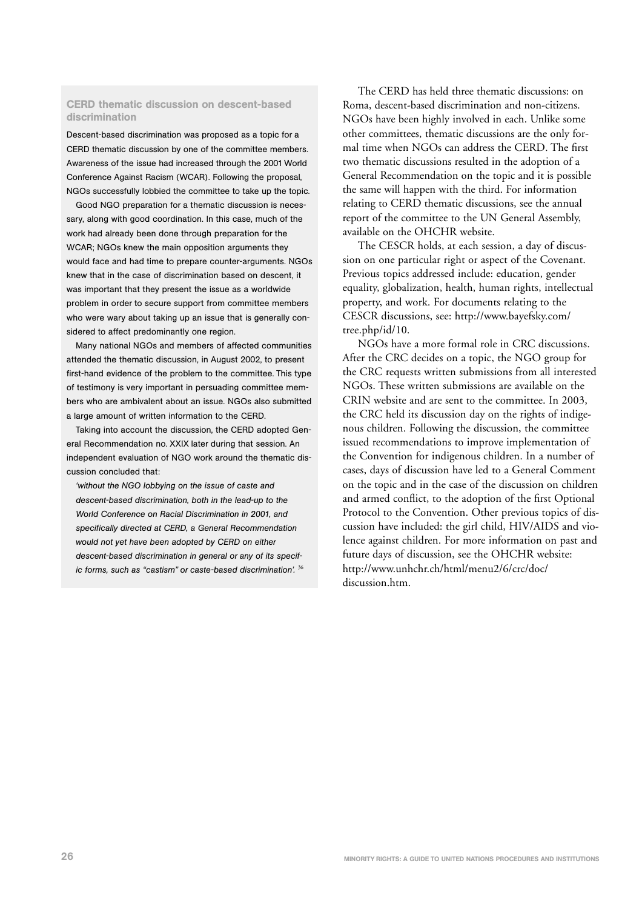### CERD thematic discussion on descent-based discrimination

Descent-based discrimination was proposed as a topic for a CERD thematic discussion by one of the committee members. Awareness of the issue had increased through the 2001 World Conference Against Racism (WCAR). Following the proposal, NGOs successfully lobbied the committee to take up the topic.

Good NGO preparation for a thematic discussion is necessary, along with good coordination. In this case, much of the work had already been done through preparation for the WCAR; NGOs knew the main opposition arguments they would face and had time to prepare counter-arguments. NGOs knew that in the case of discrimination based on descent, it was important that they present the issue as a worldwide problem in order to secure support from committee members who were wary about taking up an issue that is generally considered to affect predominantly one region.

Many national NGOs and members of affected communities attended the thematic discussion, in August 2002, to present first-hand evidence of the problem to the committee. This type of testimony is very important in persuading committee members who are ambivalent about an issue. NGOs also submitted a large amount of written information to the CERD.

Taking into account the discussion, the CERD adopted General Recommendation no. XXIX later during that session. An independent evaluation of NGO work around the thematic discussion concluded that:

*'without the NGO lobbying on the issue of caste and descent-based discrimination, both in the lead-up to the World Conference on Racial Discrimination in 2001, and specifically directed at CERD, a General Recommendation would not yet have been adopted by CERD on either descent-based discrimination in general or any of its specific forms, such as "castism" or caste-based discrimination'.* [36]

The CERD has held three thematic discussions: on Roma, descent-based discrimination and non-citizens. NGOs have been highly involved in each. Unlike some other committees, thematic discussions are the only formal time when NGOs can address the CERD. The first two thematic discussions resulted in the adoption of a General Recommendation on the topic and it is possible the same will happen with the third. For information relating to CERD thematic discussions, see the annual report of the committee to the UN General Assembly, available on the OHCHR website.

The CESCR holds, at each session, a day of discussion on one particular right or aspect of the Covenant. Previous topics addressed include: education, gender equality, globalization, health, human rights, intellectual property, and work. For documents relating to the CESCR discussions, see: http://www.bayefsky.com/tree.php/id/10.

NGOs have a more formal role in CRC discussions. After the CRC decides on a topic, the NGO group for the CRC requests written submissions from all interested NGOs. These written submissions are available on the CRIN website and are sent to the committee. In 2003, the CRC held its discussion day on the rights of indigenous children. Following the discussion, the committee issued recommendations to improve implementation of the Convention for indigenous children. In a number of cases, days of discussion have led to a General Comment on the topic and in the case of the discussion on children and armed conflict, to the adoption of the first Optional Protocol to the Convention. Other previous topics of discussion have included: the girl child, HIV/AIDS and violence against children. For more information on past and future days of discussion, see the OHCHR website: http://www.unhchr.ch/html/menu2/6/crc/doc/discussion.htm.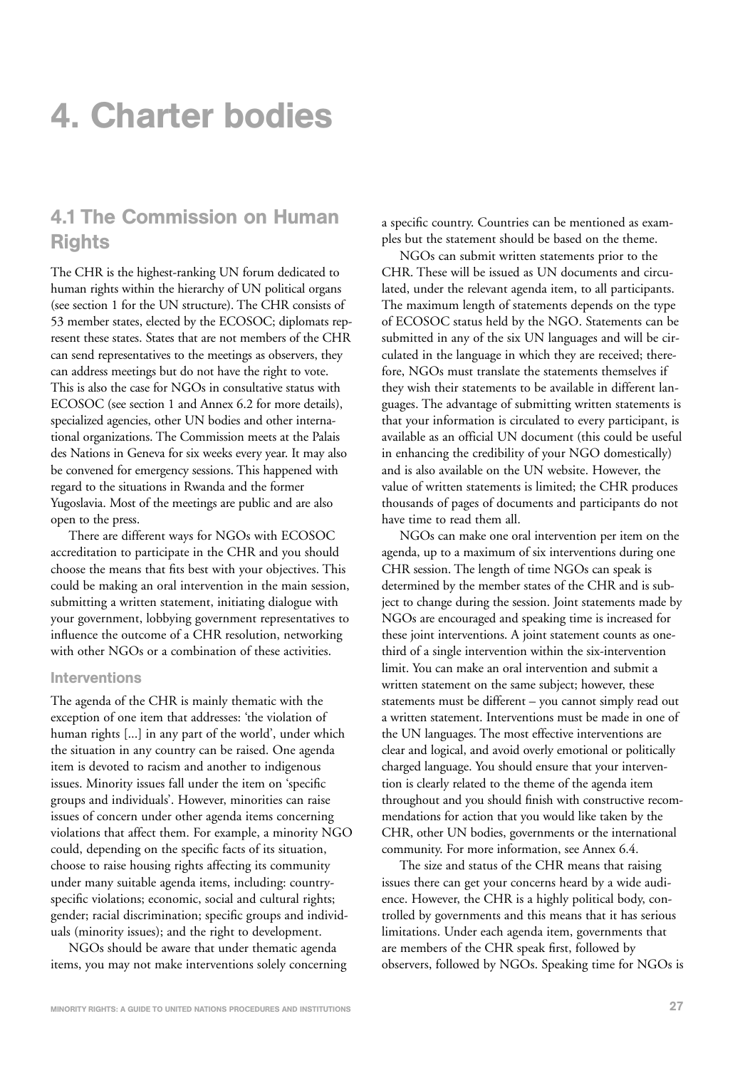# 4. Charter bodies

## 4.1 The Commission on Human Rights

The CHR is the highest-ranking UN forum dedicated to human rights within the hierarchy of UN political organs (see section 1 for the UN structure). The CHR consists of 53 member states, elected by the ECOSOC; diplomats represent these states. States that are not members of the CHR can send representatives to the meetings as observers, they can address meetings but do not have the right to vote. This is also the case for NGOs in consultative status with ECOSOC (see section 1 and Annex 6.2 for more details), specialized agencies, other UN bodies and other international organizations. The Commission meets at the Palais des Nations in Geneva for six weeks every year. It may also be convened for emergency sessions. This happened with regard to the situations in Rwanda and the former Yugoslavia. Most of the meetings are public and are also open to the press.

There are different ways for NGOs with ECOSOC accreditation to participate in the CHR and you should choose the means that fits best with your objectives. This could be making an oral intervention in the main session, submitting a written statement, initiating dialogue with your government, lobbying government representatives to influence the outcome of a CHR resolution, networking with other NGOs or a combination of these activities.

### Interventions

The agenda of the CHR is mainly thematic with the exception of one item that addresses: 'the violation of human rights [...] in any part of the world', under which the situation in any country can be raised. One agenda item is devoted to racism and another to indigenous issues. Minority issues fall under the item on 'specific groups and individuals'. However, minorities can raise issues of concern under other agenda items concerning violations that affect them. For example, a minority NGO could, depending on the specific facts of its situation, choose to raise housing rights affecting its community under many suitable agenda items, including: country-specific violations; economic, social and cultural rights; gender; racial discrimination; specific groups and individuals (minority issues); and the right to development.

NGOs should be aware that under thematic agenda items, you may not make interventions solely concerning a specific country. Countries can be mentioned as examples but the statement should be based on the theme.

NGOs can submit written statements prior to the CHR. These will be issued as UN documents and circulated, under the relevant agenda item, to all participants. The maximum length of statements depends on the type of ECOSOC status held by the NGO. Statements can be submitted in any of the six UN languages and will be circulated in the language in which they are received; therefore, NGOs must translate the statements themselves if they wish their statements to be available in different languages. The advantage of submitting written statements is that your information is circulated to every participant, is available as an official UN document (this could be useful in enhancing the credibility of your NGO domestically) and is also available on the UN website. However, the value of written statements is limited; the CHR produces thousands of pages of documents and participants do not have time to read them all.

NGOs can make one oral intervention per item on the agenda, up to a maximum of six interventions during one CHR session. The length of time NGOs can speak is determined by the member states of the CHR and is subject to change during the session. Joint statements made by NGOs are encouraged and speaking time is increased for these joint interventions. A joint statement counts as one-third of a single intervention within the six-intervention limit. You can make an oral intervention and submit a written statement on the same subject; however, these statements must be different – you cannot simply read out a written statement. Interventions must be made in one of the UN languages. The most effective interventions are clear and logical, and avoid overly emotional or politically charged language. You should ensure that your intervention is clearly related to the theme of the agenda item throughout and you should finish with constructive recommendations for action that you would like taken by the CHR, other UN bodies, governments or the international community. For more information, see Annex 6.4.

The size and status of the CHR means that raising issues there can get your concerns heard by a wide audience. However, the CHR is a highly political body, controlled by governments and this means that it has serious limitations. Under each agenda item, governments that are members of the CHR speak first, followed by observers, followed by NGOs. Speaking time for NGOs is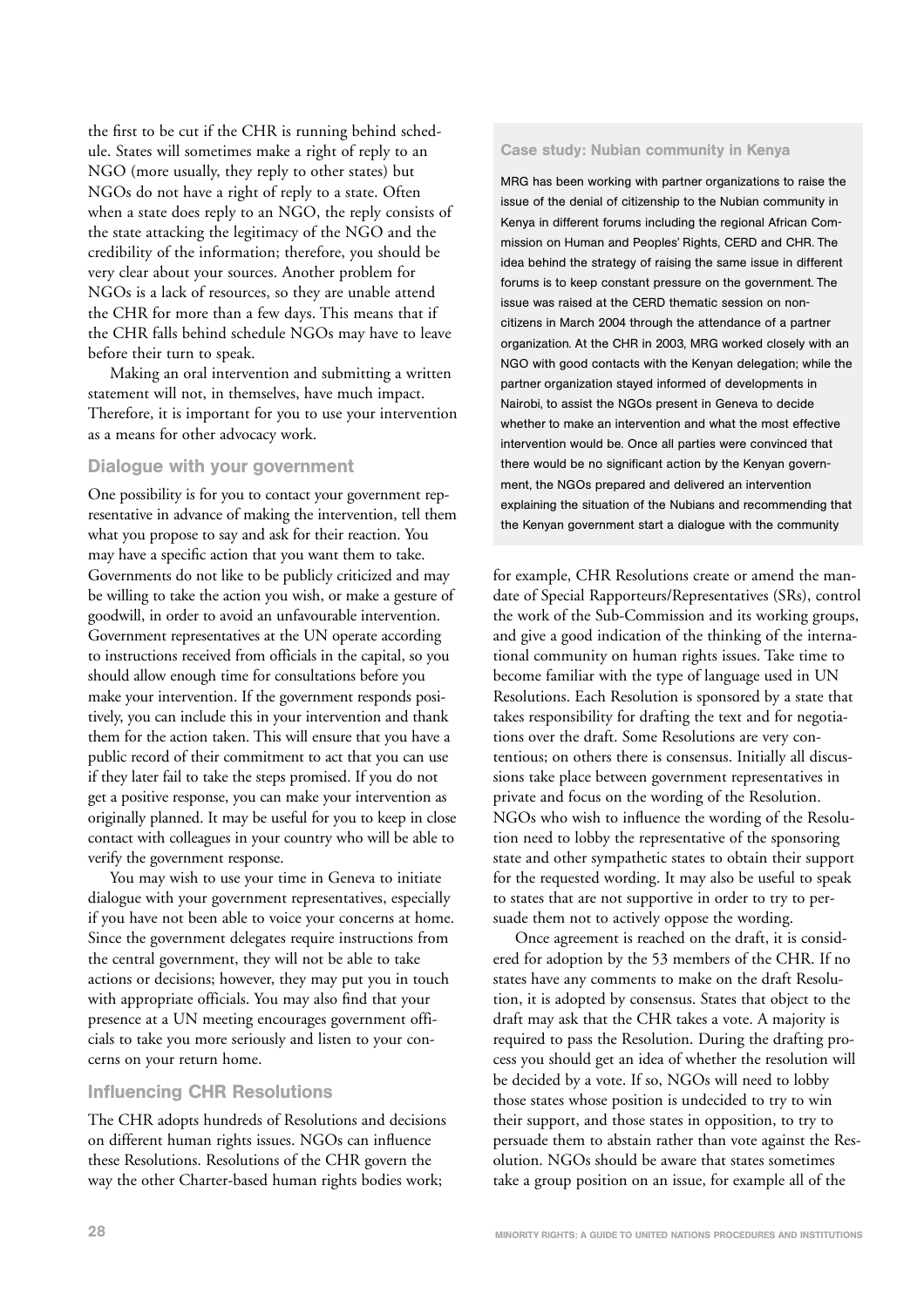the first to be cut if the CHR is running behind schedule. States will sometimes make a right of reply to an NGO (more usually, they reply to other states) but NGOs do not have a right of reply to a state. Often when a state does reply to an NGO, the reply consists of the state attacking the legitimacy of the NGO and the credibility of the information; therefore, you should be very clear about your sources. Another problem for NGOs is a lack of resources, so they are unable attend the CHR for more than a few days. This means that if the CHR falls behind schedule NGOs may have to leave before their turn to speak.

Making an oral intervention and submitting a written statement will not, in themselves, have much impact. Therefore, it is important for you to use your intervention as a means for other advocacy work.

### Dialogue with your government

One possibility is for you to contact your government representative in advance of making the intervention, tell them what you propose to say and ask for their reaction. You may have a specific action that you want them to take. Governments do not like to be publicly criticized and may be willing to take the action you wish, or make a gesture of goodwill, in order to avoid an unfavourable intervention. Government representatives at the UN operate according to instructions received from officials in the capital, so you should allow enough time for consultations before you make your intervention. If the government responds positively, you can include this in your intervention and thank them for the action taken. This will ensure that you have a public record of their commitment to act that you can use if they later fail to take the steps promised. If you do not get a positive response, you can make your intervention as originally planned. It may be useful for you to keep in close contact with colleagues in your country who will be able to verify the government response.

You may wish to use your time in Geneva to initiate dialogue with your government representatives, especially if you have not been able to voice your concerns at home. Since the government delegates require instructions from the central government, they will not be able to take actions or decisions; however, they may put you in touch with appropriate officials. You may also find that your presence at a UN meeting encourages government officials to take you more seriously and listen to your concerns on your return home.

### Influencing CHR Resolutions

The CHR adopts hundreds of Resolutions and decisions on different human rights issues. NGOs can influence these Resolutions. Resolutions of the CHR govern the way the other Charter-based human rights bodies work; for example, CHR Resolutions create or amend the mandate of Special Rapporteurs/Representatives (SRs), control the work of the Sub-Commission and its working groups, and give a good indication of the thinking of the international community on human rights issues. Take time to become familiar with the type of language used in UN Resolutions. Each Resolution is sponsored by a state that takes responsibility for drafting the text and for negotiations over the draft. Some Resolutions are very contentious; on others there is consensus. Initially all discussions take place between government representatives in private and focus on the wording of the Resolution. NGOs who wish to influence the wording of the Resolution need to lobby the representative of the sponsoring state and other sympathetic states to obtain their support for the requested wording. It may also be useful to speak to states that are not supportive in order to try to persuade them not to actively oppose the wording.

Once agreement is reached on the draft, it is considered for adoption by the 53 members of the CHR. If no states have any comments to make on the draft Resolution, it is adopted by consensus. States that object to the draft may ask that the CHR takes a vote. A majority is required to pass the Resolution. During the drafting process you should get an idea of whether the resolution will be decided by a vote. If so, NGOs will need to lobby those states whose position is undecided to try to win their support, and those states in opposition, to try to persuade them to abstain rather than vote against the Resolution. NGOs should be aware that states sometimes take a group position on an issue, for example all of the

> **Case study: Nubian community in Kenya**
>
> MRG has been working with partner organizations to raise the issue of the denial of citizenship to the Nubian community in Kenya in different forums including the regional African Commission on Human and Peoples' Rights, CERD and CHR. The idea behind the strategy of raising the same issue in different forums is to keep constant pressure on the government. The issue was raised at the CERD thematic session on non-citizens in March 2004 through the attendance of a partner organization. At the CHR in 2003, MRG worked closely with an NGO with good contacts with the Kenyan delegation; while the partner organization stayed informed of developments in Nairobi, to assist the NGOs present in Geneva to decide whether to make an intervention and what the most effective intervention would be. Once all parties were convinced that there would be no significant action by the Kenyan government, the NGOs prepared and delivered an intervention explaining the situation of the Nubians and recommending that the Kenyan government start a dialogue with the community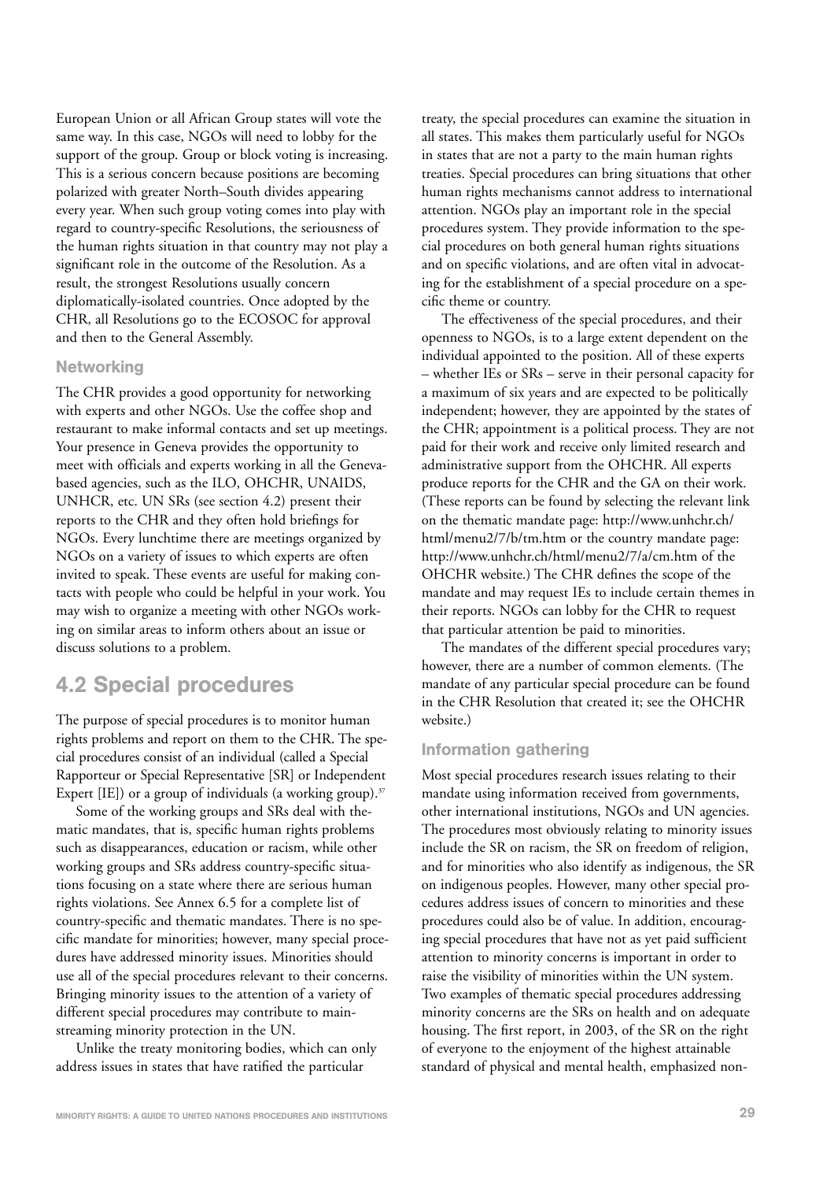European Union or all African Group states will vote the same way. In this case, NGOs will need to lobby for the support of the group. Group or block voting is increasing. This is a serious concern because positions are becoming polarized with greater North–South divides appearing every year. When such group voting comes into play with regard to country-specific Resolutions, the seriousness of the human rights situation in that country may not play a significant role in the outcome of the Resolution. As a result, the strongest Resolutions usually concern diplomatically-isolated countries. Once adopted by the CHR, all Resolutions go to the ECOSOC for approval and then to the General Assembly.

### Networking

The CHR provides a good opportunity for networking with experts and other NGOs. Use the coffee shop and restaurant to make informal contacts and set up meetings. Your presence in Geneva provides the opportunity to meet with officials and experts working in all the Geneva-based agencies, such as the ILO, OHCHR, UNAIDS, UNHCR, etc. UN SRs (see section 4.2) present their reports to the CHR and they often hold briefings for NGOs. Every lunchtime there are meetings organized by NGOs on a variety of issues to which experts are often invited to speak. These events are useful for making contacts with people who could be helpful in your work. You may wish to organize a meeting with other NGOs working on similar areas to inform others about an issue or discuss solutions to a problem.

## 4.2 Special procedures

The purpose of special procedures is to monitor human rights problems and report on them to the CHR. The special procedures consist of an individual (called a Special Rapporteur or Special Representative [SR] or Independent Expert [IE]) or a group of individuals (a working group).[37]

Some of the working groups and SRs deal with thematic mandates, that is, specific human rights problems such as disappearances, education or racism, while other working groups and SRs address country-specific situations focusing on a state where there are serious human rights violations. See Annex 6.5 for a complete list of country-specific and thematic mandates. There is no specific mandate for minorities; however, many special procedures have addressed minority issues. Minorities should use all of the special procedures relevant to their concerns. Bringing minority issues to the attention of a variety of different special procedures may contribute to mainstreaming minority protection in the UN.

Unlike the treaty monitoring bodies, which can only address issues in states that have ratified the particular treaty, the special procedures can examine the situation in all states. This makes them particularly useful for NGOs in states that are not a party to the main human rights treaties. Special procedures can bring situations that other human rights mechanisms cannot address to international attention. NGOs play an important role in the special procedures system. They provide information to the special procedures on both general human rights situations and on specific violations, and are often vital in advocating for the establishment of a special procedure on a specific theme or country.

The effectiveness of the special procedures, and their openness to NGOs, is to a large extent dependent on the individual appointed to the position. All of these experts – whether IEs or SRs – serve in their personal capacity for a maximum of six years and are expected to be politically independent; however, they are appointed by the states of the CHR; appointment is a political process. They are not paid for their work and receive only limited research and administrative support from the OHCHR. All experts produce reports for the CHR and the GA on their work. (These reports can be found by selecting the relevant link on the thematic mandate page: http://www.unhchr.ch/html/menu2/7/b/tm.htm or the country mandate page: http://www.unhchr.ch/html/menu2/7/a/cm.htm of the OHCHR website.) The CHR defines the scope of the mandate and may request IEs to include certain themes in their reports. NGOs can lobby for the CHR to request that particular attention be paid to minorities.

The mandates of the different special procedures vary; however, there are a number of common elements. (The mandate of any particular special procedure can be found in the CHR Resolution that created it; see the OHCHR website.)

### Information gathering

Most special procedures research issues relating to their mandate using information received from governments, other international institutions, NGOs and UN agencies. The procedures most obviously relating to minority issues include the SR on racism, the SR on freedom of religion, and for minorities who also identify as indigenous, the SR on indigenous peoples. However, many other special procedures address issues of concern to minorities and these procedures could also be of value. In addition, encouraging special procedures that have not as yet paid sufficient attention to minority concerns is important in order to raise the visibility of minorities within the UN system. Two examples of thematic special procedures addressing minority concerns are the SRs on health and on adequate housing. The first report, in 2003, of the SR on the right of everyone to the enjoyment of the highest attainable standard of physical and mental health, emphasized non-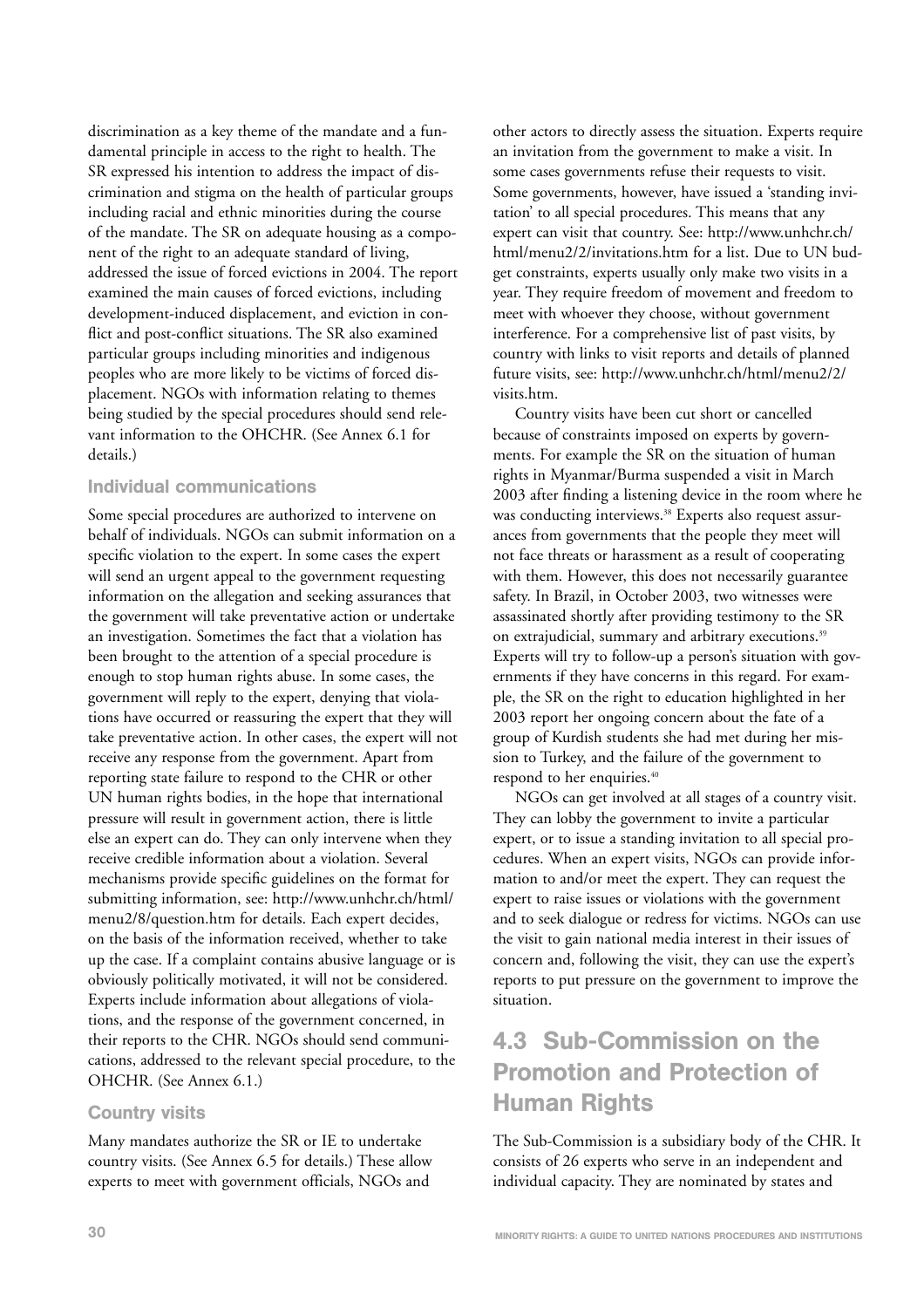discrimination as a key theme of the mandate and a fundamental principle in access to the right to health. The SR expressed his intention to address the impact of discrimination and stigma on the health of particular groups including racial and ethnic minorities during the course of the mandate. The SR on adequate housing as a component of the right to an adequate standard of living, addressed the issue of forced evictions in 2004. The report examined the main causes of forced evictions, including development-induced displacement, and eviction in conflict and post-conflict situations. The SR also examined particular groups including minorities and indigenous peoples who are more likely to be victims of forced displacement. NGOs with information relating to themes being studied by the special procedures should send relevant information to the OHCHR. (See Annex 6.1 for details.)

### Individual communications

Some special procedures are authorized to intervene on behalf of individuals. NGOs can submit information on a specific violation to the expert. In some cases the expert will send an urgent appeal to the government requesting information on the allegation and seeking assurances that the government will take preventative action or undertake an investigation. Sometimes the fact that a violation has been brought to the attention of a special procedure is enough to stop human rights abuse. In some cases, the government will reply to the expert, denying that violations have occurred or reassuring the expert that they will take preventative action. In other cases, the expert will not receive any response from the government. Apart from reporting state failure to respond to the CHR or other UN human rights bodies, in the hope that international pressure will result in government action, there is little else an expert can do. They can only intervene when they receive credible information about a violation. Several mechanisms provide specific guidelines on the format for submitting information, see: http://www.unhchr.ch/html/menu2/8/question.htm for details. Each expert decides, on the basis of the information received, whether to take up the case. If a complaint contains abusive language or is obviously politically motivated, it will not be considered. Experts include information about allegations of violations, and the response of the government concerned, in their reports to the CHR. NGOs should send communications, addressed to the relevant special procedure, to the OHCHR. (See Annex 6.1.)

### Country visits

Many mandates authorize the SR or IE to undertake country visits. (See Annex 6.5 for details.) These allow experts to meet with government officials, NGOs and other actors to directly assess the situation. Experts require an invitation from the government to make a visit. In some cases governments refuse their requests to visit. Some governments, however, have issued a 'standing invitation' to all special procedures. This means that any expert can visit that country. See: http://www.unhchr.ch/html/menu2/2/invitations.htm for a list. Due to UN budget constraints, experts usually only make two visits in a year. They require freedom of movement and freedom to meet with whoever they choose, without government interference. For a comprehensive list of past visits, by country with links to visit reports and details of planned future visits, see: http://www.unhchr.ch/html/menu2/2/visits.htm.

Country visits have been cut short or cancelled because of constraints imposed on experts by governments. For example the SR on the situation of human rights in Myanmar/Burma suspended a visit in March 2003 after finding a listening device in the room where he was conducting interviews.[38] Experts also request assurances from governments that the people they meet will not face threats or harassment as a result of cooperating with them. However, this does not necessarily guarantee safety. In Brazil, in October 2003, two witnesses were assassinated shortly after providing testimony to the SR on extrajudicial, summary and arbitrary executions.[39] Experts will try to follow-up a person's situation with governments if they have concerns in this regard. For example, the SR on the right to education highlighted in her 2003 report her ongoing concern about the fate of a group of Kurdish students she had met during her mission to Turkey, and the failure of the government to respond to her enquiries.[40]

NGOs can get involved at all stages of a country visit. They can lobby the government to invite a particular expert, or to issue a standing invitation to all special procedures. When an expert visits, NGOs can provide information to and/or meet the expert. They can request the expert to raise issues or violations with the government and to seek dialogue or redress for victims. NGOs can use the visit to gain national media interest in their issues of concern and, following the visit, they can use the expert's reports to put pressure on the government to improve the situation.

## 4.3 Sub-Commission on the Promotion and Protection of Human Rights

The Sub-Commission is a subsidiary body of the CHR. It consists of 26 experts who serve in an independent and individual capacity. They are nominated by states and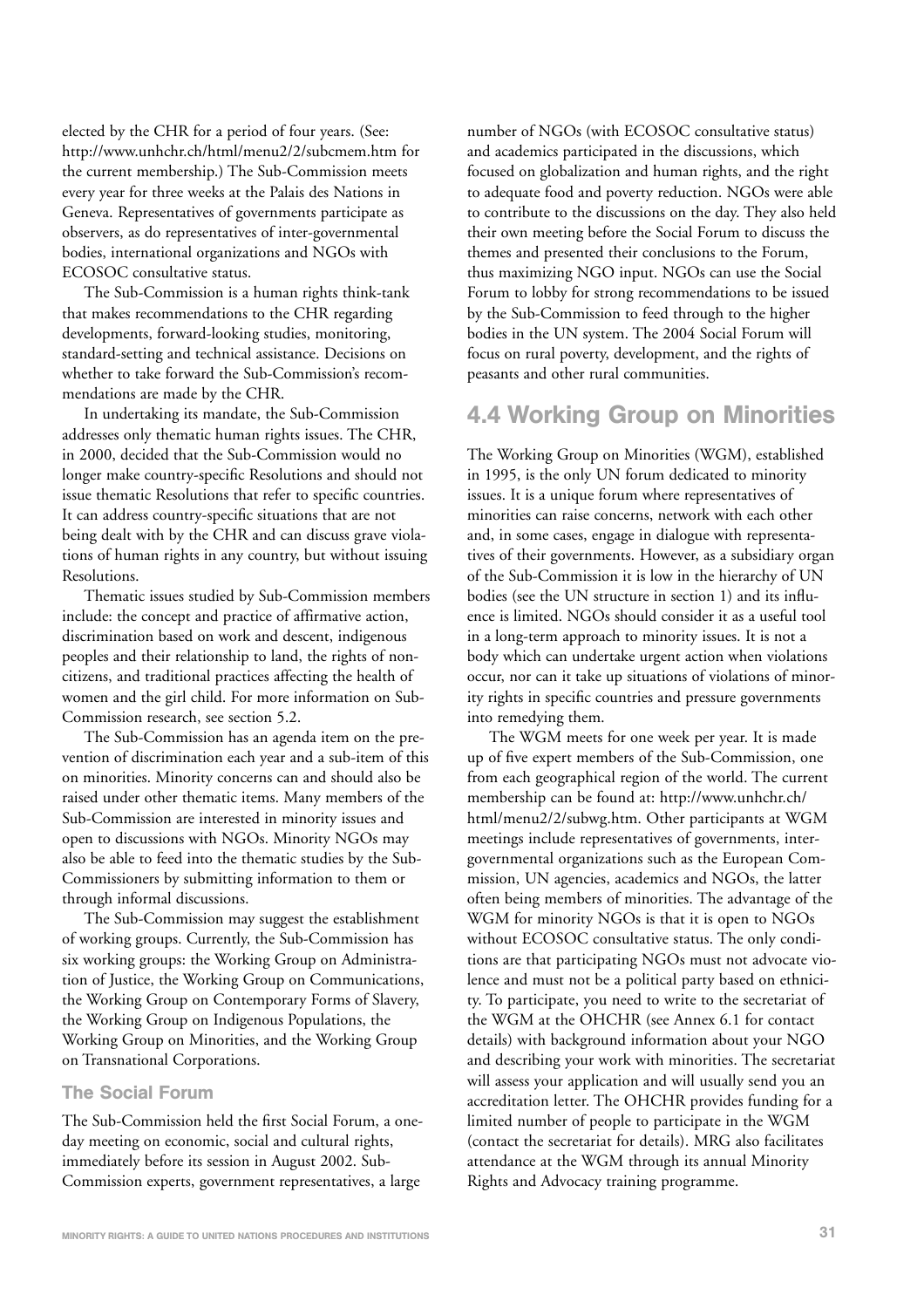elected by the CHR for a period of four years. (See: http://www.unhchr.ch/html/menu2/2/subcmem.htm for the current membership.) The Sub-Commission meets every year for three weeks at the Palais des Nations in Geneva. Representatives of governments participate as observers, as do representatives of inter-governmental bodies, international organizations and NGOs with ECOSOC consultative status.

The Sub-Commission is a human rights think-tank that makes recommendations to the CHR regarding developments, forward-looking studies, monitoring, standard-setting and technical assistance. Decisions on whether to take forward the Sub-Commission's recommendations are made by the CHR.

In undertaking its mandate, the Sub-Commission addresses only thematic human rights issues. The CHR, in 2000, decided that the Sub-Commission would no longer make country-specific Resolutions and should not issue thematic Resolutions that refer to specific countries. It can address country-specific situations that are not being dealt with by the CHR and can discuss grave violations of human rights in any country, but without issuing Resolutions.

Thematic issues studied by Sub-Commission members include: the concept and practice of affirmative action, discrimination based on work and descent, indigenous peoples and their relationship to land, the rights of non-citizens, and traditional practices affecting the health of women and the girl child. For more information on Sub-Commission research, see section 5.2.

The Sub-Commission has an agenda item on the prevention of discrimination each year and a sub-item of this on minorities. Minority concerns can and should also be raised under other thematic items. Many members of the Sub-Commission are interested in minority issues and open to discussions with NGOs. Minority NGOs may also be able to feed into the thematic studies by the Sub-Commissioners by submitting information to them or through informal discussions.

The Sub-Commission may suggest the establishment of working groups. Currently, the Sub-Commission has six working groups: the Working Group on Administration of Justice, the Working Group on Communications, the Working Group on Contemporary Forms of Slavery, the Working Group on Indigenous Populations, the Working Group on Minorities, and the Working Group on Transnational Corporations.

### The Social Forum

The Sub-Commission held the first Social Forum, a one-day meeting on economic, social and cultural rights, immediately before its session in August 2002. Sub-Commission experts, government representatives, a large number of NGOs (with ECOSOC consultative status) and academics participated in the discussions, which focused on globalization and human rights, and the right to adequate food and poverty reduction. NGOs were able to contribute to the discussions on the day. They also held their own meeting before the Social Forum to discuss the themes and presented their conclusions to the Forum, thus maximizing NGO input. NGOs can use the Social Forum to lobby for strong recommendations to be issued by the Sub-Commission to feed through to the higher bodies in the UN system. The 2004 Social Forum will focus on rural poverty, development, and the rights of peasants and other rural communities.

## 4.4 Working Group on Minorities

The Working Group on Minorities (WGM), established in 1995, is the only UN forum dedicated to minority issues. It is a unique forum where representatives of minorities can raise concerns, network with each other and, in some cases, engage in dialogue with representatives of their governments. However, as a subsidiary organ of the Sub-Commission it is low in the hierarchy of UN bodies (see the UN structure in section 1) and its influence is limited. NGOs should consider it as a useful tool in a long-term approach to minority issues. It is not a body which can undertake urgent action when violations occur, nor can it take up situations of violations of minority rights in specific countries and pressure governments into remedying them.

The WGM meets for one week per year. It is made up of five expert members of the Sub-Commission, one from each geographical region of the world. The current membership can be found at: http://www.unhchr.ch/html/menu2/2/subwg.htm. Other participants at WGM meetings include representatives of governments, inter-governmental organizations such as the European Commission, UN agencies, academics and NGOs, the latter often being members of minorities. The advantage of the WGM for minority NGOs is that it is open to NGOs without ECOSOC consultative status. The only conditions are that participating NGOs must not advocate violence and must not be a political party based on ethnicity. To participate, you need to write to the secretariat of the WGM at the OHCHR (see Annex 6.1 for contact details) with background information about your NGO and describing your work with minorities. The secretariat will assess your application and will usually send you an accreditation letter. The OHCHR provides funding for a limited number of people to participate in the WGM (contact the secretariat for details). MRG also facilitates attendance at the WGM through its annual Minority Rights and Advocacy training programme.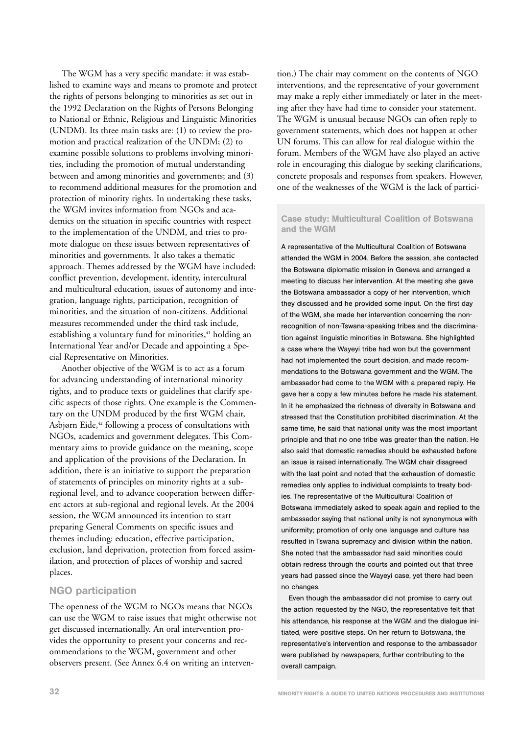The WGM has a very specific mandate: it was established to examine ways and means to promote and protect the rights of persons belonging to minorities as set out in the 1992 Declaration on the Rights of Persons Belonging to National or Ethnic, Religious and Linguistic Minorities (UNDM). Its three main tasks are: (1) to review the promotion and practical realization of the UNDM; (2) to examine possible solutions to problems involving minorities, including the promotion of mutual understanding between and among minorities and governments; and (3) to recommend additional measures for the promotion and protection of minority rights. In undertaking these tasks, the WGM invites information from NGOs and academics on the situation in specific countries with respect to the implementation of the UNDM, and tries to promote dialogue on these issues between representatives of minorities and governments. It also takes a thematic approach. Themes addressed by the WGM have included: conflict prevention, development, identity, intercultural and multicultural education, issues of autonomy and integration, language rights, participation, recognition of minorities, and the situation of non-citizens. Additional measures recommended under the third task include, establishing a voluntary fund for minorities,[41] holding an International Year and/or Decade and appointing a Special Representative on Minorities.

Another objective of the WGM is to act as a forum for advancing understanding of international minority rights, and to produce texts or guidelines that clarify specific aspects of those rights. One example is the Commentary on the UNDM produced by the first WGM chair, Asbjørn Eide,[42] following a process of consultations with NGOs, academics and government delegates. This Commentary aims to provide guidance on the meaning, scope and application of the provisions of the Declaration. In addition, there is an initiative to support the preparation of statements of principles on minority rights at a sub-regional level, and to advance cooperation between different actors at sub-regional and regional levels. At the 2004 session, the WGM announced its intention to start preparing General Comments on specific issues and themes including: education, effective participation, exclusion, land deprivation, protection from forced assimilation, and protection of places of worship and sacred places.

## NGO participation

The openness of the WGM to NGOs means that NGOs can use the WGM to raise issues that might otherwise not get discussed internationally. An oral intervention provides the opportunity to present your concerns and recommendations to the WGM, government and other observers present. (See Annex 6.4 on writing an intervention.) The chair may comment on the contents of NGO interventions, and the representative of your government may make a reply either immediately or later in the meeting after they have had time to consider your statement. The WGM is unusual because NGOs can often reply to government statements, which does not happen at other UN forums. This can allow for real dialogue within the forum. Members of the WGM have also played an active role in encouraging this dialogue by seeking clarifications, concrete proposals and responses from speakers. However, one of the weaknesses of the WGM is the lack of partici-

### Case study: Multicultural Coalition of Botswana and the WGM

A representative of the Multicultural Coalition of Botswana attended the WGM in 2004. Before the session, she contacted the Botswana diplomatic mission in Geneva and arranged a meeting to discuss her intervention. At the meeting she gave the Botswana ambassador a copy of her intervention, which they discussed and he provided some input. On the first day of the WGM, she made her intervention concerning the non-recognition of non-Tswana-speaking tribes and the discrimination against linguistic minorities in Botswana. She highlighted a case where the Wayeyi tribe had won but the government had not implemented the court decision, and made recommendations to the Botswana government and the WGM. The ambassador had come to the WGM with a prepared reply. He gave her a copy a few minutes before he made his statement. In it he emphasized the richness of diversity in Botswana and stressed that the Constitution prohibited discrimination. At the same time, he said that national unity was the most important principle and that no one tribe was greater than the nation. He also said that domestic remedies should be exhausted before an issue is raised internationally. The WGM chair disagreed with the last point and noted that the exhaustion of domestic remedies only applies to individual complaints to treaty bodies. The representative of the Multicultural Coalition of Botswana immediately asked to speak again and replied to the ambassador saying that national unity is not synonymous with uniformity; promotion of only one language and culture has resulted in Tswana supremacy and division within the nation. She noted that the ambassador had said minorities could obtain redress through the courts and pointed out that three years had passed since the Wayeyi case, yet there had been no changes.

Even though the ambassador did not promise to carry out the action requested by the NGO, the representative felt that his attendance, his response at the WGM and the dialogue initiated, were positive steps. On her return to Botswana, the representative's intervention and response to the ambassador were published by newspapers, further contributing to the overall campaign.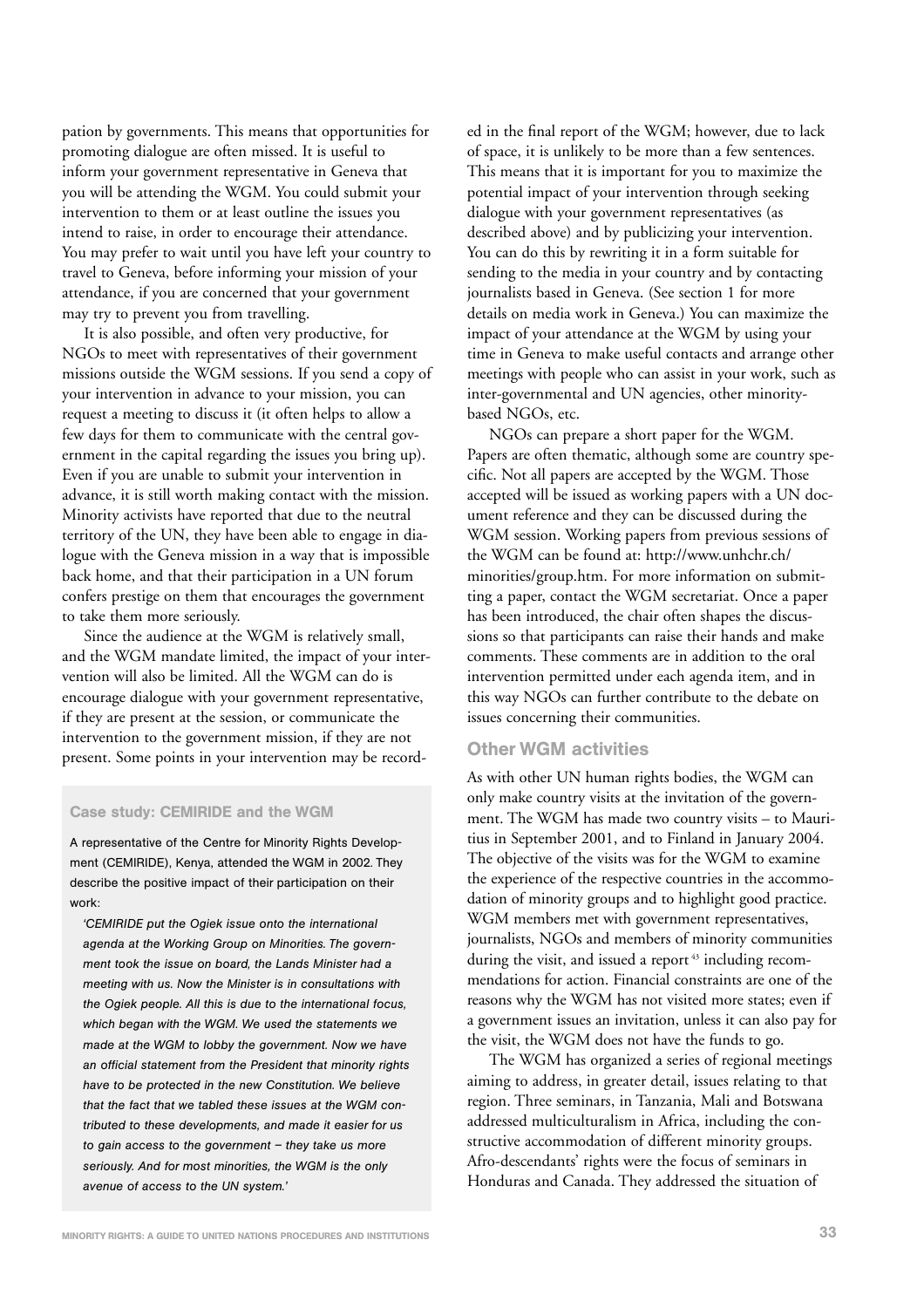pation by governments. This means that opportunities for promoting dialogue are often missed. It is useful to inform your government representative in Geneva that you will be attending the WGM. You could submit your intervention to them or at least outline the issues you intend to raise, in order to encourage their attendance. You may prefer to wait until you have left your country to travel to Geneva, before informing your mission of your attendance, if you are concerned that your government may try to prevent you from travelling.

It is also possible, and often very productive, for NGOs to meet with representatives of their government missions outside the WGM sessions. If you send a copy of your intervention in advance to your mission, you can request a meeting to discuss it (it often helps to allow a few days for them to communicate with the central government in the capital regarding the issues you bring up). Even if you are unable to submit your intervention in advance, it is still worth making contact with the mission. Minority activists have reported that due to the neutral territory of the UN, they have been able to engage in dialogue with the Geneva mission in a way that is impossible back home, and that their participation in a UN forum confers prestige on them that encourages the government to take them more seriously.

Since the audience at the WGM is relatively small, and the WGM mandate limited, the impact of your intervention will also be limited. All the WGM can do is encourage dialogue with your government representative, if they are present at the session, or communicate the intervention to the government mission, if they are not present. Some points in your intervention may be recorded in the final report of the WGM; however, due to lack of space, it is unlikely to be more than a few sentences. This means that it is important for you to maximize the potential impact of your intervention through seeking dialogue with your government representatives (as described above) and by publicizing your intervention. You can do this by rewriting it in a form suitable for sending to the media in your country and by contacting journalists based in Geneva. (See section 1 for more details on media work in Geneva.) You can maximize the impact of your attendance at the WGM by using your time in Geneva to make useful contacts and arrange other meetings with people who can assist in your work, such as inter-governmental and UN agencies, other minority-based NGOs, etc.

NGOs can prepare a short paper for the WGM. Papers are often thematic, although some are country specific. Not all papers are accepted by the WGM. Those accepted will be issued as working papers with a UN document reference and they can be discussed during the WGM session. Working papers from previous sessions of the WGM can be found at: http://www.unhchr.ch/minorities/group.htm. For more information on submitting a paper, contact the WGM secretariat. Once a paper has been introduced, the chair often shapes the discussions so that participants can raise their hands and make comments. These comments are in addition to the oral intervention permitted under each agenda item, and in this way NGOs can further contribute to the debate on issues concerning their communities.

> **Case study: CEMIRIDE and the WGM**
>
> A representative of the Centre for Minority Rights Development (CEMIRIDE), Kenya, attended the WGM in 2002. They describe the positive impact of their participation on their work:
>
> *'CEMIRIDE put the Ogiek issue onto the international agenda at the Working Group on Minorities. The government took the issue on board, the Lands Minister had a meeting with us. Now the Minister is in consultations with the Ogiek people. All this is due to the international focus, which began with the WGM. We used the statements we made at the WGM to lobby the government. Now we have an official statement from the President that minority rights have to be protected in the new Constitution. We believe that the fact that we tabled these issues at the WGM contributed to these developments, and made it easier for us to gain access to the government – they take us more seriously. And for most minorities, the WGM is the only avenue of access to the UN system.'*

### Other WGM activities

As with other UN human rights bodies, the WGM can only make country visits at the invitation of the government. The WGM has made two country visits – to Mauritius in September 2001, and to Finland in January 2004. The objective of the visits was for the WGM to examine the experience of the respective countries in the accommodation of minority groups and to highlight good practice. WGM members met with government representatives, journalists, NGOs and members of minority communities during the visit, and issued a report[43] including recommendations for action. Financial constraints are one of the reasons why the WGM has not visited more states; even if a government issues an invitation, unless it can also pay for the visit, the WGM does not have the funds to go.

The WGM has organized a series of regional meetings aiming to address, in greater detail, issues relating to that region. Three seminars, in Tanzania, Mali and Botswana addressed multiculturalism in Africa, including the constructive accommodation of different minority groups. Afro-descendants' rights were the focus of seminars in Honduras and Canada. They addressed the situation of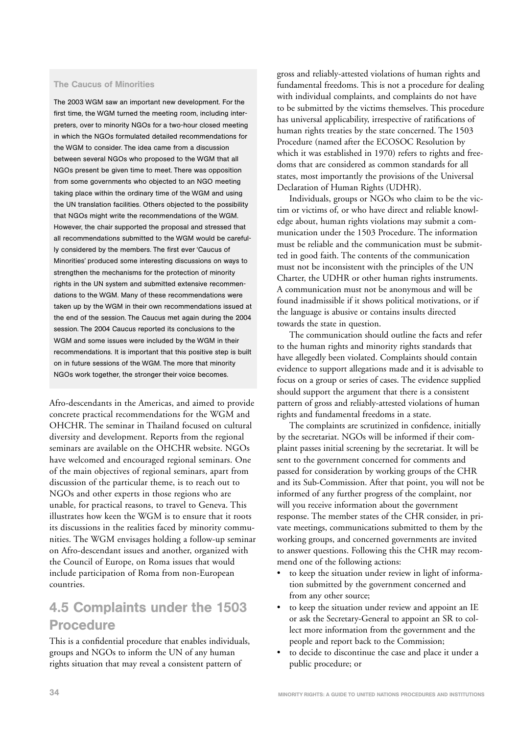### The Caucus of Minorities

The 2003 WGM saw an important new development. For the first time, the WGM turned the meeting room, including interpreters, over to minority NGOs for a two-hour closed meeting in which the NGOs formulated detailed recommendations for the WGM to consider. The idea came from a discussion between several NGOs who proposed to the WGM that all NGOs present be given time to meet. There was opposition from some governments who objected to an NGO meeting taking place within the ordinary time of the WGM and using the UN translation facilities. Others objected to the possibility that NGOs might write the recommendations of the WGM. However, the chair supported the proposal and stressed that all recommendations submitted to the WGM would be carefully considered by the members. The first ever 'Caucus of Minorities' produced some interesting discussions on ways to strengthen the mechanisms for the protection of minority rights in the UN system and submitted extensive recommendations to the WGM. Many of these recommendations were taken up by the WGM in their own recommendations issued at the end of the session. The Caucus met again during the 2004 session. The 2004 Caucus reported its conclusions to the WGM and some issues were included by the WGM in their recommendations. It is important that this positive step is built on in future sessions of the WGM. The more that minority NGOs work together, the stronger their voice becomes.

Afro-descendants in the Americas, and aimed to provide concrete practical recommendations for the WGM and OHCHR. The seminar in Thailand focused on cultural diversity and development. Reports from the regional seminars are available on the OHCHR website. NGOs have welcomed and encouraged regional seminars. One of the main objectives of regional seminars, apart from discussion of the particular theme, is to reach out to NGOs and other experts in those regions who are unable, for practical reasons, to travel to Geneva. This illustrates how keen the WGM is to ensure that it roots its discussions in the realities faced by minority communities. The WGM envisages holding a follow-up seminar on Afro-descendant issues and another, organized with the Council of Europe, on Roma issues that would include participation of Roma from non-European countries.

## 4.5 Complaints under the 1503 Procedure

This is a confidential procedure that enables individuals, groups and NGOs to inform the UN of any human rights situation that may reveal a consistent pattern of gross and reliably-attested violations of human rights and fundamental freedoms. This is not a procedure for dealing with individual complaints, and complaints do not have to be submitted by the victims themselves. This procedure has universal applicability, irrespective of ratifications of human rights treaties by the state concerned. The 1503 Procedure (named after the ECOSOC Resolution by which it was established in 1970) refers to rights and freedoms that are considered as common standards for all states, most importantly the provisions of the Universal Declaration of Human Rights (UDHR).

Individuals, groups or NGOs who claim to be the victim or victims of, or who have direct and reliable knowledge about, human rights violations may submit a communication under the 1503 Procedure. The information must be reliable and the communication must be submitted in good faith. The contents of the communication must not be inconsistent with the principles of the UN Charter, the UDHR or other human rights instruments. A communication must not be anonymous and will be found inadmissible if it shows political motivations, or if the language is abusive or contains insults directed towards the state in question.

The communication should outline the facts and refer to the human rights and minority rights standards that have allegedly been violated. Complaints should contain evidence to support allegations made and it is advisable to focus on a group or series of cases. The evidence supplied should support the argument that there is a consistent pattern of gross and reliably-attested violations of human rights and fundamental freedoms in a state.

The complaints are scrutinized in confidence, initially by the secretariat. NGOs will be informed if their complaint passes initial screening by the secretariat. It will be sent to the government concerned for comments and passed for consideration by working groups of the CHR and its Sub-Commission. After that point, you will not be informed of any further progress of the complaint, nor will you receive information about the government response. The member states of the CHR consider, in private meetings, communications submitted to them by the working groups, and concerned governments are invited to answer questions. Following this the CHR may recommend one of the following actions:

- to keep the situation under review in light of information submitted by the government concerned and from any other source;
- to keep the situation under review and appoint an IE or ask the Secretary-General to appoint an SR to collect more information from the government and the people and report back to the Commission;
- to decide to discontinue the case and place it under a public procedure; or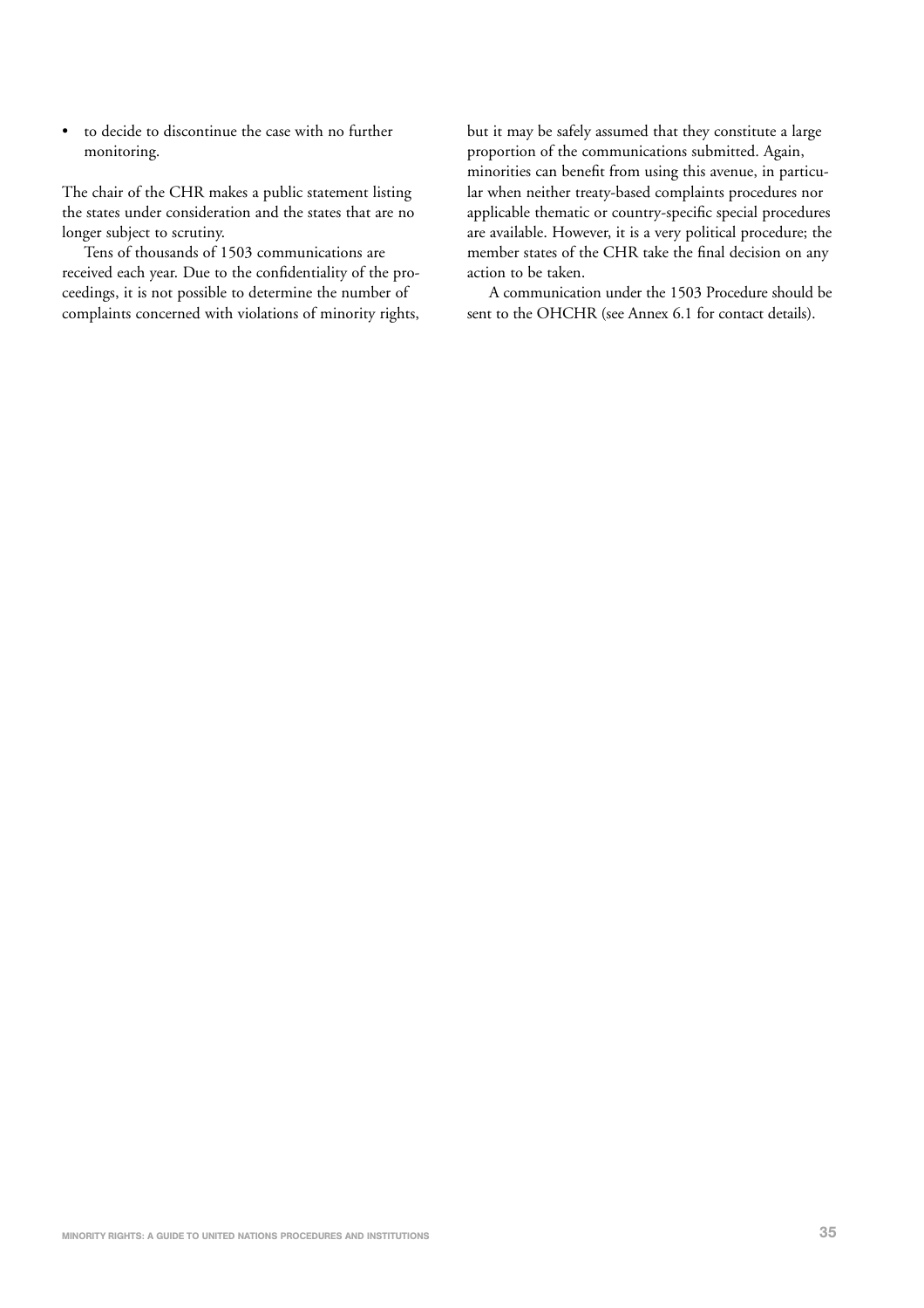- to decide to discontinue the case with no further monitoring.

The chair of the CHR makes a public statement listing the states under consideration and the states that are no longer subject to scrutiny.

Tens of thousands of 1503 communications are received each year. Due to the confidentiality of the proceedings, it is not possible to determine the number of complaints concerned with violations of minority rights, but it may be safely assumed that they constitute a large proportion of the communications submitted. Again, minorities can benefit from using this avenue, in particular when neither treaty-based complaints procedures nor applicable thematic or country-specific special procedures are available. However, it is a very political procedure; the member states of the CHR take the final decision on any action to be taken.

A communication under the 1503 Procedure should be sent to the OHCHR (see Annex 6.1 for contact details).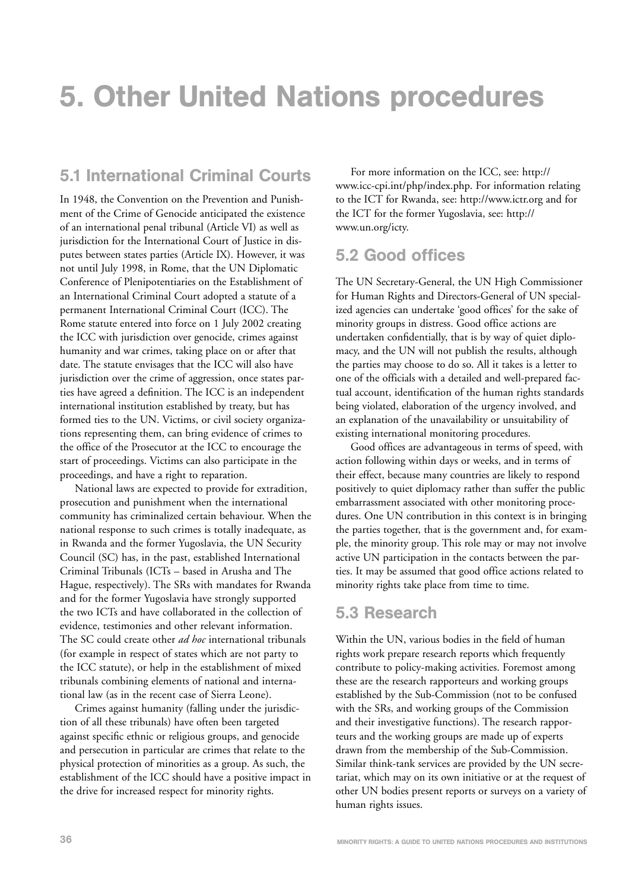# 5. Other United Nations procedures

## 5.1 International Criminal Courts

In 1948, the Convention on the Prevention and Punishment of the Crime of Genocide anticipated the existence of an international penal tribunal (Article VI) as well as jurisdiction for the International Court of Justice in disputes between states parties (Article IX). However, it was not until July 1998, in Rome, that the UN Diplomatic Conference of Plenipotentiaries on the Establishment of an International Criminal Court adopted a statute of a permanent International Criminal Court (ICC). The Rome statute entered into force on 1 July 2002 creating the ICC with jurisdiction over genocide, crimes against humanity and war crimes, taking place on or after that date. The statute envisages that the ICC will also have jurisdiction over the crime of aggression, once states parties have agreed a definition. The ICC is an independent international institution established by treaty, but has formed ties to the UN. Victims, or civil society organizations representing them, can bring evidence of crimes to the office of the Prosecutor at the ICC to encourage the start of proceedings. Victims can also participate in the proceedings, and have a right to reparation.

National laws are expected to provide for extradition, prosecution and punishment when the international community has criminalized certain behaviour. When the national response to such crimes is totally inadequate, as in Rwanda and the former Yugoslavia, the UN Security Council (SC) has, in the past, established International Criminal Tribunals (ICTs – based in Arusha and The Hague, respectively). The SRs with mandates for Rwanda and for the former Yugoslavia have strongly supported the two ICTs and have collaborated in the collection of evidence, testimonies and other relevant information. The SC could create other *ad hoc* international tribunals (for example in respect of states which are not party to the ICC statute), or help in the establishment of mixed tribunals combining elements of national and international law (as in the recent case of Sierra Leone).

Crimes against humanity (falling under the jurisdiction of all these tribunals) have often been targeted against specific ethnic or religious groups, and genocide and persecution in particular are crimes that relate to the physical protection of minorities as a group. As such, the establishment of the ICC should have a positive impact in the drive for increased respect for minority rights.

For more information on the ICC, see: http://www.icc-cpi.int/php/index.php. For information relating to the ICT for Rwanda, see: http://www.ictr.org and for the ICT for the former Yugoslavia, see: http://www.un.org/icty.

## 5.2 Good offices

The UN Secretary-General, the UN High Commissioner for Human Rights and Directors-General of UN specialized agencies can undertake 'good offices' for the sake of minority groups in distress. Good office actions are undertaken confidentially, that is by way of quiet diplomacy, and the UN will not publish the results, although the parties may choose to do so. All it takes is a letter to one of the officials with a detailed and well-prepared factual account, identification of the human rights standards being violated, elaboration of the urgency involved, and an explanation of the unavailability or unsuitability of existing international monitoring procedures.

Good offices are advantageous in terms of speed, with action following within days or weeks, and in terms of their effect, because many countries are likely to respond positively to quiet diplomacy rather than suffer the public embarrassment associated with other monitoring procedures. One UN contribution in this context is in bringing the parties together, that is the government and, for example, the minority group. This role may or may not involve active UN participation in the contacts between the parties. It may be assumed that good office actions related to minority rights take place from time to time.

## 5.3 Research

Within the UN, various bodies in the field of human rights work prepare research reports which frequently contribute to policy-making activities. Foremost among these are the research rapporteurs and working groups established by the Sub-Commission (not to be confused with the SRs, and working groups of the Commission and their investigative functions). The research rapporteurs and the working groups are made up of experts drawn from the membership of the Sub-Commission. Similar think-tank services are provided by the UN secretariat, which may on its own initiative or at the request of other UN bodies present reports or surveys on a variety of human rights issues.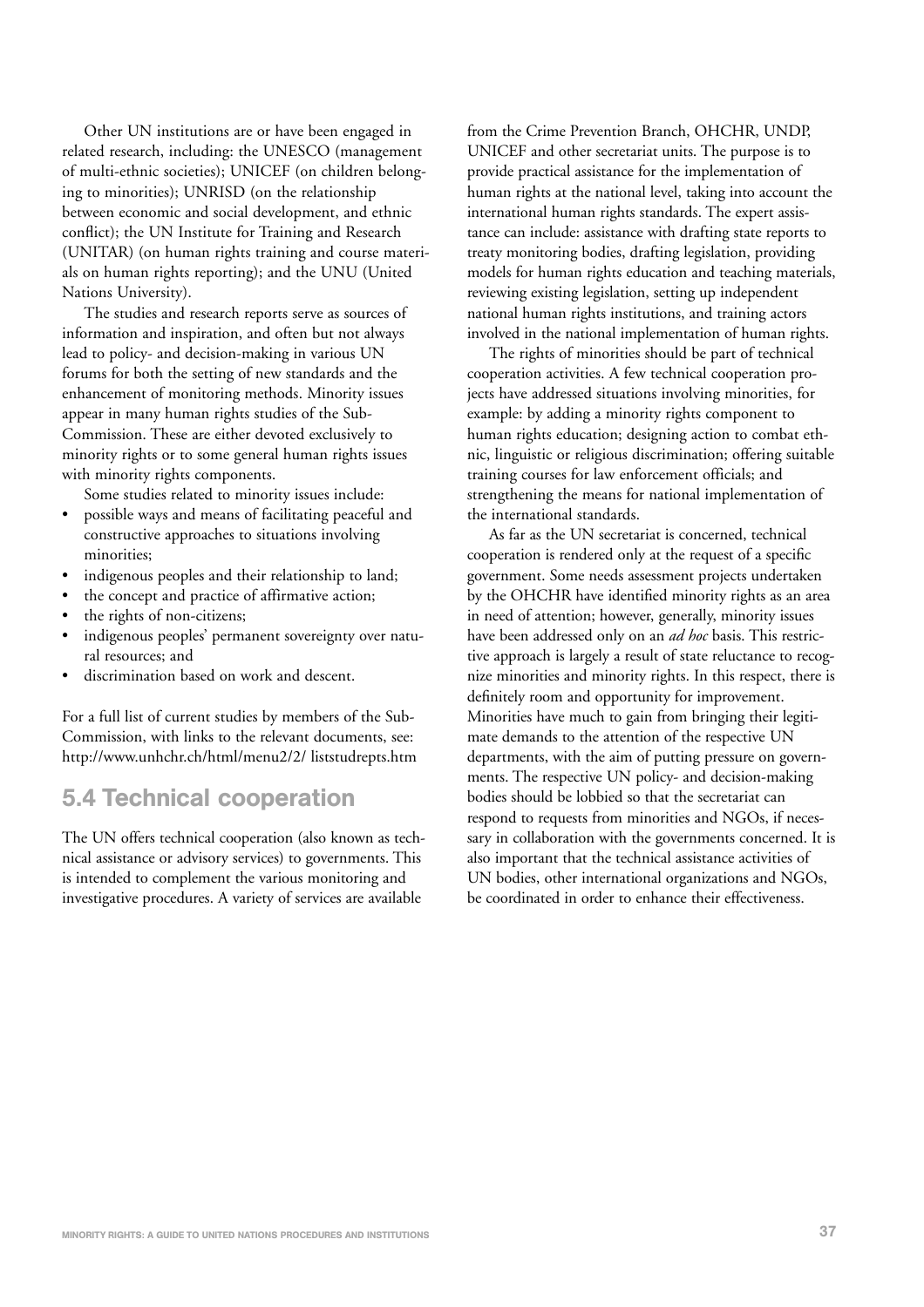Other UN institutions are or have been engaged in related research, including: the UNESCO (management of multi-ethnic societies); UNICEF (on children belonging to minorities); UNRISD (on the relationship between economic and social development, and ethnic conflict); the UN Institute for Training and Research (UNITAR) (on human rights training and course materials on human rights reporting); and the UNU (United Nations University).

The studies and research reports serve as sources of information and inspiration, and often but not always lead to policy- and decision-making in various UN forums for both the setting of new standards and the enhancement of monitoring methods. Minority issues appear in many human rights studies of the Sub-Commission. These are either devoted exclusively to minority rights or to some general human rights issues with minority rights components.

Some studies related to minority issues include:

- possible ways and means of facilitating peaceful and constructive approaches to situations involving minorities;
- indigenous peoples and their relationship to land;
- the concept and practice of affirmative action;
- the rights of non-citizens;
- indigenous peoples' permanent sovereignty over natural resources; and
- discrimination based on work and descent.

For a full list of current studies by members of the Sub-Commission, with links to the relevant documents, see: http://www.unhchr.ch/html/menu2/2/ liststudrepts.htm

## 5.4 Technical cooperation

The UN offers technical cooperation (also known as technical assistance or advisory services) to governments. This is intended to complement the various monitoring and investigative procedures. A variety of services are available from the Crime Prevention Branch, OHCHR, UNDP, UNICEF and other secretariat units. The purpose is to provide practical assistance for the implementation of human rights at the national level, taking into account the international human rights standards. The expert assistance can include: assistance with drafting state reports to treaty monitoring bodies, drafting legislation, providing models for human rights education and teaching materials, reviewing existing legislation, setting up independent national human rights institutions, and training actors involved in the national implementation of human rights.

The rights of minorities should be part of technical cooperation activities. A few technical cooperation projects have addressed situations involving minorities, for example: by adding a minority rights component to human rights education; designing action to combat ethnic, linguistic or religious discrimination; offering suitable training courses for law enforcement officials; and strengthening the means for national implementation of the international standards.

As far as the UN secretariat is concerned, technical cooperation is rendered only at the request of a specific government. Some needs assessment projects undertaken by the OHCHR have identified minority rights as an area in need of attention; however, generally, minority issues have been addressed only on an *ad hoc* basis. This restrictive approach is largely a result of state reluctance to recognize minorities and minority rights. In this respect, there is definitely room and opportunity for improvement. Minorities have much to gain from bringing their legitimate demands to the attention of the respective UN departments, with the aim of putting pressure on governments. The respective UN policy- and decision-making bodies should be lobbied so that the secretariat can respond to requests from minorities and NGOs, if necessary in collaboration with the governments concerned. It is also important that the technical assistance activities of UN bodies, other international organizations and NGOs, be coordinated in order to enhance their effectiveness.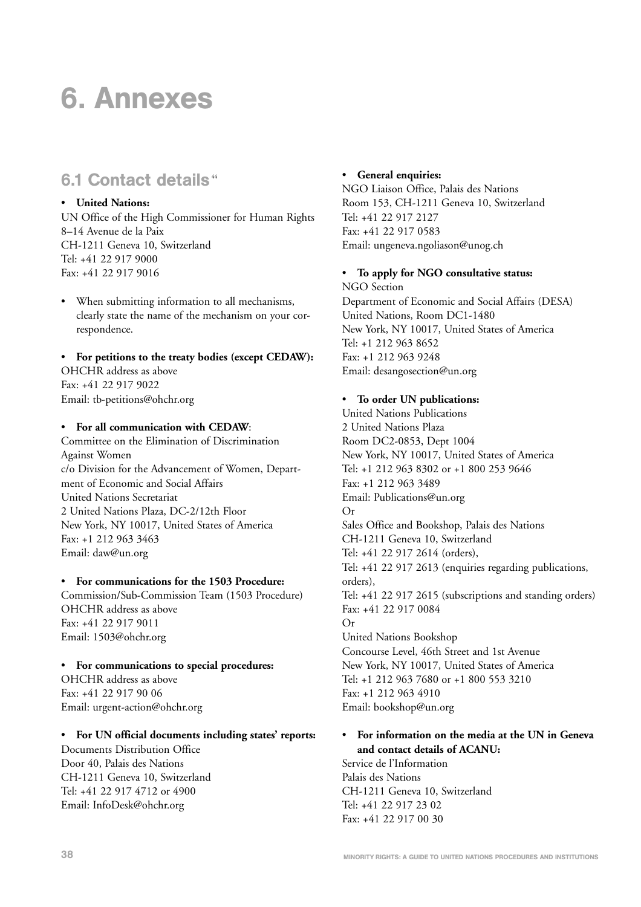# 6. Annexes

## 6.1 Contact details[44]

- **United Nations:**

UN Office of the High Commissioner for Human Rights
8–14 Avenue de la Paix
CH-1211 Geneva 10, Switzerland
Tel: +41 22 917 9000
Fax: +41 22 917 9016

- When submitting information to all mechanisms, clearly state the name of the mechanism on your correspondence.

- **For petitions to the treaty bodies (except CEDAW):**

OHCHR address as above
Fax: +41 22 917 9022
Email: tb-petitions@ohchr.org

- **For all communication with CEDAW**:

Committee on the Elimination of Discrimination Against Women
c/o Division for the Advancement of Women, Department of Economic and Social Affairs
United Nations Secretariat
2 United Nations Plaza, DC-2/12th Floor
New York, NY 10017, United States of America
Fax: +1 212 963 3463
Email: daw@un.org

- **For communications for the 1503 Procedure:**

Commission/Sub-Commission Team (1503 Procedure)
OHCHR address as above
Fax: +41 22 917 9011
Email: 1503@ohchr.org

- **For communications to special procedures:**

OHCHR address as above
Fax: +41 22 917 90 06
Email: urgent-action@ohchr.org

- **For UN official documents including states' reports:**

Documents Distribution Office
Door 40, Palais des Nations
CH-1211 Geneva 10, Switzerland
Tel: +41 22 917 4712 or 4900
Email: InfoDesk@ohchr.org

- **General enquiries:**

NGO Liaison Office, Palais des Nations
Room 153, CH-1211 Geneva 10, Switzerland
Tel: +41 22 917 2127
Fax: +41 22 917 0583
Email: ungeneva.ngoliason@unog.ch

- **To apply for NGO consultative status:**

NGO Section
Department of Economic and Social Affairs (DESA)
United Nations, Room DC1-1480
New York, NY 10017, United States of America
Tel: +1 212 963 8652
Fax: +1 212 963 9248
Email: desangosection@un.org

- **To order UN publications:**

United Nations Publications
2 United Nations Plaza
Room DC2-0853, Dept 1004
New York, NY 10017, United States of America
Tel: +1 212 963 8302 or +1 800 253 9646
Fax: +1 212 963 3489
Email: Publications@un.org
Or
Sales Office and Bookshop, Palais des Nations
CH-1211 Geneva 10, Switzerland
Tel: +41 22 917 2614 (orders),
Tel: +41 22 917 2613 (enquiries regarding publications, orders),
Tel: +41 22 917 2615 (subscriptions and standing orders)
Fax: +41 22 917 0084
Or
United Nations Bookshop
Concourse Level, 46th Street and 1st Avenue
New York, NY 10017, United States of America
Tel: +1 212 963 7680 or +1 800 553 3210
Fax: +1 212 963 4910
Email: bookshop@un.org

- **For information on the media at the UN in Geneva and contact details of ACANU:**

Service de l'Information
Palais des Nations
CH-1211 Geneva 10, Switzerland
Tel: +41 22 917 23 02
Fax: +41 22 917 00 30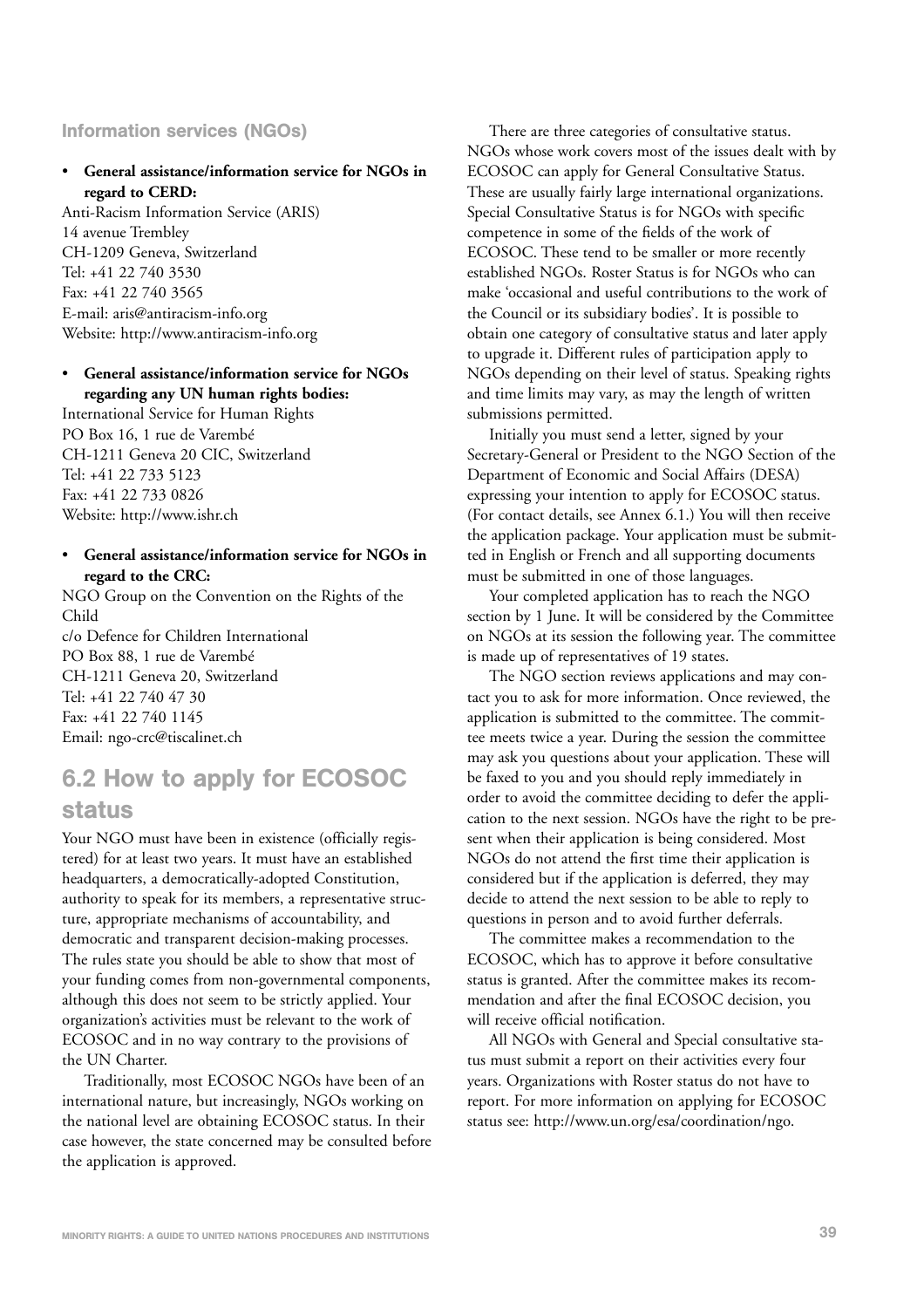### Information services (NGOs)

- **General assistance/information service for NGOs in regard to CERD:**

Anti-Racism Information Service (ARIS)
14 avenue Trembley
CH-1209 Geneva, Switzerland
Tel: +41 22 740 3530
Fax: +41 22 740 3565
E-mail: aris@antiracism-info.org
Website: http://www.antiracism-info.org

- **General assistance/information service for NGOs regarding any UN human rights bodies:**

International Service for Human Rights
PO Box 16, 1 rue de Varembé
CH-1211 Geneva 20 CIC, Switzerland
Tel: +41 22 733 5123
Fax: +41 22 733 0826
Website: http://www.ishr.ch

- **General assistance/information service for NGOs in regard to the CRC:**

NGO Group on the Convention on the Rights of the Child
c/o Defence for Children International
PO Box 88, 1 rue de Varembé
CH-1211 Geneva 20, Switzerland
Tel: +41 22 740 47 30
Fax: +41 22 740 1145
Email: ngo-crc@tiscalinet.ch

## 6.2 How to apply for ECOSOC status

Your NGO must have been in existence (officially registered) for at least two years. It must have an established headquarters, a democratically-adopted Constitution, authority to speak for its members, a representative structure, appropriate mechanisms of accountability, and democratic and transparent decision-making processes. The rules state you should be able to show that most of your funding comes from non-governmental components, although this does not seem to be strictly applied. Your organization's activities must be relevant to the work of ECOSOC and in no way contrary to the provisions of the UN Charter.

Traditionally, most ECOSOC NGOs have been of an international nature, but increasingly, NGOs working on the national level are obtaining ECOSOC status. In their case however, the state concerned may be consulted before the application is approved.

There are three categories of consultative status. NGOs whose work covers most of the issues dealt with by ECOSOC can apply for General Consultative Status. These are usually fairly large international organizations. Special Consultative Status is for NGOs with specific competence in some of the fields of the work of ECOSOC. These tend to be smaller or more recently established NGOs. Roster Status is for NGOs who can make 'occasional and useful contributions to the work of the Council or its subsidiary bodies'. It is possible to obtain one category of consultative status and later apply to upgrade it. Different rules of participation apply to NGOs depending on their level of status. Speaking rights and time limits may vary, as may the length of written submissions permitted.

Initially you must send a letter, signed by your Secretary-General or President to the NGO Section of the Department of Economic and Social Affairs (DESA) expressing your intention to apply for ECOSOC status. (For contact details, see Annex 6.1.) You will then receive the application package. Your application must be submitted in English or French and all supporting documents must be submitted in one of those languages.

Your completed application has to reach the NGO section by 1 June. It will be considered by the Committee on NGOs at its session the following year. The committee is made up of representatives of 19 states.

The NGO section reviews applications and may contact you to ask for more information. Once reviewed, the application is submitted to the committee. The committee meets twice a year. During the session the committee may ask you questions about your application. These will be faxed to you and you should reply immediately in order to avoid the committee deciding to defer the application to the next session. NGOs have the right to be present when their application is being considered. Most NGOs do not attend the first time their application is considered but if the application is deferred, they may decide to attend the next session to be able to reply to questions in person and to avoid further deferrals.

The committee makes a recommendation to the ECOSOC, which has to approve it before consultative status is granted. After the committee makes its recommendation and after the final ECOSOC decision, you will receive official notification.

All NGOs with General and Special consultative status must submit a report on their activities every four years. Organizations with Roster status do not have to report. For more information on applying for ECOSOC status see: http://www.un.org/esa/coordination/ngo.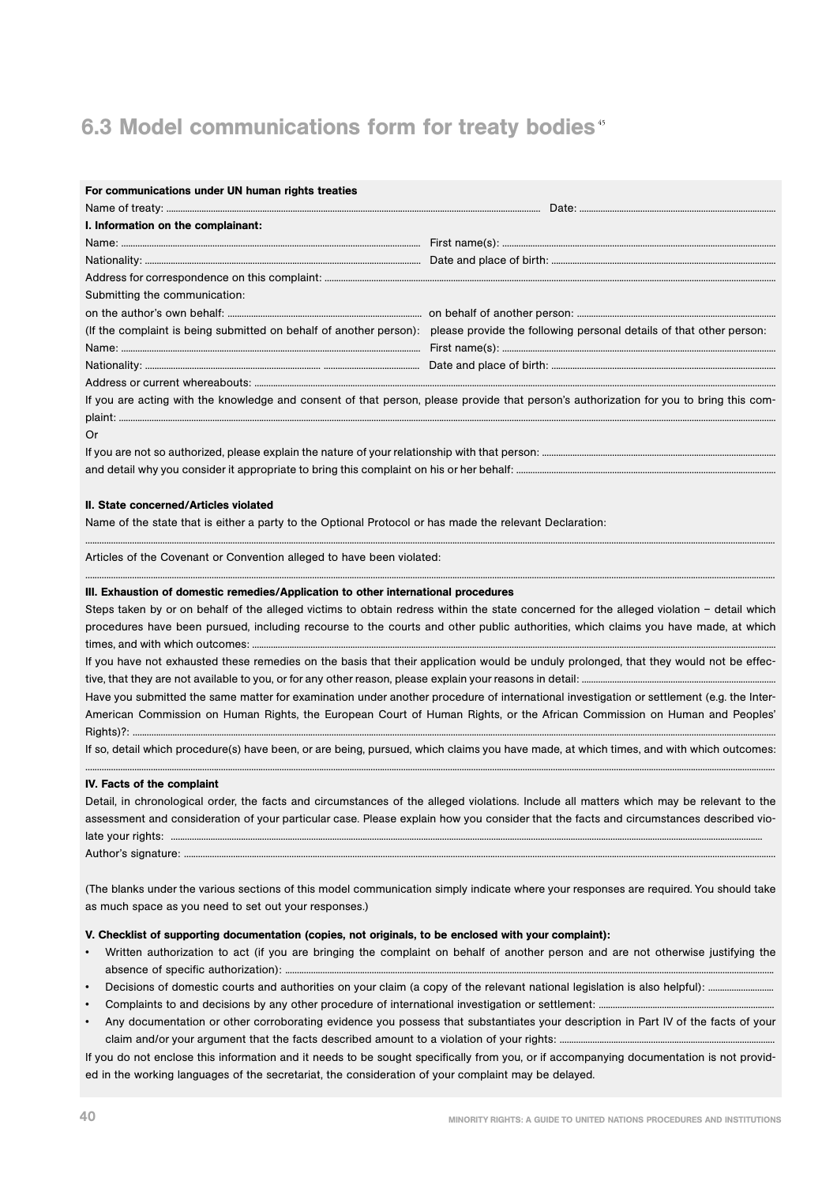## 6.3 Model communications form for treaty bodies[45]

**For communications under UN human rights treaties**

Name of treaty: ............................................................ Date: ............................................................

**I. Information on the complainant:**

Name: ............................................................ First name(s): ............................................................

Nationality: ............................................................ Date and place of birth: ............................................................

Address for correspondence on this complaint: ............................................................

Submitting the communication:

on the author's own behalf: ............................................................ on behalf of another person: ............................................................

(If the complaint is being submitted on behalf of another person): please provide the following personal details of that other person:

Name: ............................................................ First name(s): ............................................................

Nationality: ............................................................ Date and place of birth: ............................................................

Address or current whereabouts: ............................................................

If you are acting with the knowledge and consent of that person, please provide that person's authorization for you to bring this complaint: ............................................................

Or

If you are not so authorized, please explain the nature of your relationship with that person: ............................................................

and detail why you consider it appropriate to bring this complaint on his or her behalf: ............................................................

**II. State concerned/Articles violated**

Name of the state that is either a party to the Optional Protocol or has made the relevant Declaration:

............................................................

Articles of the Covenant or Convention alleged to have been violated:

............................................................

**III. Exhaustion of domestic remedies/Application to other international procedures**

Steps taken by or on behalf of the alleged victims to obtain redress within the state concerned for the alleged violation – detail which procedures have been pursued, including recourse to the courts and other public authorities, which claims you have made, at which times, and with which outcomes: ............................................................

If you have not exhausted these remedies on the basis that their application would be unduly prolonged, that they would not be effective, that they are not available to you, or for any other reason, please explain your reasons in detail: ............................................................

Have you submitted the same matter for examination under another procedure of international investigation or settlement (e.g. the Inter-American Commission on Human Rights, the European Court of Human Rights, or the African Commission on Human and Peoples' Rights)?: ............................................................

If so, detail which procedure(s) have been, or are being, pursued, which claims you have made, at which times, and with which outcomes:

............................................................

**IV. Facts of the complaint**

Detail, in chronological order, the facts and circumstances of the alleged violations. Include all matters which may be relevant to the assessment and consideration of your particular case. Please explain how you consider that the facts and circumstances described violate your rights: ............................................................

Author's signature: ............................................................

(The blanks under the various sections of this model communication simply indicate where your responses are required. You should take as much space as you need to set out your responses.)

**V. Checklist of supporting documentation (copies, not originals, to be enclosed with your complaint):**

- Written authorization to act (if you are bringing the complaint on behalf of another person and are not otherwise justifying the absence of specific authorization): ............................................................
- Decisions of domestic courts and authorities on your claim (a copy of the relevant national legislation is also helpful): ............................................................
- Complaints to and decisions by any other procedure of international investigation or settlement: ............................................................
- Any documentation or other corroborating evidence you possess that substantiates your description in Part IV of the facts of your claim and/or your argument that the facts described amount to a violation of your rights: ............................................................

If you do not enclose this information and it needs to be sought specifically from you, or if accompanying documentation is not provided in the working languages of the secretariat, the consideration of your complaint may be delayed.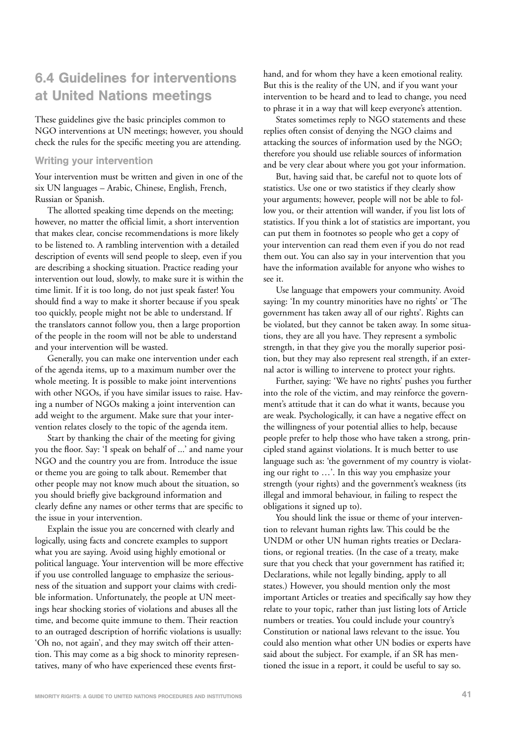## 6.4 Guidelines for interventions at United Nations meetings

These guidelines give the basic principles common to NGO interventions at UN meetings; however, you should check the rules for the specific meeting you are attending.

### Writing your intervention

Your intervention must be written and given in one of the six UN languages – Arabic, Chinese, English, French, Russian or Spanish.

The allotted speaking time depends on the meeting; however, no matter the official limit, a short intervention that makes clear, concise recommendations is more likely to be listened to. A rambling intervention with a detailed description of events will send people to sleep, even if you are describing a shocking situation. Practice reading your intervention out loud, slowly, to make sure it is within the time limit. If it is too long, do not just speak faster! You should find a way to make it shorter because if you speak too quickly, people might not be able to understand. If the translators cannot follow you, then a large proportion of the people in the room will not be able to understand and your intervention will be wasted.

Generally, you can make one intervention under each of the agenda items, up to a maximum number over the whole meeting. It is possible to make joint interventions with other NGOs, if you have similar issues to raise. Having a number of NGOs making a joint intervention can add weight to the argument. Make sure that your intervention relates closely to the topic of the agenda item.

Start by thanking the chair of the meeting for giving you the floor. Say: 'I speak on behalf of ...' and name your NGO and the country you are from. Introduce the issue or theme you are going to talk about. Remember that other people may not know much about the situation, so you should briefly give background information and clearly define any names or other terms that are specific to the issue in your intervention.

Explain the issue you are concerned with clearly and logically, using facts and concrete examples to support what you are saying. Avoid using highly emotional or political language. Your intervention will be more effective if you use controlled language to emphasize the seriousness of the situation and support your claims with credible information. Unfortunately, the people at UN meetings hear shocking stories of violations and abuses all the time, and become quite immune to them. Their reaction to an outraged description of horrific violations is usually: 'Oh no, not again', and they may switch off their attention. This may come as a big shock to minority representatives, many of who have experienced these events first-hand, and for whom they have a keen emotional reality. But this is the reality of the UN, and if you want your intervention to be heard and to lead to change, you need to phrase it in a way that will keep everyone's attention.

States sometimes reply to NGO statements and these replies often consist of denying the NGO claims and attacking the sources of information used by the NGO; therefore you should use reliable sources of information and be very clear about where you got your information.

But, having said that, be careful not to quote lots of statistics. Use one or two statistics if they clearly show your arguments; however, people will not be able to follow you, or their attention will wander, if you list lots of statistics. If you think a lot of statistics are important, you can put them in footnotes so people who get a copy of your intervention can read them even if you do not read them out. You can also say in your intervention that you have the information available for anyone who wishes to see it.

Use language that empowers your community. Avoid saying: 'In my country minorities have no rights' or 'The government has taken away all of our rights'. Rights can be violated, but they cannot be taken away. In some situations, they are all you have. They represent a symbolic strength, in that they give you the morally superior position, but they may also represent real strength, if an external actor is willing to intervene to protect your rights.

Further, saying: 'We have no rights' pushes you further into the role of the victim, and may reinforce the government's attitude that it can do what it wants, because you are weak. Psychologically, it can have a negative effect on the willingness of your potential allies to help, because people prefer to help those who have taken a strong, principled stand against violations. It is much better to use language such as: 'the government of my country is violating our right to …'. In this way you emphasize your strength (your rights) and the government's weakness (its illegal and immoral behaviour, in failing to respect the obligations it signed up to).

You should link the issue or theme of your intervention to relevant human rights law. This could be the UNDM or other UN human rights treaties or Declarations, or regional treaties. (In the case of a treaty, make sure that you check that your government has ratified it; Declarations, while not legally binding, apply to all states.) However, you should mention only the most important Articles or treaties and specifically say how they relate to your topic, rather than just listing lots of Article numbers or treaties. You could include your country's Constitution or national laws relevant to the issue. You could also mention what other UN bodies or experts have said about the subject. For example, if an SR has mentioned the issue in a report, it could be useful to say so.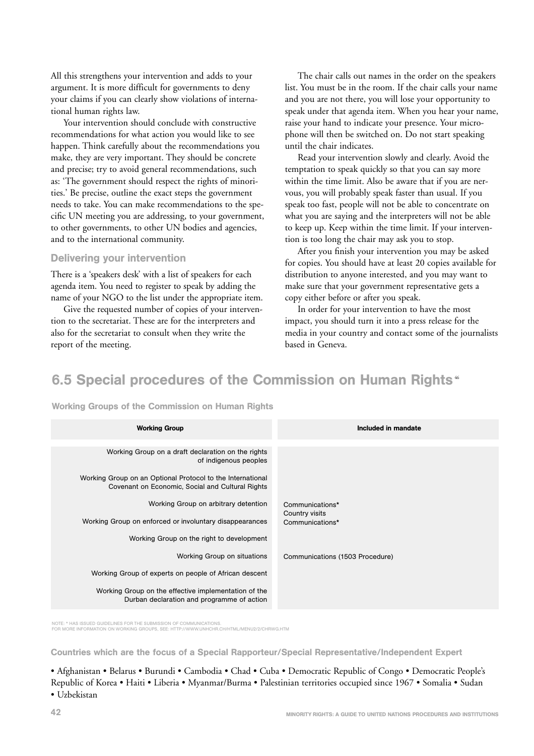All this strengthens your intervention and adds to your argument. It is more difficult for governments to deny your claims if you can clearly show violations of international human rights law.

Your intervention should conclude with constructive recommendations for what action you would like to see happen. Think carefully about the recommendations you make, they are very important. They should be concrete and precise; try to avoid general recommendations, such as: 'The government should respect the rights of minorities.' Be precise, outline the exact steps the government needs to take. You can make recommendations to the specific UN meeting you are addressing, to your government, to other governments, to other UN bodies and agencies, and to the international community.

### Delivering your intervention

There is a 'speakers desk' with a list of speakers for each agenda item. You need to register to speak by adding the name of your NGO to the list under the appropriate item.

Give the requested number of copies of your intervention to the secretariat. These are for the interpreters and also for the secretariat to consult when they write the report of the meeting.

The chair calls out names in the order on the speakers list. You must be in the room. If the chair calls your name and you are not there, you will lose your opportunity to speak under that agenda item. When you hear your name, raise your hand to indicate your presence. Your microphone will then be switched on. Do not start speaking until the chair indicates.

Read your intervention slowly and clearly. Avoid the temptation to speak quickly so that you can say more within the time limit. Also be aware that if you are nervous, you will probably speak faster than usual. If you speak too fast, people will not be able to concentrate on what you are saying and the interpreters will not be able to keep up. Keep within the time limit. If your intervention is too long the chair may ask you to stop.

After you finish your intervention you may be asked for copies. You should have at least 20 copies available for distribution to anyone interested, and you may want to make sure that your government representative gets a copy either before or after you speak.

In order for your intervention to have the most impact, you should turn it into a press release for the media in your country and contact some of the journalists based in Geneva.

## 6.5 Special procedures of the Commission on Human Rights[46]

**Working Groups of the Commission on Human Rights**

| Working Group | Included in mandate |
|---|---|
| Working Group on a draft declaration on the rights of indigenous peoples | |
| Working Group on an Optional Protocol to the International Covenant on Economic, Social and Cultural Rights | |
| Working Group on arbitrary detention | Communications* Country visits |
| Working Group on enforced or involuntary disappearances | Communications* |
| Working Group on the right to development | |
| Working Group on situations | Communications (1503 Procedure) |
| Working Group of experts on people of African descent | |
| Working Group on the effective implementation of the Durban declaration and programme of action | |

NOTE: * HAS ISSUED GUIDELINES FOR THE SUBMISSION OF COMMUNICATIONS.
FOR MORE INFORMATION ON WORKING GROUPS, SEE: HTTP://WWW.UNHCHR.CH/HTML/MENU2/2/CHRWG.HTM

**Countries which are the focus of a Special Rapporteur/Special Representative/Independent Expert**

• Afghanistan • Belarus • Burundi • Cambodia • Chad • Cuba • Democratic Republic of Congo • Democratic People's Republic of Korea • Haiti • Liberia • Myanmar/Burma • Palestinian territories occupied since 1967 • Somalia • Sudan • Uzbekistan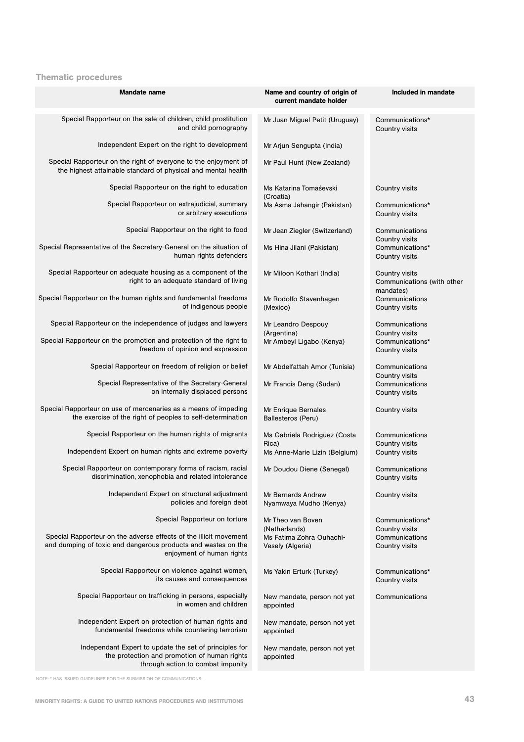### Thematic procedures

| Mandate name | Name and country of origin of current mandate holder | Included in mandate |
|---|---|---|
| Special Rapporteur on the sale of children, child prostitution and child pornography | Mr Juan Miguel Petit (Uruguay) | Communications* Country visits |
| Independent Expert on the right to development | Mr Arjun Sengupta (India) | |
| Special Rapporteur on the right of everyone to the enjoyment of the highest attainable standard of physical and mental health | Mr Paul Hunt (New Zealand) | |
| Special Rapporteur on the right to education | Ms Katarina Tomaševski (Croatia) | Country visits |
| Special Rapporteur on extrajudicial, summary or arbitrary executions | Ms Asma Jahangir (Pakistan) | Communications* Country visits |
| Special Rapporteur on the right to food | Mr Jean Ziegler (Switzerland) | Communications Country visits |
| Special Representative of the Secretary-General on the situation of human rights defenders | Ms Hina Jilani (Pakistan) | Communications* Country visits |
| Special Rapporteur on adequate housing as a component of the right to an adequate standard of living | Mr Miloon Kothari (India) | Country visits Communications (with other mandates) |
| Special Rapporteur on the human rights and fundamental freedoms of indigenous people | Mr Rodolfo Stavenhagen (Mexico) | Communications Country visits |
| Special Rapporteur on the independence of judges and lawyers | Mr Leandro Despouy (Argentina) | Communications Country visits |
| Special Rapporteur on the promotion and protection of the right to freedom of opinion and expression | Mr Ambeyi Ligabo (Kenya) | Communications* Country visits |
| Special Rapporteur on freedom of religion or belief | Mr Abdelfattah Amor (Tunisia) | Communications Country visits |
| Special Representative of the Secretary-General on internally displaced persons | Mr Francis Deng (Sudan) | Communications Country visits |
| Special Rapporteur on use of mercenaries as a means of impeding the exercise of the right of peoples to self-determination | Mr Enrique Bernales Ballesteros (Peru) | Country visits |
| Special Rapporteur on the human rights of migrants | Ms Gabriela Rodriguez (Costa Rica) | Communications Country visits |
| Independent Expert on human rights and extreme poverty | Ms Anne-Marie Lizin (Belgium) | Country visits |
| Special Rapporteur on contemporary forms of racism, racial discrimination, xenophobia and related intolerance | Mr Doudou Diene (Senegal) | Communications Country visits |
| Independent Expert on structural adjustment policies and foreign debt | Mr Bernards Andrew Nyamwaya Mudho (Kenya) | Country visits |
| Special Rapporteur on torture | Mr Theo van Boven (Netherlands) | Communications* Country visits |
| Special Rapporteur on the adverse effects of the illicit movement and dumping of toxic and dangerous products and wastes on the enjoyment of human rights | Ms Fatima Zohra Ouhachi-Vesely (Algeria) | Communications Country visits |
| Special Rapporteur on violence against women, its causes and consequences | Ms Yakin Erturk (Turkey) | Communications* Country visits |
| Special Rapporteur on trafficking in persons, especially in women and children | New mandate, person not yet appointed | Communications |
| Independent Expert on protection of human rights and fundamental freedoms while countering terrorism | New mandate, person not yet appointed | |
| Independant Expert to update the set of principles for the protection and promotion of human rights through action to combat impunity | New mandate, person not yet appointed | |

NOTE: * HAS ISSUED GUIDELINES FOR THE SUBMISSION OF COMMUNICATIONS.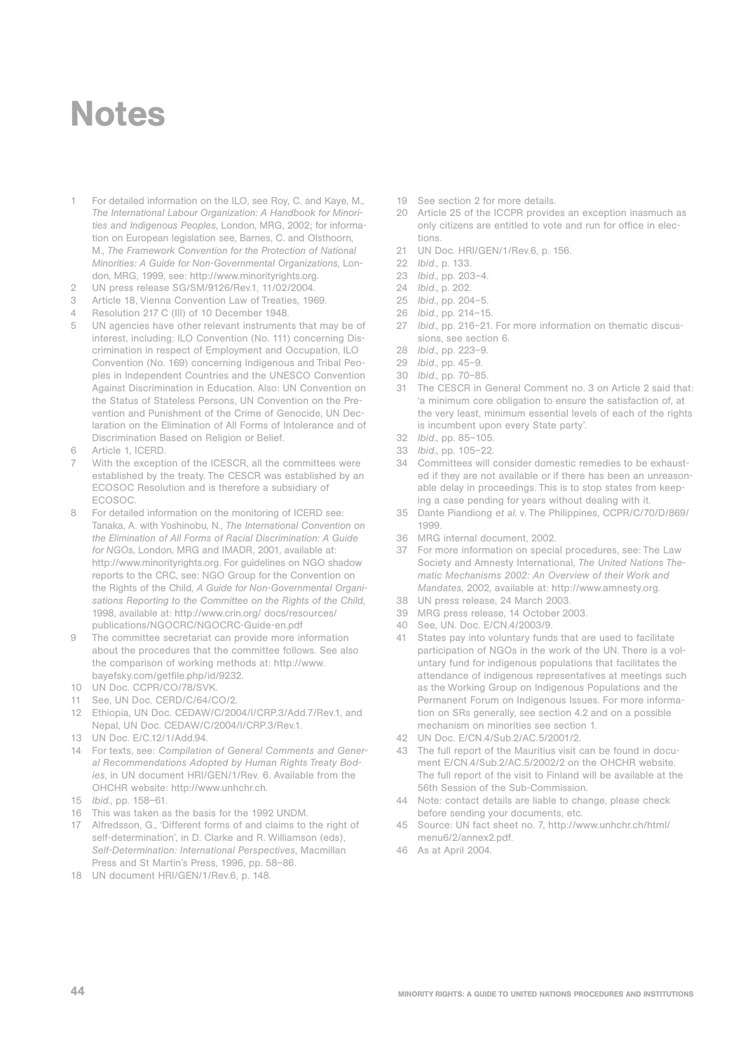# Notes

1. For detailed information on the ILO, see Roy, C. and Kaye, M., *The International Labour Organization: A Handbook for Minorities and Indigenous Peoples*, London, MRG, 2002; for information on European legislation see, Barnes, C. and Olsthoorn, M., *The Framework Convention for the Protection of National Minorities: A Guide for Non-Governmental Organizations*, London, MRG, 1999, see: http://www.minorityrights.org.
2. UN press release SG/SM/9126/Rev.1, 11/02/2004.
3. Article 18, Vienna Convention Law of Treaties, 1969.
4. Resolution 217 C (III) of 10 December 1948.
5. UN agencies have other relevant instruments that may be of interest, including: ILO Convention (No. 111) concerning Discrimination in respect of Employment and Occupation, ILO Convention (No. 169) concerning Indigenous and Tribal Peoples in Independent Countries and the UNESCO Convention Against Discrimination in Education. Also: UN Convention on the Status of Stateless Persons, UN Convention on the Prevention and Punishment of the Crime of Genocide, UN Declaration on the Elimination of All Forms of Intolerance and of Discrimination Based on Religion or Belief.
6. Article 1, ICERD.
7. With the exception of the ICESCR, all the committees were established by the treaty. The CESCR was established by an ECOSOC Resolution and is therefore a subsidiary of ECOSOC.
8. For detailed information on the monitoring of ICERD see: Tanaka, A. with Yoshinobu, N., *The International Convention on the Elimination of All Forms of Racial Discrimination: A Guide for NGOs*, London, MRG and IMADR, 2001, available at: http://www.minorityrights.org. For guidelines on NGO shadow reports to the CRC, see: NGO Group for the Convention on the Rights of the Child, *A Guide for Non-Governmental Organisations Reporting to the Committee on the Rights of the Child*, 1998, available at: http://www.crin.org/ docs/resources/ publications/NGOCRC/NGOCRC-Guide-en.pdf
9. The committee secretariat can provide more information about the procedures that the committee follows. See also the comparison of working methods at: http://www.bayefsky.com/getfile.php/id/9232.
10. UN Doc. CCPR/CO/78/SVK.
11. See, UN Doc. CERD/C/64/CO/2.
12. Ethiopia, UN Doc. CEDAW/C/2004/I/CRP.3/Add.7/Rev.1, and Nepal, UN Doc. CEDAW/C/2004/I/CRP.3/Rev.1.
13. UN Doc. E/C.12/1/Add.94.
14. For texts, see: *Compilation of General Comments and General Recommendations Adopted by Human Rights Treaty Bodies*, in UN document HRI/GEN/1/Rev. 6. Available from the OHCHR website: http://www.unhchr.ch.
15. *Ibid.*, pp. 158–61.
16. This was taken as the basis for the 1992 UNDM.
17. Alfredsson, G., 'Different forms of and claims to the right of self-determination', in D. Clarke and R. Williamson (eds), *Self-Determination: International Perspectives*, Macmillan Press and St Martin's Press, 1996, pp. 58–86.
18. UN document HRI/GEN/1/Rev.6, p. 148.
19. See section 2 for more details.
20. Article 25 of the ICCPR provides an exception inasmuch as only citizens are entitled to vote and run for office in elections.
21. UN Doc. HRI/GEN/1/Rev.6, p. 156.
22. *Ibid.*, p. 133.
23. *Ibid.*, pp. 203–4.
24. *Ibid.*, p. 202.
25. *Ibid.*, pp. 204–5.
26. *Ibid.*, pp. 214–15.
27. *Ibid.*, pp. 216–21. For more information on thematic discussions, see section 6.
28. *Ibid.*, pp. 223–9.
29. *Ibid.*, pp. 45–9.
30. *Ibid.*, pp. 70–85.
31. The CESCR in General Comment no. 3 on Article 2 said that: 'a minimum core obligation to ensure the satisfaction of, at the very least, minimum essential levels of each of the rights is incumbent upon every State party'.
32. *Ibid.*, pp. 85–105.
33. *Ibid.*, pp. 105–22.
34. Committees will consider domestic remedies to be exhausted if they are not available or if there has been an unreasonable delay in proceedings. This is to stop states from keeping a case pending for years without dealing with it.
35. Dante Piandiong *et al.* v. The Philippines, CCPR/C/70/D/869/1999.
36. MRG internal document, 2002.
37. For more information on special procedures, see: The Law Society and Amnesty International, *The United Nations Thematic Mechanisms 2002: An Overview of their Work and Mandates*, 2002, available at: http://www.amnesty.org.
38. UN press release, 24 March 2003.
39. MRG press release, 14 October 2003.
40. See, UN. Doc. E/CN.4/2003/9.
41. States pay into voluntary funds that are used to facilitate participation of NGOs in the work of the UN. There is a voluntary fund for indigenous populations that facilitates the attendance of indigenous representatives at meetings such as the Working Group on Indigenous Populations and the Permanent Forum on Indigenous Issues. For more information on SRs generally, see section 4.2 and on a possible mechanism on minorities see section 1.
42. UN Doc. E/CN.4/Sub.2/AC.5/2001/2.
43. The full report of the Mauritius visit can be found in document E/CN.4/Sub.2/AC.5/2002/2 on the OHCHR website. The full report of the visit to Finland will be available at the 56th Session of the Sub-Commission.
44. Note: contact details are liable to change, please check before sending your documents, etc.
45. Source: UN fact sheet no. 7, http://www.unhchr.ch/html/menu6/2/annex2.pdf.
46. As at April 2004.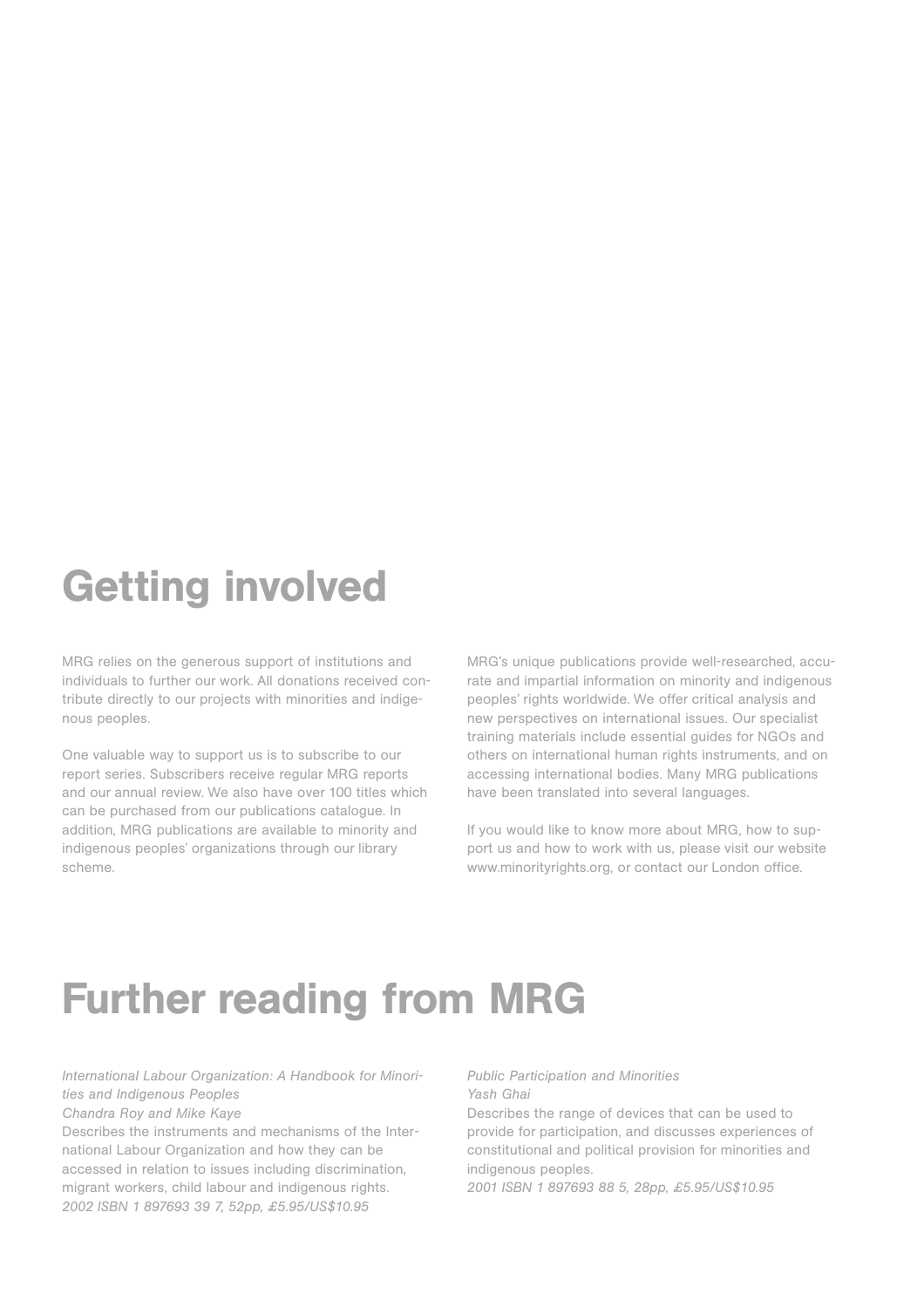# Getting involved

MRG relies on the generous support of institutions and individuals to further our work. All donations received contribute directly to our projects with minorities and indigenous peoples.

One valuable way to support us is to subscribe to our report series. Subscribers receive regular MRG reports and our annual review. We also have over 100 titles which can be purchased from our publications catalogue. In addition, MRG publications are available to minority and indigenous peoples' organizations through our library scheme.

MRG's unique publications provide well-researched, accurate and impartial information on minority and indigenous peoples' rights worldwide. We offer critical analysis and new perspectives on international issues. Our specialist training materials include essential guides for NGOs and others on international human rights instruments, and on accessing international bodies. Many MRG publications have been translated into several languages.

If you would like to know more about MRG, how to support us and how to work with us, please visit our website www.minorityrights.org, or contact our London office.

# Further reading from MRG

*International Labour Organization: A Handbook for Minorities and Indigenous Peoples*
*Chandra Roy and Mike Kaye*
Describes the instruments and mechanisms of the International Labour Organization and how they can be accessed in relation to issues including discrimination, migrant workers, child labour and indigenous rights.
*2002 ISBN 1 897693 39 7, 52pp, £5.95/US$10.95*

*Public Participation and Minorities*
*Yash Ghai*
Describes the range of devices that can be used to provide for participation, and discusses experiences of constitutional and political provision for minorities and indigenous peoples.
*2001 ISBN 1 897693 88 5, 28pp, £5.95/US$10.95*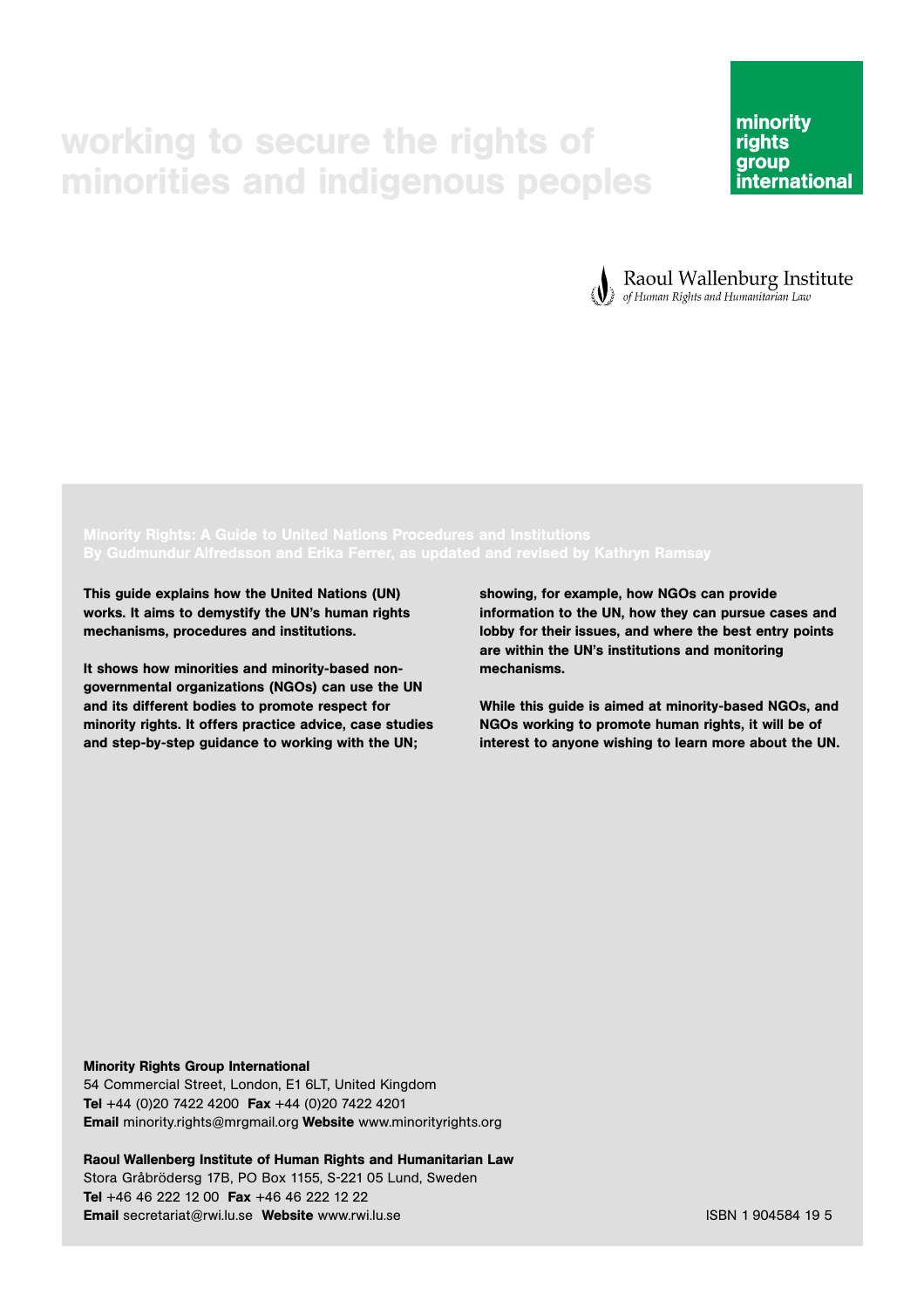# working to secure the rights of minorities and indigenous peoples

minority rights group international

Raoul Wallenburg Institute
*of Human Rights and Humanitarian Law*

**Minority Rights: A Guide to United Nations Procedures and Institutions**
**By Gudmundur Alfredsson and Erika Ferrer, as updated and revised by Kathryn Ramsay**

**This guide explains how the United Nations (UN) works. It aims to demystify the UN's human rights mechanisms, procedures and institutions.**

**It shows how minorities and minority-based non-governmental organizations (NGOs) can use the UN and its different bodies to promote respect for minority rights. It offers practice advice, case studies and step-by-step guidance to working with the UN; showing, for example, how NGOs can provide information to the UN, how they can pursue cases and lobby for their issues, and where the best entry points are within the UN's institutions and monitoring mechanisms.**

**While this guide is aimed at minority-based NGOs, and NGOs working to promote human rights, it will be of interest to anyone wishing to learn more about the UN.**

**Minority Rights Group International**
54 Commercial Street, London, E1 6LT, United Kingdom
**Tel** +44 (0)20 7422 4200 **Fax** +44 (0)20 7422 4201
**Email** minority.rights@mrgmail.org **Website** www.minorityrights.org

**Raoul Wallenberg Institute of Human Rights and Humanitarian Law**
Stora Gråbrödersg 17B, PO Box 1155, S-221 05 Lund, Sweden
**Tel** +46 46 222 12 00 **Fax** +46 46 222 12 22
**Email** secretariat@rwi.lu.se **Website** www.rwi.lu.se

ISBN 1 904584 19 5